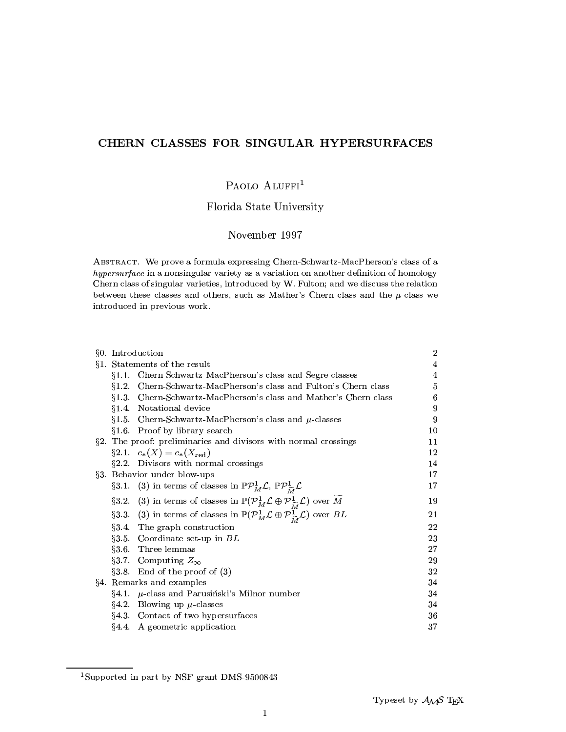# CHERN CLASSES FOR SINGULAR HYPERSURFACES

Paolo Aluffi[1]

Florida State University

November 1997

Abstract. We prove a formula expressing Chern-Schwartz-MacPherson's class of a *hypersurface* in a nonsingular variety as a variation on another definition of homology Chern class of singular varieties, introduced by W. Fulton; and we discuss the relation between these classes and others, such as Mather's Chern class and the $\mu$-class we introduced in previous work.

| | |
|---|---|
| §0. Introduction | 2 |
| §1. Statements of the result | 4 |
| §1.1. Chern-Schwartz-MacPherson's class and Segre classes | 4 |
| §1.2. Chern-Schwartz-MacPherson's class and Fulton's Chern class | 5 |
| §1.3. Chern-Schwartz-MacPherson's class and Mather's Chern class | 6 |
| §1.4. Notational device | 9 |
| §1.5. Chern-Schwartz-MacPherson's class and $\mu$-classes | 9 |
| §1.6. Proof by library search | 10 |
| §2. The proof: preliminaries and divisors with normal crossings | 11 |
| §2.1. $c_*(X) = c_*(X_{\text{red}})$ | 12 |
| §2.2. Divisors with normal crossings | 14 |
| §3. Behavior under blow-ups | 17 |
| §3.1. (3) in terms of classes in $\mathbb{P}\mathcal{P}^1_M\mathcal{L}$, $\mathbb{P}\mathcal{P}^1_{\widetilde{M}}\mathcal{L}$ | 17 |
| §3.2. (3) in terms of classes in $\mathbb{P}(\mathcal{P}^1_M\mathcal{L} \oplus \mathcal{P}^1_{\widetilde{M}}\mathcal{L})$ over $\widetilde{M}$ | 19 |
| §3.3. (3) in terms of classes in $\mathbb{P}(\mathcal{P}^1_M\mathcal{L} \oplus \mathcal{P}^1_{\widetilde{M}}\mathcal{L})$ over $BL$ | 21 |
| §3.4. The graph construction | 22 |
| §3.5. Coordinate set-up in $BL$ | 23 |
| §3.6. Three lemmas | 27 |
| §3.7. Computing $Z_\infty$ | 29 |
| §3.8. End of the proof of (3) | 32 |
| §4. Remarks and examples | 34 |
| §4.1. $\mu$-class and Parusiński's Milnor number | 34 |
| §4.2. Blowing up $\mu$-classes | 34 |
| §4.3. Contact of two hypersurfaces | 36 |
| §4.4. A geometric application | 37 |

[1] Supported in part by NSF grant DMS-9500843

Typeset by $\mathcal{A}\mathcal{M}\mathcal{S}$-TEX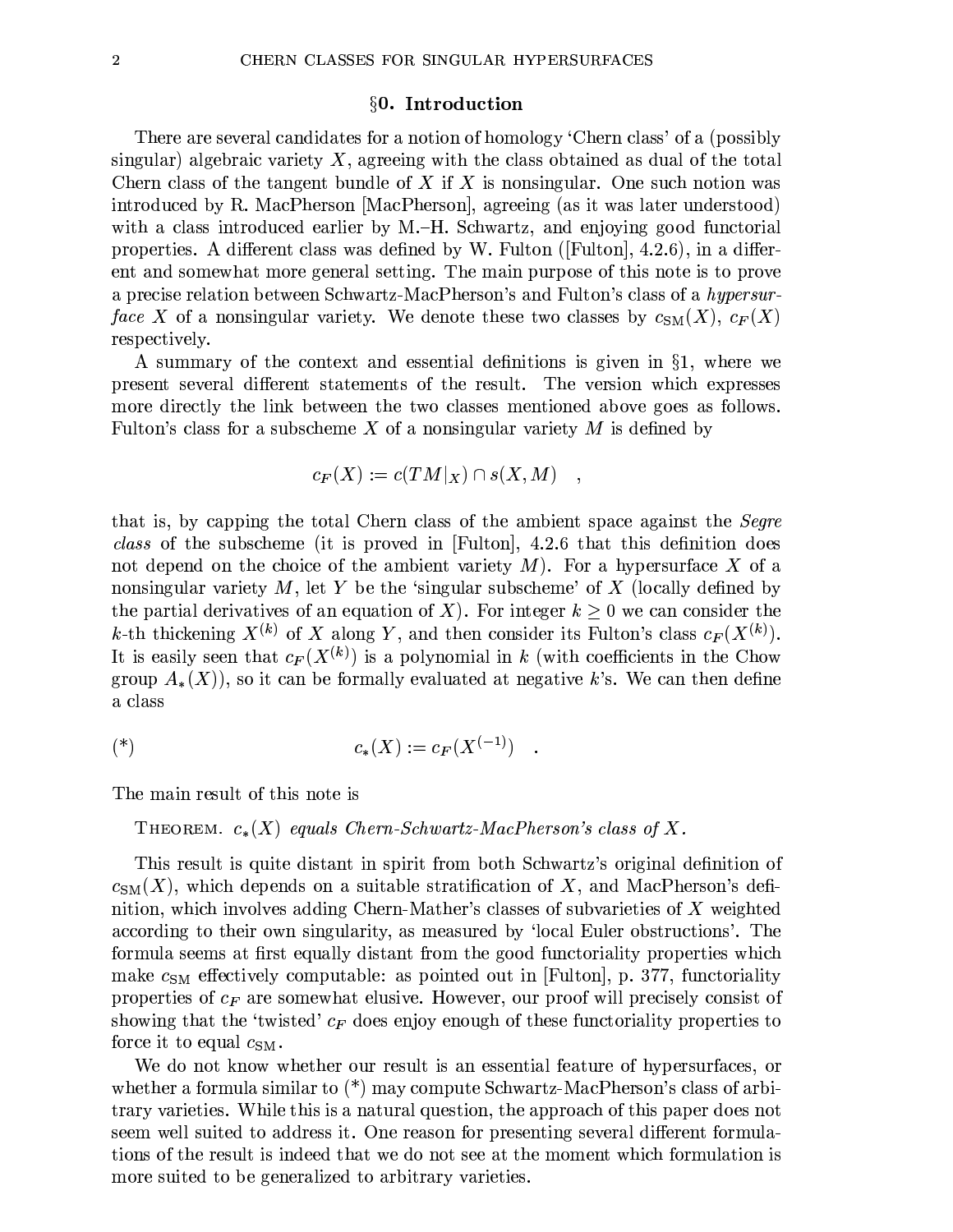## §0. Introduction

There are several candidates for a notion of homology 'Chern class' of a (possibly singular) algebraic variety $X$, agreeing with the class obtained as dual of the total Chern class of the tangent bundle of $X$ if $X$ is nonsingular. One such notion was introduced by R. MacPherson [MacPherson], agreeing (as it was later understood) with a class introduced earlier by M.–H. Schwartz, and enjoying good functorial properties. A different class was defined by W. Fulton ([Fulton], 4.2.6), in a different and somewhat more general setting. The main purpose of this note is to prove a precise relation between Schwartz-MacPherson's and Fulton's class of a *hypersurface* $X$ of a nonsingular variety. We denote these two classes by $c_{\text{SM}}(X)$, $c_F(X)$ respectively.

A summary of the context and essential definitions is given in §1, where we present several different statements of the result. The version which expresses more directly the link between the two classes mentioned above goes as follows. Fulton's class for a subscheme $X$ of a nonsingular variety $M$ is defined by

$$c_F(X) := c(TM|_X) \cap s(X, M) \quad ,$$

that is, by capping the total Chern class of the ambient space against the *Segre class* of the subscheme (it is proved in [Fulton], 4.2.6 that this definition does not depend on the choice of the ambient variety $M$). For a hypersurface $X$ of a nonsingular variety $M$, let $Y$ be the 'singular subscheme' of $X$ (locally defined by the partial derivatives of an equation of $X$). For integer $k \geq 0$ we can consider the $k$-th thickening $X^{(k)}$ of $X$ along $Y$, and then consider its Fulton's class $c_F(X^{(k)})$. It is easily seen that $c_F(X^{(k)})$ is a polynomial in $k$ (with coefficients in the Chow group $A_*(X)$), so it can be formally evaluated at negative $k$'s. We can then define a class

$$(*) \qquad\qquad c_*(X) := c_F(X^{(-1)}) \quad .$$

The main result of this note is

THEOREM. *$c_*(X)$ equals Chern-Schwartz-MacPherson's class of $X$.*

This result is quite distant in spirit from both Schwartz's original definition of $c_{\text{SM}}(X)$, which depends on a suitable stratification of $X$, and MacPherson's definition, which involves adding Chern-Mather's classes of subvarieties of $X$ weighted according to their own singularity, as measured by 'local Euler obstructions'. The formula seems at first equally distant from the good functoriality properties which make $c_{\text{SM}}$ effectively computable: as pointed out in [Fulton], p. 377, functoriality properties of $c_F$ are somewhat elusive. However, our proof will precisely consist of showing that the 'twisted' $c_F$ does enjoy enough of these functoriality properties to force it to equal $c_{\text{SM}}$.

We do not know whether our result is an essential feature of hypersurfaces, or whether a formula similar to (*) may compute Schwartz-MacPherson's class of arbitrary varieties. While this is a natural question, the approach of this paper does not seem well suited to address it. One reason for presenting several different formulations of the result is indeed that we do not see at the moment which formulation is more suited to be generalized to arbitrary varieties.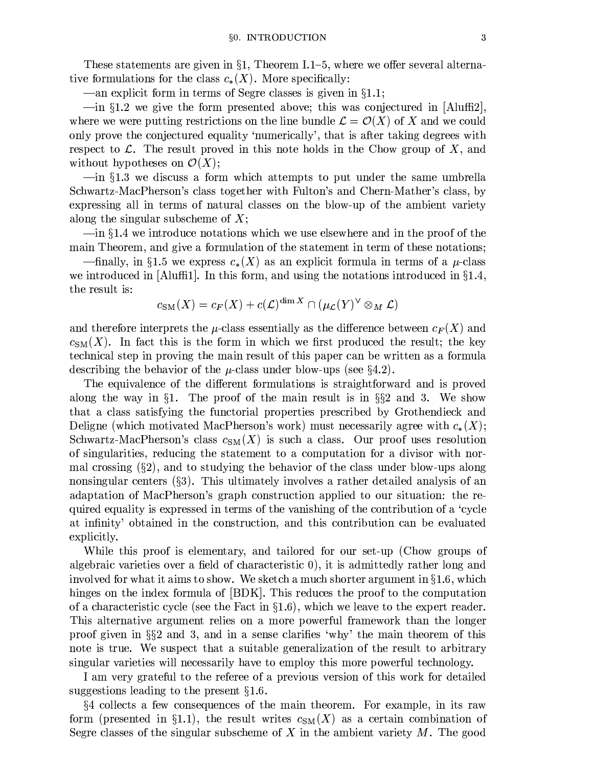These statements are given in §1, Theorem I.1–5, where we offer several alternative formulations for the class $c_*(X)$. More specifically:

—an explicit form in terms of Segre classes is given in §1.1;

—in §1.2 we give the form presented above; this was conjectured in [Aluffi2], where we were putting restrictions on the line bundle $\mathcal{L} = \mathcal{O}(X)$ of $X$ and we could only prove the conjectured equality 'numerically', that is after taking degrees with respect to $\mathcal{L}$. The result proved in this note holds in the Chow group of $X$, and without hypotheses on $\mathcal{O}(X)$;

—in §1.3 we discuss a form which attempts to put under the same umbrella Schwartz-MacPherson's class together with Fulton's and Chern-Mather's class, by expressing all in terms of natural classes on the blow-up of the ambient variety along the singular subscheme of $X$;

—in §1.4 we introduce notations which we use elsewhere and in the proof of the main Theorem, and give a formulation of the statement in term of these notations;

—finally, in §1.5 we express $c_*(X)$ as an explicit formula in terms of a $\mu$-class we introduced in [Aluffi1]. In this form, and using the notations introduced in §1.4, the result is:

$$c_{\mathrm{SM}}(X) = c_F(X) + c(\mathcal{L})^{\dim X} \cap (\mu_{\mathcal{L}}(Y)^\vee \otimes_M \mathcal{L})$$

and therefore interprets the $\mu$-class essentially as the difference between $c_F(X)$ and $c_{\mathrm{SM}}(X)$. In fact this is the form in which we first produced the result; the key technical step in proving the main result of this paper can be written as a formula describing the behavior of the $\mu$-class under blow-ups (see §4.2).

The equivalence of the different formulations is straightforward and is proved along the way in §1. The proof of the main result is in §§2 and 3. We show that a class satisfying the functorial properties prescribed by Grothendieck and Deligne (which motivated MacPherson's work) must necessarily agree with $c_*(X)$; Schwartz-MacPherson's class $c_{\mathrm{SM}}(X)$ is such a class. Our proof uses resolution of singularities, reducing the statement to a computation for a divisor with normal crossing (§2), and to studying the behavior of the class under blow-ups along nonsingular centers (§3). This ultimately involves a rather detailed analysis of an adaptation of MacPherson's graph construction applied to our situation: the required equality is expressed in terms of the vanishing of the contribution of a 'cycle at infinity' obtained in the construction, and this contribution can be evaluated explicitly.

While this proof is elementary, and tailored for our set-up (Chow groups of algebraic varieties over a field of characteristic 0), it is admittedly rather long and involved for what it aims to show. We sketch a much shorter argument in §1.6, which hinges on the index formula of [BDK]. This reduces the proof to the computation of a characteristic cycle (see the Fact in §1.6), which we leave to the expert reader. This alternative argument relies on a more powerful framework than the longer proof given in §§2 and 3, and in a sense clarifies 'why' the main theorem of this note is true. We suspect that a suitable generalization of the result to arbitrary singular varieties will necessarily have to employ this more powerful technology.

I am very grateful to the referee of a previous version of this work for detailed suggestions leading to the present §1.6.

§4 collects a few consequences of the main theorem. For example, in its raw form (presented in §1.1), the result writes $c_{\mathrm{SM}}(X)$ as a certain combination of Segre classes of the singular subscheme of $X$ in the ambient variety $M$. The good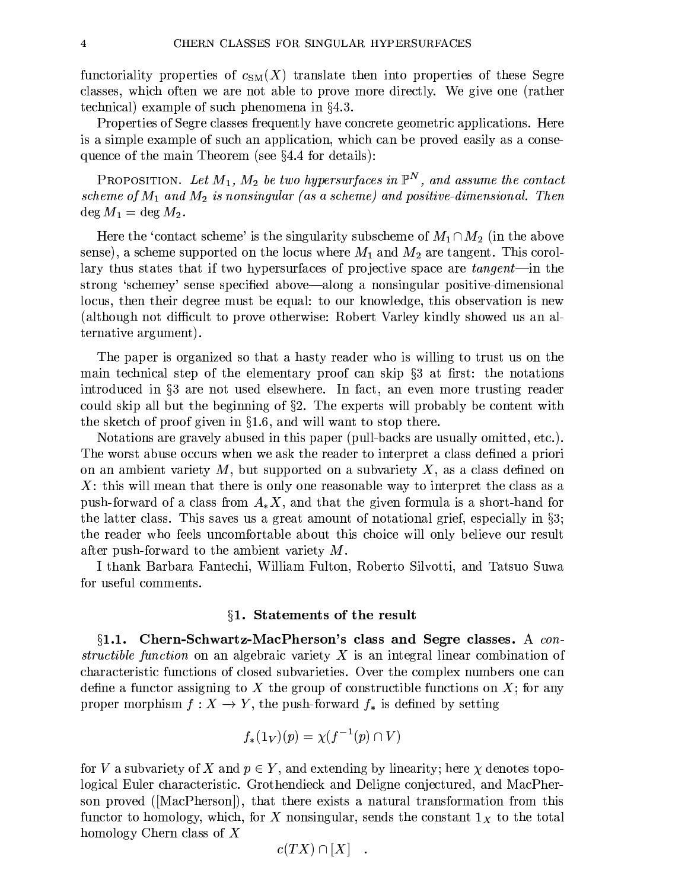functoriality properties of $c_{\rm SM}(X)$ translate then into properties of these Segre classes, which often we are not able to prove more directly. We give one (rather technical) example of such phenomena in §4.3.

Properties of Segre classes frequently have concrete geometric applications. Here is a simple example of such an application, which can be proved easily as a consequence of the main Theorem (see §4.4 for details):

PROPOSITION. *Let $M_1$, $M_2$ be two hypersurfaces in $\mathbb{P}^N$, and assume the contact scheme of $M_1$ and $M_2$ is nonsingular (as a scheme) and positive-dimensional. Then $\deg M_1 = \deg M_2$.*

Here the 'contact scheme' is the singularity subscheme of $M_1 \cap M_2$ (in the above sense), a scheme supported on the locus where $M_1$ and $M_2$ are tangent. This corollary thus states that if two hypersurfaces of projective space are *tangent*—in the strong 'schemey' sense specified above—along a nonsingular positive-dimensional locus, then their degree must be equal: to our knowledge, this observation is new (although not difficult to prove otherwise: Robert Varley kindly showed us an alternative argument).

The paper is organized so that a hasty reader who is willing to trust us on the main technical step of the elementary proof can skip §3 at first: the notations introduced in §3 are not used elsewhere. In fact, an even more trusting reader could skip all but the beginning of §2. The experts will probably be content with the sketch of proof given in §1.6, and will want to stop there.

Notations are gravely abused in this paper (pull-backs are usually omitted, etc.). The worst abuse occurs when we ask the reader to interpret a class defined a priori on an ambient variety $M$, but supported on a subvariety $X$, as a class defined on $X$: this will mean that there is only one reasonable way to interpret the class as a push-forward of a class from $A_*X$, and that the given formula is a short-hand for the latter class. This saves us a great amount of notational grief, especially in §3; the reader who feels uncomfortable about this choice will only believe our result after push-forward to the ambient variety $M$.

I thank Barbara Fantechi, William Fulton, Roberto Silvotti, and Tatsuo Suwa for useful comments.

## §1. Statements of the result

**§1.1. Chern-Schwartz-MacPherson's class and Segre classes.** A *constructible function* on an algebraic variety $X$ is an integral linear combination of characteristic functions of closed subvarieties. Over the complex numbers one can define a functor assigning to $X$ the group of constructible functions on $X$; for any proper morphism $f : X \to Y$, the push-forward $f_*$ is defined by setting

$$f_*(1_V)(p) = \chi(f^{-1}(p) \cap V)$$

for $V$ a subvariety of $X$ and $p \in Y$, and extending by linearity; here $\chi$ denotes topological Euler characteristic. Grothendieck and Deligne conjectured, and MacPherson proved ([MacPherson]), that there exists a natural transformation from this functor to homology, which, for $X$ nonsingular, sends the constant $1_X$ to the total homology Chern class of $X$

$$c(TX) \cap [X] \quad .$$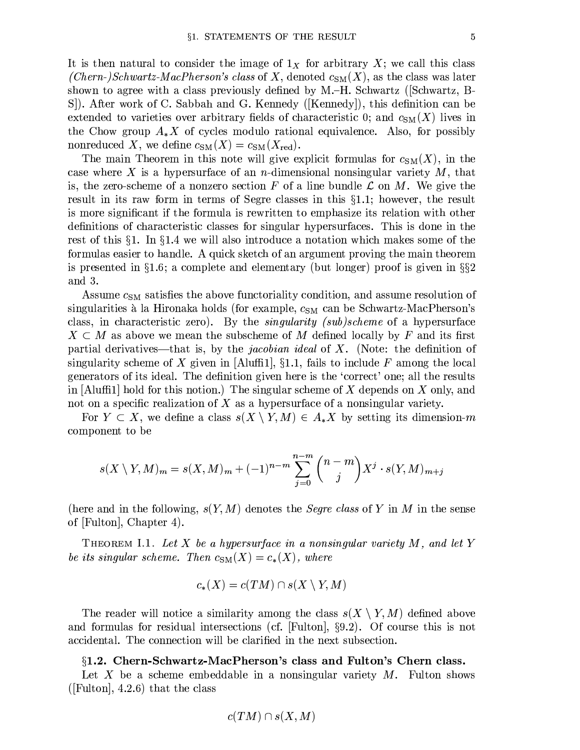It is then natural to consider the image of $1_X$ for arbitrary $X$; we call this class *(Chern-)Schwartz-MacPherson's class* of $X$, denoted $c_{\rm SM}(X)$, as the class was later shown to agree with a class previously defined by M.–H. Schwartz ([Schwartz, B-S]). After work of C. Sabbah and G. Kennedy ([Kennedy]), this definition can be extended to varieties over arbitrary fields of characteristic 0; and $c_{\rm SM}(X)$ lives in the Chow group $A_*X$ of cycles modulo rational equivalence. Also, for possibly nonreduced $X$, we define $c_{\rm SM}(X) = c_{\rm SM}(X_{\rm red})$.

The main Theorem in this note will give explicit formulas for $c_{\rm SM}(X)$, in the case where $X$ is a hypersurface of an $n$-dimensional nonsingular variety $M$, that is, the zero-scheme of a nonzero section $F$ of a line bundle $\mathcal{L}$ on $M$. We give the result in its raw form in terms of Segre classes in this §1.1; however, the result is more significant if the formula is rewritten to emphasize its relation with other definitions of characteristic classes for singular hypersurfaces. This is done in the rest of this §1. In §1.4 we will also introduce a notation which makes some of the formulas easier to handle. A quick sketch of an argument proving the main theorem is presented in §1.6; a complete and elementary (but longer) proof is given in §§2 and 3.

Assume $c_{\rm SM}$ satisfies the above functoriality condition, and assume resolution of singularities à la Hironaka holds (for example, $c_{\rm SM}$ can be Schwartz-MacPherson's class, in characteristic zero). By the *singularity (sub)scheme* of a hypersurface $X \subset M$ as above we mean the subscheme of $M$ defined locally by $F$ and its first partial derivatives—that is, by the *jacobian ideal* of $X$. (Note: the definition of singularity scheme of $X$ given in [Aluffi1], §1.1, fails to include $F$ among the local generators of its ideal. The definition given here is the 'correct' one; all the results in [Aluffi1] hold for this notion.) The singular scheme of $X$ depends on $X$ only, and not on a specific realization of $X$ as a hypersurface of a nonsingular variety.

For $Y \subset X$, we define a class $s(X \setminus Y, M) \in A_*X$ by setting its dimension-$m$ component to be

$$s(X \setminus Y, M)_m = s(X, M)_m + (-1)^{n-m} \sum_{j=0}^{n-m} \binom{n-m}{j} X^j \cdot s(Y, M)_{m+j}$$

(here and in the following, $s(Y, M)$ denotes the *Segre class* of $Y$ in $M$ in the sense of [Fulton], Chapter 4).

Theorem I.1. *Let $X$ be a hypersurface in a nonsingular variety $M$, and let $Y$ be its singular scheme. Then $c_{\rm SM}(X) = c_*(X)$, where*

$$c_*(X) = c(TM) \cap s(X \setminus Y, M)$$

The reader will notice a similarity among the class $s(X \setminus Y, M)$ defined above and formulas for residual intersections (cf. [Fulton], §9.2). Of course this is not accidental. The connection will be clarified in the next subsection.

### §1.2. Chern-Schwartz-MacPherson's class and Fulton's Chern class.

Let $X$ be a scheme embeddable in a nonsingular variety $M$. Fulton shows ([Fulton], 4.2.6) that the class

$$c(TM) \cap s(X, M)$$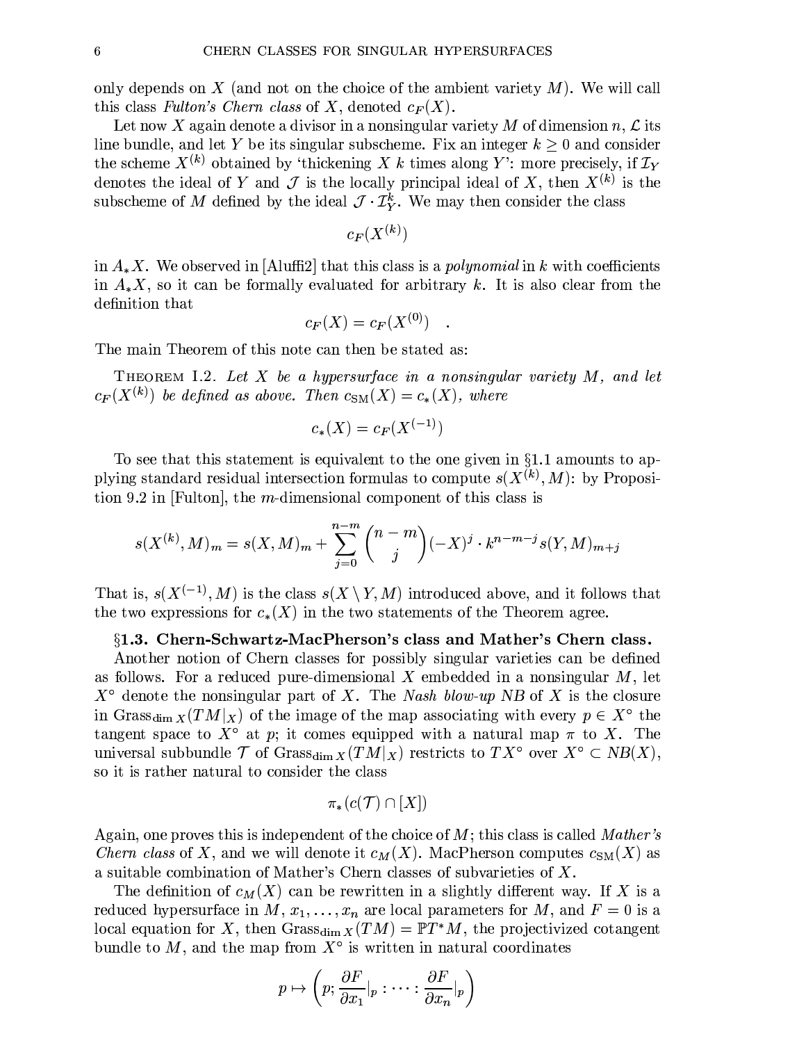only depends on $X$ (and not on the choice of the ambient variety $M$). We will call this class *Fulton's Chern class* of $X$, denoted $c_F(X)$.

Let now $X$ again denote a divisor in a nonsingular variety $M$ of dimension $n$, $\mathcal{L}$ its line bundle, and let $Y$ be its singular subscheme. Fix an integer $k \geq 0$ and consider the scheme $X^{(k)}$ obtained by 'thickening $X$ $k$ times along $Y$': more precisely, if $\mathcal{I}_Y$ denotes the ideal of $Y$ and $\mathcal{J}$ is the locally principal ideal of $X$, then $X^{(k)}$ is the subscheme of $M$ defined by the ideal $\mathcal{J} \cdot \mathcal{I}_Y^k$. We may then consider the class

$$c_F(X^{(k)})$$

in $A_*X$. We observed in [Aluffi2] that this class is a *polynomial* in $k$ with coefficients in $A_*X$, so it can be formally evaluated for arbitrary $k$. It is also clear from the definition that

$$c_F(X) = c_F(X^{(0)}) \quad .$$

The main Theorem of this note can then be stated as:

THEOREM I.2. *Let $X$ be a hypersurface in a nonsingular variety $M$, and let $c_F(X^{(k)})$ be defined as above. Then $c_{\mathrm{SM}}(X) = c_*(X)$, where*

$$c_*(X) = c_F(X^{(-1)})$$

To see that this statement is equivalent to the one given in §1.1 amounts to applying standard residual intersection formulas to compute $s(X^{(k)}, M)$: by Proposition 9.2 in [Fulton], the $m$-dimensional component of this class is

$$s(X^{(k)}, M)_m = s(X, M)_m + \sum_{j=0}^{n-m} \binom{n-m}{j} (-X)^j \cdot k^{n-m-j} s(Y, M)_{m+j}$$

That is, $s(X^{(-1)}, M)$ is the class $s(X \setminus Y, M)$ introduced above, and it follows that the two expressions for $c_*(X)$ in the two statements of the Theorem agree.

### §1.3. Chern-Schwartz-MacPherson's class and Mather's Chern class.

Another notion of Chern classes for possibly singular varieties can be defined as follows. For a reduced pure-dimensional $X$ embedded in a nonsingular $M$, let $X^\circ$ denote the nonsingular part of $X$. The *Nash blow-up* $NB$ of $X$ is the closure in $\mathrm{Grass}_{\dim X}(TM|_X)$ of the image of the map associating with every $p \in X^\circ$ the tangent space to $X^\circ$ at $p$; it comes equipped with a natural map $\pi$ to $X$. The universal subbundle $\mathcal{T}$ of $\mathrm{Grass}_{\dim X}(TM|_X)$ restricts to $TX^\circ$ over $X^\circ \subset NB(X)$, so it is rather natural to consider the class

$$\pi_*(c(\mathcal{T}) \cap [X])$$

Again, one proves this is independent of the choice of $M$; this class is called *Mather's Chern class* of $X$, and we will denote it $c_M(X)$. MacPherson computes $c_{\mathrm{SM}}(X)$ as a suitable combination of Mather's Chern classes of subvarieties of $X$.

The definition of $c_M(X)$ can be rewritten in a slightly different way. If $X$ is a reduced hypersurface in $M$, $x_1, \dots, x_n$ are local parameters for $M$, and $F = 0$ is a local equation for $X$, then $\mathrm{Grass}_{\dim X}(TM) = \mathbb{P}T^*M$, the projectivized cotangent bundle to $M$, and the map from $X^\circ$ is written in natural coordinates

$$p \mapsto \left(p; \frac{\partial F}{\partial x_1}|_p : \dots : \frac{\partial F}{\partial x_n}|_p\right)$$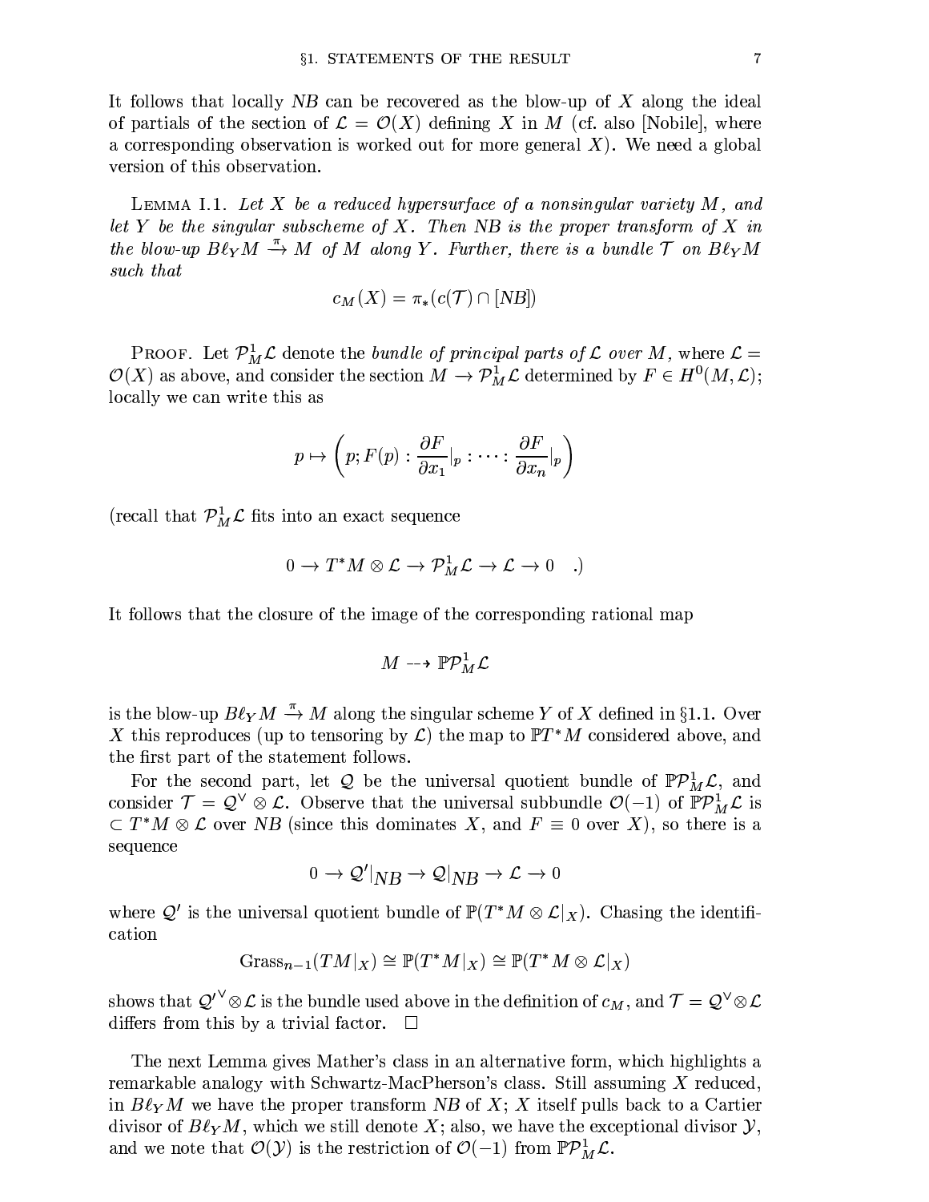It follows that locally $NB$ can be recovered as the blow-up of $X$ along the ideal of partials of the section of $\mathcal{L} = \mathcal{O}(X)$ defining $X$ in $M$ (cf. also [Nobile], where a corresponding observation is worked out for more general $X$). We need a global version of this observation.

LEMMA I.1. *Let $X$ be a reduced hypersurface of a nonsingular variety $M$, and let $Y$ be the singular subscheme of $X$. Then $NB$ is the proper transform of $X$ in the blow-up $B\ell_Y M \xrightarrow{\pi} M$ of $M$ along $Y$. Further, there is a bundle $\mathcal{T}$ on $B\ell_Y M$ such that*

$$c_M(X) = \pi_*(c(\mathcal{T}) \cap [NB])$$

PROOF. Let $\mathcal{P}^1_M\mathcal{L}$ denote the *bundle of principal parts of $\mathcal{L}$ over $M$*, where $\mathcal{L} = \mathcal{O}(X)$ as above, and consider the section $M \to \mathcal{P}^1_M\mathcal{L}$ determined by $F \in H^0(M, \mathcal{L})$; locally we can write this as

$$p \mapsto \left(p; F(p) : \frac{\partial F}{\partial x_1}|_p : \cdots : \frac{\partial F}{\partial x_n}|_p\right)$$

(recall that $\mathcal{P}^1_M\mathcal{L}$ fits into an exact sequence

$$0 \to T^*M \otimes \mathcal{L} \to \mathcal{P}^1_M\mathcal{L} \to \mathcal{L} \to 0 \quad .)$$

It follows that the closure of the image of the corresponding rational map

$$M \dashrightarrow \mathbb{P}\mathcal{P}^1_M\mathcal{L}$$

is the blow-up $B\ell_Y M \xrightarrow{\pi} M$ along the singular scheme $Y$ of $X$ defined in §1.1. Over $X$ this reproduces (up to tensoring by $\mathcal{L}$) the map to $\mathbb{P}T^*M$ considered above, and the first part of the statement follows.

For the second part, let $\mathcal{Q}$ be the universal quotient bundle of $\mathbb{P}\mathcal{P}^1_M\mathcal{L}$, and consider $\mathcal{T} = \mathcal{Q}^\vee \otimes \mathcal{L}$. Observe that the universal subbundle $\mathcal{O}(-1)$ of $\mathbb{P}\mathcal{P}^1_M\mathcal{L}$ is $\subset T^*M \otimes \mathcal{L}$ over $NB$ (since this dominates $X$, and $F \equiv 0$ over $X$), so there is a sequence

$$0 \to \mathcal{Q}'|_{NB} \to \mathcal{Q}|_{NB} \to \mathcal{L} \to 0$$

where $\mathcal{Q}'$ is the universal quotient bundle of $\mathbb{P}(T^*M \otimes \mathcal{L}|_X)$. Chasing the identification

$$\mathrm{Grass}_{n-1}(TM|_X) \cong \mathbb{P}(T^*M|_X) \cong \mathbb{P}(T^*M \otimes \mathcal{L}|_X)$$

shows that $\mathcal{Q}'^\vee \otimes \mathcal{L}$ is the bundle used above in the definition of $c_M$, and $\mathcal{T} = \mathcal{Q}^\vee \otimes \mathcal{L}$ differs from this by a trivial factor. □

The next Lemma gives Mather's class in an alternative form, which highlights a remarkable analogy with Schwartz-MacPherson's class. Still assuming $X$ reduced, in $B\ell_Y M$ we have the proper transform $NB$ of $X$; $X$ itself pulls back to a Cartier divisor of $B\ell_Y M$, which we still denote $X$; also, we have the exceptional divisor $\mathcal{Y}$, and we note that $\mathcal{O}(\mathcal{Y})$ is the restriction of $\mathcal{O}(-1)$ from $\mathbb{P}\mathcal{P}^1_M\mathcal{L}$.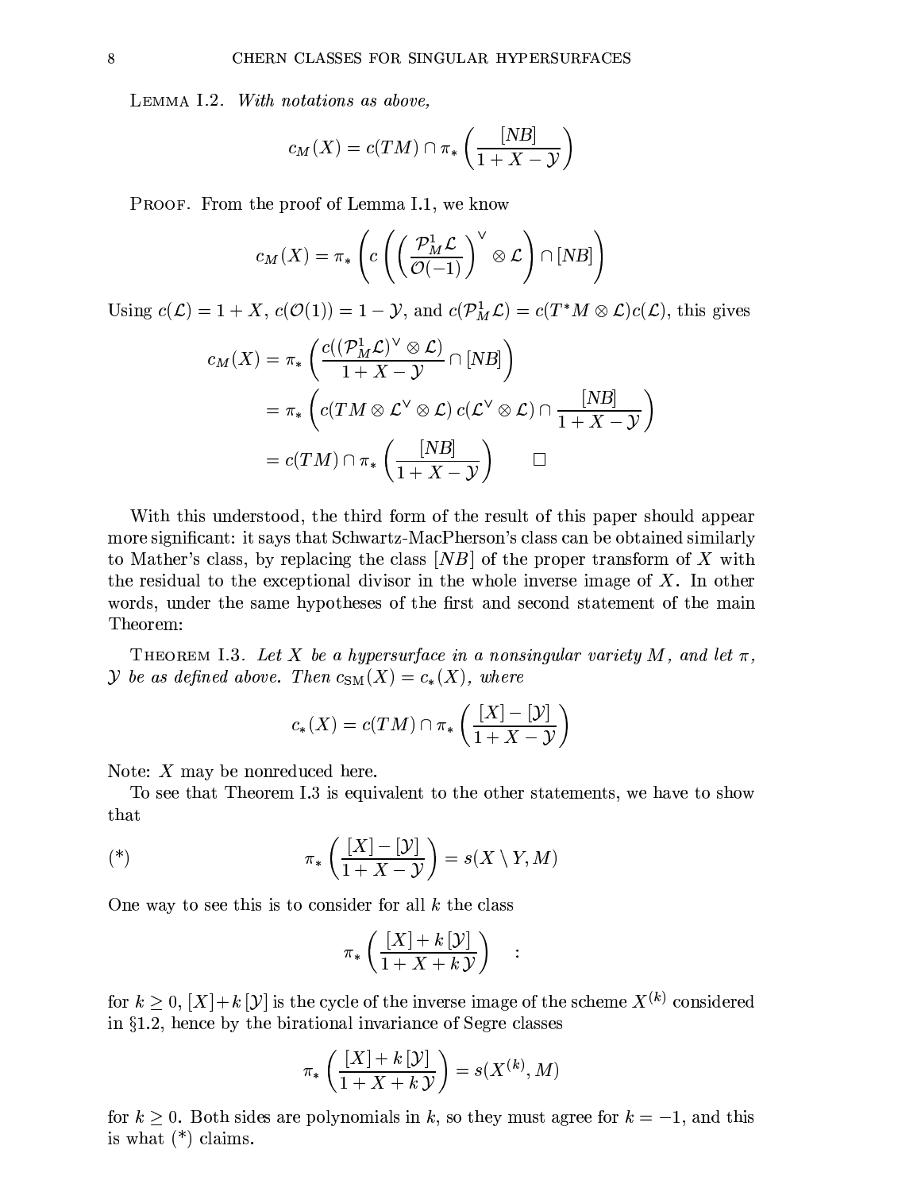Lemma I.2. *With notations as above,*

$$c_M(X) = c(TM) \cap \pi_* \left( \frac{[NB]}{1 + X - \mathcal{Y}} \right)$$

Proof. From the proof of Lemma I.1, we know

$$c_M(X) = \pi_* \left( c \left( \left( \frac{\mathcal{P}^1_M \mathcal{L}}{\mathcal{O}(-1)} \right)^\vee \otimes \mathcal{L} \right) \cap [NB] \right)$$

Using $c(\mathcal{L}) = 1 + X$, $c(\mathcal{O}(1)) = 1 - \mathcal{Y}$, and $c(\mathcal{P}^1_M \mathcal{L}) = c(T^*M \otimes \mathcal{L}) c(\mathcal{L})$, this gives

$$\begin{aligned}
c_M(X) &= \pi_* \left( \frac{c((\mathcal{P}^1_M \mathcal{L})^\vee \otimes \mathcal{L})}{1 + X - \mathcal{Y}} \cap [NB] \right) \\
&= \pi_* \left( c(TM \otimes \mathcal{L}^\vee \otimes \mathcal{L}) \, c(\mathcal{L}^\vee \otimes \mathcal{L}) \cap \frac{[NB]}{1 + X - \mathcal{Y}} \right) \\
&= c(TM) \cap \pi_* \left( \frac{[NB]}{1 + X - \mathcal{Y}} \right) \qquad \square
\end{aligned}$$

With this understood, the third form of the result of this paper should appear more significant: it says that Schwartz-MacPherson's class can be obtained similarly to Mather's class, by replacing the class $[NB]$ of the proper transform of $X$ with the residual to the exceptional divisor in the whole inverse image of $X$. In other words, under the same hypotheses of the first and second statement of the main Theorem:

Theorem I.3. *Let $X$ be a hypersurface in a nonsingular variety $M$, and let $\pi$, $\mathcal{Y}$ be as defined above. Then $c_{\rm SM}(X) = c_*(X)$, where*

$$c_*(X) = c(TM) \cap \pi_* \left( \frac{[X] - [\mathcal{Y}]}{1 + X - \mathcal{Y}} \right)$$

Note: $X$ may be nonreduced here.

To see that Theorem I.3 is equivalent to the other statements, we have to show that

$$(*) \qquad \pi_* \left( \frac{[X] - [\mathcal{Y}]}{1 + X - \mathcal{Y}} \right) = s(X \setminus Y, M)$$

One way to see this is to consider for all $k$ the class

$$\pi_* \left( \frac{[X] + k \, [\mathcal{Y}]}{1 + X + k \, \mathcal{Y}} \right) \quad :$$

for $k \geq 0$, $[X] + k \, [\mathcal{Y}]$ is the cycle of the inverse image of the scheme $X^{(k)}$ considered in §1.2, hence by the birational invariance of Segre classes

$$\pi_* \left( \frac{[X] + k \, [\mathcal{Y}]}{1 + X + k \, \mathcal{Y}} \right) = s(X^{(k)}, M)$$

for $k \geq 0$. Both sides are polynomials in $k$, so they must agree for $k = -1$, and this is what (*) claims.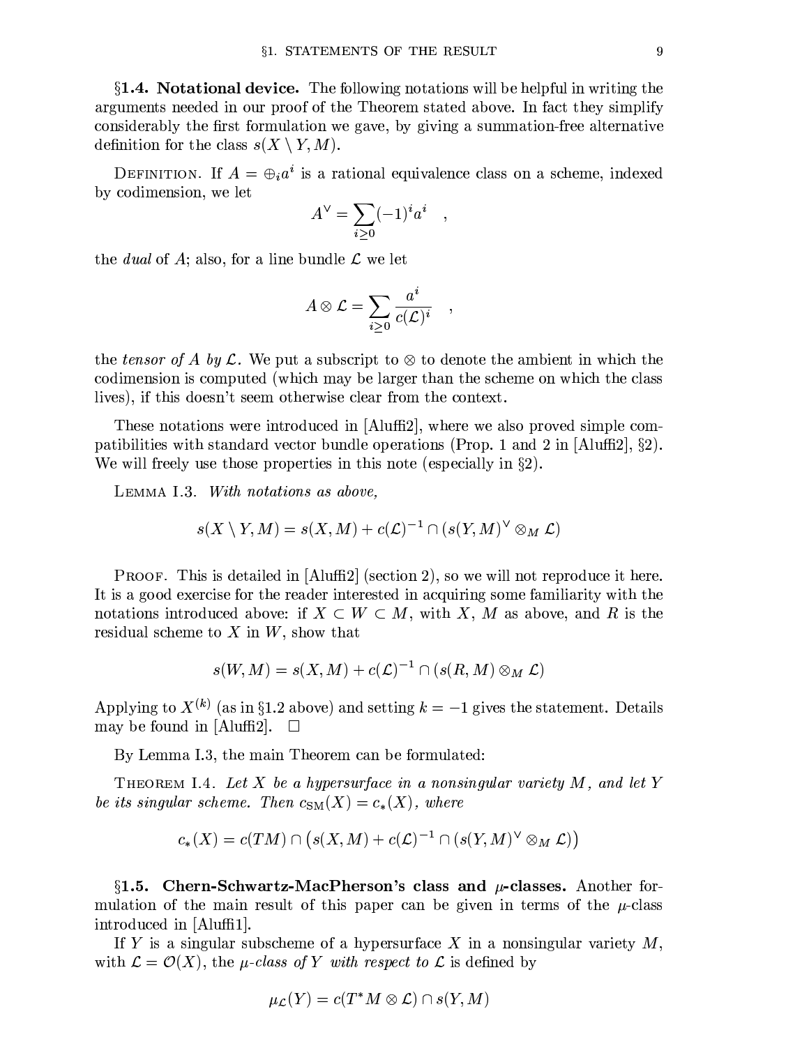**§1.4. Notational device.** The following notations will be helpful in writing the arguments needed in our proof of the Theorem stated above. In fact they simplify considerably the first formulation we gave, by giving a summation-free alternative definition for the class $s(X \setminus Y, M)$.

DEFINITION. If $A = \oplus_i a^i$ is a rational equivalence class on a scheme, indexed by codimension, we let

$$A^\vee = \sum_{i \geq 0} (-1)^i a^i \quad ,$$

the *dual* of $A$; also, for a line bundle $\mathcal{L}$ we let

$$A \otimes \mathcal{L} = \sum_{i \geq 0} \frac{a^i}{c(\mathcal{L})^i} \quad ,$$

the *tensor of $A$ by $\mathcal{L}$*. We put a subscript to $\otimes$ to denote the ambient in which the codimension is computed (which may be larger than the scheme on which the class lives), if this doesn't seem otherwise clear from the context.

These notations were introduced in [Aluffi2], where we also proved simple compatibilities with standard vector bundle operations (Prop. 1 and 2 in [Aluffi2], §2). We will freely use those properties in this note (especially in §2).

LEMMA I.3. *With notations as above,*

$$s(X \setminus Y, M) = s(X, M) + c(\mathcal{L})^{-1} \cap (s(Y, M)^\vee \otimes_M \mathcal{L})$$

PROOF. This is detailed in [Aluffi2] (section 2), so we will not reproduce it here. It is a good exercise for the reader interested in acquiring some familiarity with the notations introduced above: if $X \subset W \subset M$, with $X$, $M$ as above, and $R$ is the residual scheme to $X$ in $W$, show that

$$s(W, M) = s(X, M) + c(\mathcal{L})^{-1} \cap (s(R, M) \otimes_M \mathcal{L})$$

Applying to $X^{(k)}$ (as in §1.2 above) and setting $k = -1$ gives the statement. Details may be found in [Aluffi2]. $\square$

By Lemma I.3, the main Theorem can be formulated:

THEOREM I.4. *Let $X$ be a hypersurface in a nonsingular variety $M$, and let $Y$ be its singular scheme. Then $c_{\mathrm{SM}}(X) = c_*(X)$, where*

$$c_*(X) = c(TM) \cap \left(s(X, M) + c(\mathcal{L})^{-1} \cap (s(Y, M)^\vee \otimes_M \mathcal{L})\right)$$

**§1.5. Chern-Schwartz-MacPherson's class and $\mu$-classes.** Another formulation of the main result of this paper can be given in terms of the $\mu$-class introduced in [Aluffi1].

If $Y$ is a singular subscheme of a hypersurface $X$ in a nonsingular variety $M$, with $\mathcal{L} = \mathcal{O}(X)$, the *$\mu$-class of $Y$ with respect to $\mathcal{L}$* is defined by

$$\mu_{\mathcal{L}}(Y) = c(T^*M \otimes \mathcal{L}) \cap s(Y, M)$$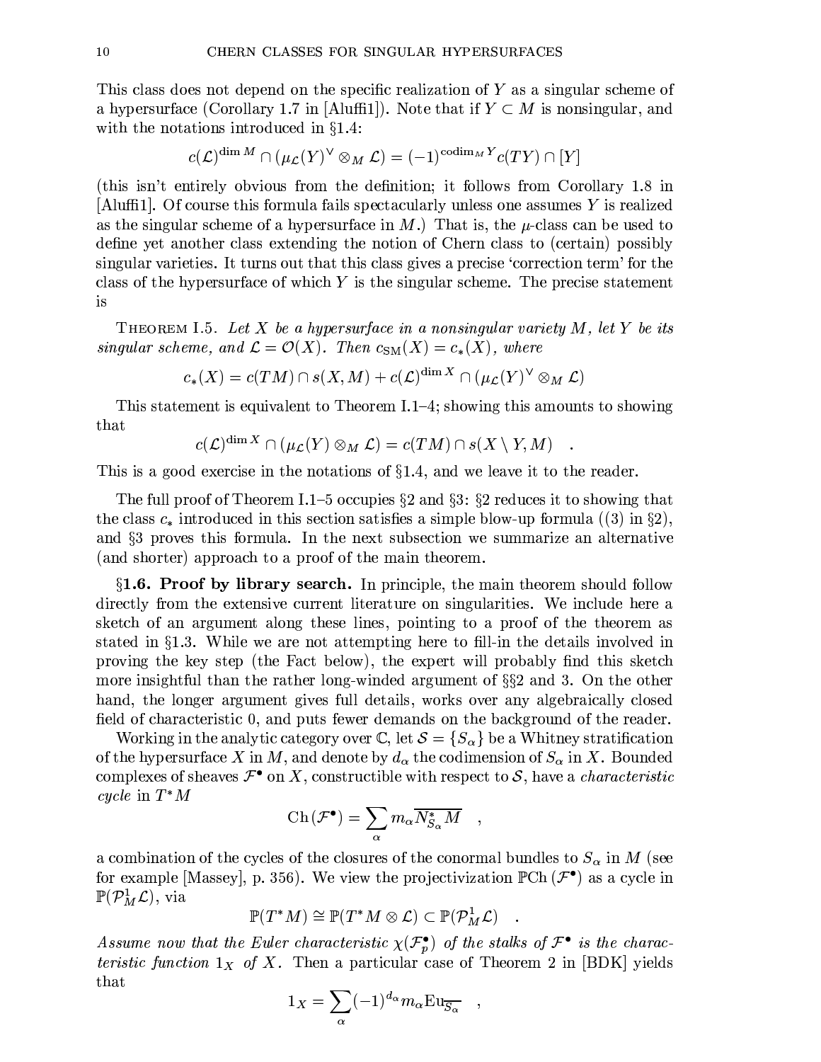This class does not depend on the specific realization of $Y$ as a singular scheme of a hypersurface (Corollary 1.7 in [Aluffi1]). Note that if $Y \subset M$ is nonsingular, and with the notations introduced in §1.4:

$$c(\mathcal{L})^{\dim M} \cap (\mu_{\mathcal{L}}(Y)^\vee \otimes_M \mathcal{L}) = (-1)^{\operatorname{codim}_M Y} c(TY) \cap [Y]$$

(this isn't entirely obvious from the definition; it follows from Corollary 1.8 in [Aluffi1]. Of course this formula fails spectacularly unless one assumes $Y$ is realized as the singular scheme of a hypersurface in $M$.) That is, the $\mu$-class can be used to define yet another class extending the notion of Chern class to (certain) possibly singular varieties. It turns out that this class gives a precise 'correction term' for the class of the hypersurface of which $Y$ is the singular scheme. The precise statement is

Theorem I.5. *Let $X$ be a hypersurface in a nonsingular variety $M$, let $Y$ be its singular scheme, and $\mathcal{L} = \mathcal{O}(X)$. Then $c_{\mathrm{SM}}(X) = c_*(X)$, where*

$$c_*(X) = c(TM) \cap s(X, M) + c(\mathcal{L})^{\dim X} \cap (\mu_{\mathcal{L}}(Y)^\vee \otimes_M \mathcal{L})$$

This statement is equivalent to Theorem I.1–4; showing this amounts to showing that

$$c(\mathcal{L})^{\dim X} \cap (\mu_{\mathcal{L}}(Y) \otimes_M \mathcal{L}) = c(TM) \cap s(X \setminus Y, M) \quad .$$

This is a good exercise in the notations of §1.4, and we leave it to the reader.

The full proof of Theorem I.1–5 occupies §2 and §3: §2 reduces it to showing that the class $c_*$ introduced in this section satisfies a simple blow-up formula ((3) in §2), and §3 proves this formula. In the next subsection we summarize an alternative (and shorter) approach to a proof of the main theorem.

**§1.6. Proof by library search.** In principle, the main theorem should follow directly from the extensive current literature on singularities. We include here a sketch of an argument along these lines, pointing to a proof of the theorem as stated in §1.3. While we are not attempting here to fill-in the details involved in proving the key step (the Fact below), the expert will probably find this sketch more insightful than the rather long-winded argument of §§2 and 3. On the other hand, the longer argument gives full details, works over any algebraically closed field of characteristic 0, and puts fewer demands on the background of the reader.

Working in the analytic category over $\mathbb{C}$, let $\mathcal{S} = \{S_\alpha\}$ be a Whitney stratification of the hypersurface $X$ in $M$, and denote by $d_\alpha$ the codimension of $S_\alpha$ in $X$. Bounded complexes of sheaves $\mathcal{F}^\bullet$ on $X$, constructible with respect to $\mathcal{S}$, have a *characteristic cycle* in $T^*M$

$$\mathrm{Ch}(\mathcal{F}^\bullet) = \sum_\alpha m_\alpha \overline{N^*_{S_\alpha} M} \quad ,$$

a combination of the cycles of the closures of the conormal bundles to $S_\alpha$ in $M$ (see for example [Massey], p. 356). We view the projectivization $\mathbb{P}\mathrm{Ch}(\mathcal{F}^\bullet)$ as a cycle in $\mathbb{P}(\mathcal{P}^1_M \mathcal{L})$, via

$$\mathbb{P}(T^*M) \cong \mathbb{P}(T^*M \otimes \mathcal{L}) \subset \mathbb{P}(\mathcal{P}^1_M \mathcal{L}) \quad .$$

*Assume now that the Euler characteristic $\chi(\mathcal{F}^\bullet_p)$ of the stalks of $\mathcal{F}^\bullet$ is the characteristic function $1_X$ of $X$.* Then a particular case of Theorem 2 in [BDK] yields that

$$1_X = \sum_\alpha (-1)^{d_\alpha} m_\alpha \mathrm{Eu}_{\overline{S_\alpha}} \quad ,$$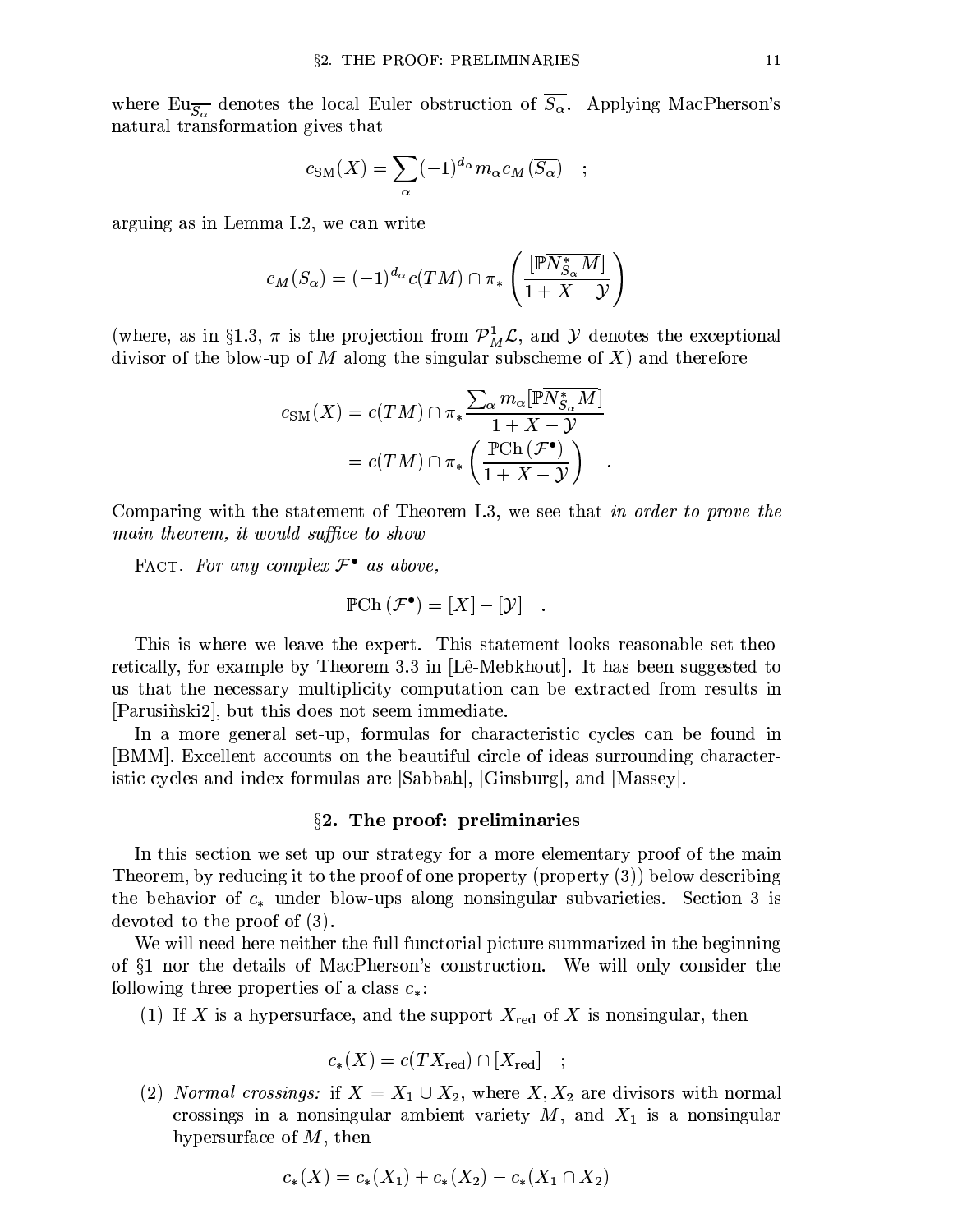where $\mathrm{Eu}_{\overline{S_\alpha}}$ denotes the local Euler obstruction of $\overline{S_\alpha}$. Applying MacPherson's natural transformation gives that

$$c_{\mathrm{SM}}(X) = \sum_\alpha (-1)^{d_\alpha} m_\alpha c_M(\overline{S_\alpha}) \quad ;$$

arguing as in Lemma I.2, we can write

$$c_M(\overline{S_\alpha}) = (-1)^{d_\alpha} c(TM) \cap \pi_* \left( \frac{[\mathbb{P}\overline{N^*_{S_\alpha} M}]}{1 + X - \mathcal{Y}} \right)$$

(where, as in §1.3, $\pi$ is the projection from $\mathcal{P}^1_M \mathcal{L}$, and $\mathcal{Y}$ denotes the exceptional divisor of the blow-up of $M$ along the singular subscheme of $X$) and therefore

$$\begin{aligned} c_{\mathrm{SM}}(X) &= c(TM) \cap \pi_* \frac{\sum_\alpha m_\alpha [\mathbb{P}\overline{N^*_{S_\alpha} M}]}{1 + X - \mathcal{Y}} \\ &= c(TM) \cap \pi_* \left( \frac{\mathbb{P}\mathrm{Ch}\,(\mathcal{F}^\bullet)}{1 + X - \mathcal{Y}} \right) \quad . \end{aligned}$$

Comparing with the statement of Theorem I.3, we see that *in order to prove the main theorem, it would suffice to show*

Fact. *For any complex $\mathcal{F}^\bullet$ as above,*

$$\mathbb{P}\mathrm{Ch}\,(\mathcal{F}^\bullet) = [X] - [\mathcal{Y}] \quad .$$

This is where we leave the expert. This statement looks reasonable set-theoretically, for example by Theorem 3.3 in [Lê-Mebkhout]. It has been suggested to us that the necessary multiplicity computation can be extracted from results in [Parusiński2], but this does not seem immediate.

In a more general set-up, formulas for characteristic cycles can be found in [BMM]. Excellent accounts on the beautiful circle of ideas surrounding characteristic cycles and index formulas are [Sabbah], [Ginsburg], and [Massey].

## §2. The proof: preliminaries

In this section we set up our strategy for a more elementary proof of the main Theorem, by reducing it to the proof of one property (property (3)) below describing the behavior of $c_*$ under blow-ups along nonsingular subvarieties. Section 3 is devoted to the proof of (3).

We will need here neither the full functorial picture summarized in the beginning of §1 nor the details of MacPherson's construction. We will only consider the following three properties of a class $c_*$:

(1) If $X$ is a hypersurface, and the support $X_{\mathrm{red}}$ of $X$ is nonsingular, then

$$c_*(X) = c(TX_{\mathrm{red}}) \cap [X_{\mathrm{red}}] \quad ;$$

(2) *Normal crossings:* if $X = X_1 \cup X_2$, where $X, X_2$ are divisors with normal crossings in a nonsingular ambient variety $M$, and $X_1$ is a nonsingular hypersurface of $M$, then

$$c_*(X) = c_*(X_1) + c_*(X_2) - c_*(X_1 \cap X_2)$$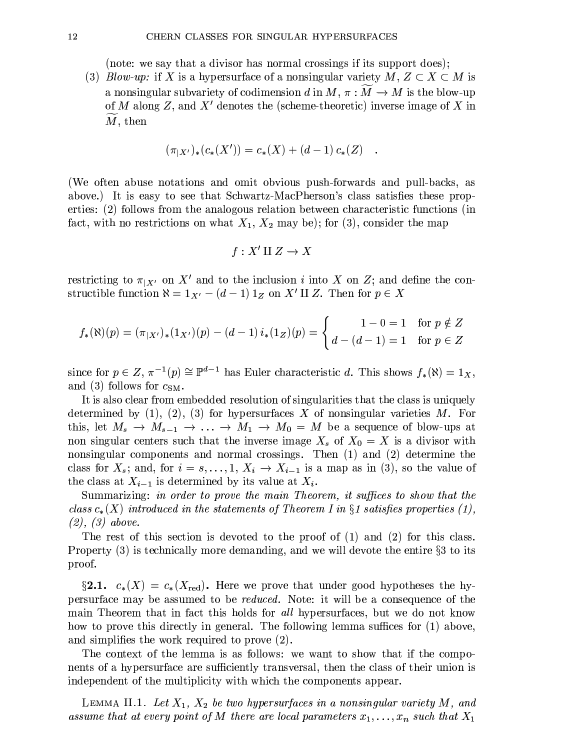(note: we say that a divisor has normal crossings if its support does);

(3) *Blow-up:* if $X$ is a hypersurface of a nonsingular variety $M$, $Z \subset X \subset M$ is a nonsingular subvariety of codimension $d$ in $M$, $\pi : \widetilde{M} \to M$ is the blow-up of $M$ along $Z$, and $X'$ denotes the (scheme-theoretic) inverse image of $X$ in $\widetilde{M}$, then

$$(\pi_{|X'})_*(c_*(X')) = c_*(X) + (d-1)\, c_*(Z) \quad .$$

(We often abuse notations and omit obvious push-forwards and pull-backs, as above.) It is easy to see that Schwartz-MacPherson's class satisfies these properties: (2) follows from the analogous relation between characteristic functions (in fact, with no restrictions on what $X_1$, $X_2$ may be); for (3), consider the map

$$f : X' \amalg Z \to X$$

restricting to $\pi_{|X'}$ on $X'$ and to the inclusion $i$ into $X$ on $Z$; and define the constructible function $\aleph = 1_{X'} - (d-1)\, 1_Z$ on $X' \amalg Z$. Then for $p \in X$

$$f_*(\aleph)(p) = (\pi_{|X'})_*(1_{X'})(p) - (d-1)\, i_*(1_Z)(p) = \begin{cases} 1 - 0 = 1 & \text{for } p \notin Z \\ d - (d-1) = 1 & \text{for } p \in Z \end{cases}$$

since for $p \in Z$, $\pi^{-1}(p) \cong \mathbb{P}^{d-1}$ has Euler characteristic $d$. This shows $f_*(\aleph) = 1_X$, and (3) follows for $c_{\rm SM}$.

It is also clear from embedded resolution of singularities that the class is uniquely determined by (1), (2), (3) for hypersurfaces $X$ of nonsingular varieties $M$. For this, let $M_s \to M_{s-1} \to \dots \to M_1 \to M_0 = M$ be a sequence of blow-ups at non singular centers such that the inverse image $X_s$ of $X_0 = X$ is a divisor with nonsingular components and normal crossings. Then (1) and (2) determine the class for $X_s$; and, for $i = s, \dots, 1$, $X_i \to X_{i-1}$ is a map as in (3), so the value of the class at $X_{i-1}$ is determined by its value at $X_i$.

Summarizing: *in order to prove the main Theorem, it suffices to show that the class $c_*(X)$ introduced in the statements of Theorem I in §1 satisfies properties (1), (2), (3) above.*

The rest of this section is devoted to the proof of (1) and (2) for this class. Property (3) is technically more demanding, and we will devote the entire §3 to its proof.

**§2.1.** $c_*(X) = c_*(X_{\rm red})$**.** Here we prove that under good hypotheses the hypersurface may be assumed to be *reduced*. Note: it will be a consequence of the main Theorem that in fact this holds for *all* hypersurfaces, but we do not know how to prove this directly in general. The following lemma suffices for (1) above, and simplifies the work required to prove (2).

The context of the lemma is as follows: we want to show that if the components of a hypersurface are sufficiently transversal, then the class of their union is independent of the multiplicity with which the components appear.

Lemma II.1. *Let $X_1$, $X_2$ be two hypersurfaces in a nonsingular variety $M$, and assume that at every point of $M$ there are local parameters $x_1, \dots, x_n$ such that $X_1$*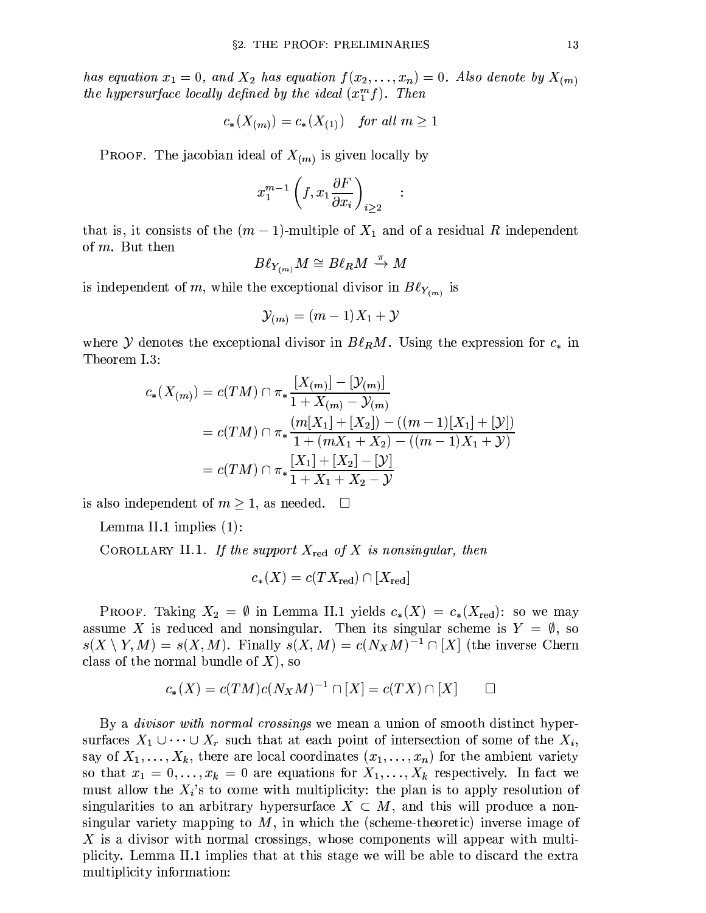*has equation $x_1 = 0$, and $X_2$ has equation $f(x_2, \dots, x_n) = 0$. Also denote by $X_{(m)}$ the hypersurface locally defined by the ideal $(x_1^m f)$. Then*

$$c_*(X_{(m)}) = c_*(X_{(1)}) \quad \textit{for all } m \geq 1$$

Proof. The jacobian ideal of $X_{(m)}$ is given locally by

$$x_1^{m-1}\left(f, x_1 \frac{\partial F}{\partial x_i}\right)_{i \geq 2} \quad :$$

that is, it consists of the $(m-1)$-multiple of $X_1$ and of a residual $R$ independent of $m$. But then

$$B\ell_{Y_{(m)}} M \cong B\ell_R M \xrightarrow{\pi} M$$

is independent of $m$, while the exceptional divisor in $B\ell_{Y_{(m)}}$ is

$$\mathcal{Y}_{(m)} = (m-1)X_1 + \mathcal{Y}$$

where $\mathcal{Y}$ denotes the exceptional divisor in $B\ell_R M$. Using the expression for $c_*$ in Theorem I.3:

$$\begin{aligned}
c_*(X_{(m)}) &= c(TM) \cap \pi_* \frac{[X_{(m)}] - [\mathcal{Y}_{(m)}]}{1 + X_{(m)} - \mathcal{Y}_{(m)}} \\
&= c(TM) \cap \pi_* \frac{(m[X_1] + [X_2]) - ((m-1)[X_1] + [\mathcal{Y}])}{1 + (mX_1 + X_2) - ((m-1)X_1 + \mathcal{Y})} \\
&= c(TM) \cap \pi_* \frac{[X_1] + [X_2] - [\mathcal{Y}]}{1 + X_1 + X_2 - \mathcal{Y}}
\end{aligned}$$

is also independent of $m \geq 1$, as needed. $\square$

Lemma II.1 implies (1):

Corollary II.1. *If the support $X_{\mathrm{red}}$ of $X$ is nonsingular, then*

$$c_*(X) = c(TX_{\mathrm{red}}) \cap [X_{\mathrm{red}}]$$

Proof. Taking $X_2 = \emptyset$ in Lemma II.1 yields $c_*(X) = c_*(X_{\mathrm{red}})$: so we may assume $X$ is reduced and nonsingular. Then its singular scheme is $Y = \emptyset$, so $s(X \setminus Y, M) = s(X, M)$. Finally $s(X, M) = c(N_X M)^{-1} \cap [X]$ (the inverse Chern class of the normal bundle of $X$), so

$$c_*(X) = c(TM)c(N_X M)^{-1} \cap [X] = c(TX) \cap [X] \qquad \square$$

By a *divisor with normal crossings* we mean a union of smooth distinct hypersurfaces $X_1 \cup \dots \cup X_r$ such that at each point of intersection of some of the $X_i$, say of $X_1, \dots, X_k$, there are local coordinates $(x_1, \dots, x_n)$ for the ambient variety so that $x_1 = 0, \dots, x_k = 0$ are equations for $X_1, \dots, X_k$ respectively. In fact we must allow the $X_i$'s to come with multiplicity: the plan is to apply resolution of singularities to an arbitrary hypersurface $X \subset M$, and this will produce a nonsingular variety mapping to $M$, in which the (scheme-theoretic) inverse image of $X$ is a divisor with normal crossings, whose components will appear with multiplicity. Lemma II.1 implies that at this stage we will be able to discard the extra multiplicity information: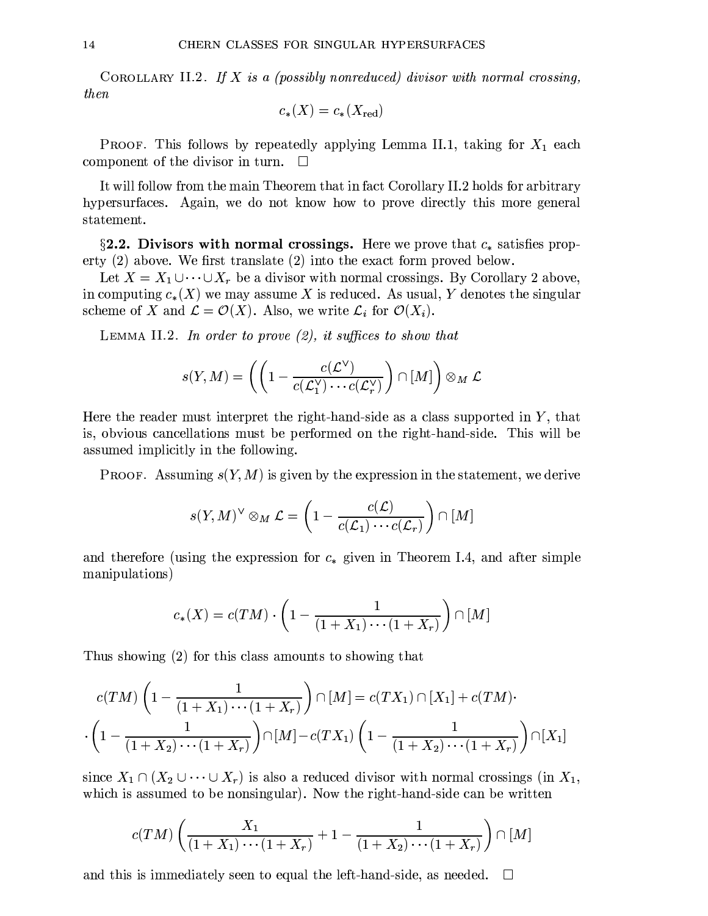COROLLARY II.2. *If $X$ is a (possibly nonreduced) divisor with normal crossing, then*

$$c_*(X) = c_*(X_{\text{red}})$$

PROOF. This follows by repeatedly applying Lemma II.1, taking for $X_1$ each component of the divisor in turn. $\square$

It will follow from the main Theorem that in fact Corollary II.2 holds for arbitrary hypersurfaces. Again, we do not know how to prove directly this more general statement.

**§2.2. Divisors with normal crossings.** Here we prove that $c_*$ satisfies property (2) above. We first translate (2) into the exact form proved below.

Let $X = X_1 \cup \cdots \cup X_r$ be a divisor with normal crossings. By Corollary 2 above, in computing $c_*(X)$ we may assume $X$ is reduced. As usual, $Y$ denotes the singular scheme of $X$ and $\mathcal{L} = \mathcal{O}(X)$. Also, we write $\mathcal{L}_i$ for $\mathcal{O}(X_i)$.

LEMMA II.2. *In order to prove (2), it suffices to show that*

$$s(Y, M) = \left( \left( 1 - \frac{c(\mathcal{L}^\vee)}{c(\mathcal{L}_1^\vee) \cdots c(\mathcal{L}_r^\vee)} \right) \cap [M] \right) \otimes_M \mathcal{L}$$

Here the reader must interpret the right-hand-side as a class supported in $Y$, that is, obvious cancellations must be performed on the right-hand-side. This will be assumed implicitly in the following.

PROOF. Assuming $s(Y, M)$ is given by the expression in the statement, we derive

$$s(Y, M)^\vee \otimes_M \mathcal{L} = \left( 1 - \frac{c(\mathcal{L})}{c(\mathcal{L}_1) \cdots c(\mathcal{L}_r)} \right) \cap [M]$$

and therefore (using the expression for $c_*$ given in Theorem I.4, and after simple manipulations)

$$c_*(X) = c(TM) \cdot \left( 1 - \frac{1}{(1 + X_1) \cdots (1 + X_r)} \right) \cap [M]$$

Thus showing (2) for this class amounts to showing that

$$c(TM) \left( 1 - \frac{1}{(1 + X_1) \cdots (1 + X_r)} \right) \cap [M] = c(TX_1) \cap [X_1] + c(TM) \cdot$$
$$\cdot \left( 1 - \frac{1}{(1 + X_2) \cdots (1 + X_r)} \right) \cap [M] - c(TX_1) \left( 1 - \frac{1}{(1 + X_2) \cdots (1 + X_r)} \right) \cap [X_1]$$

since $X_1 \cap (X_2 \cup \cdots \cup X_r)$ is also a reduced divisor with normal crossings (in $X_1$, which is assumed to be nonsingular). Now the right-hand-side can be written

$$c(TM) \left( \frac{X_1}{(1 + X_1) \cdots (1 + X_r)} + 1 - \frac{1}{(1 + X_2) \cdots (1 + X_r)} \right) \cap [M]$$

and this is immediately seen to equal the left-hand-side, as needed. $\square$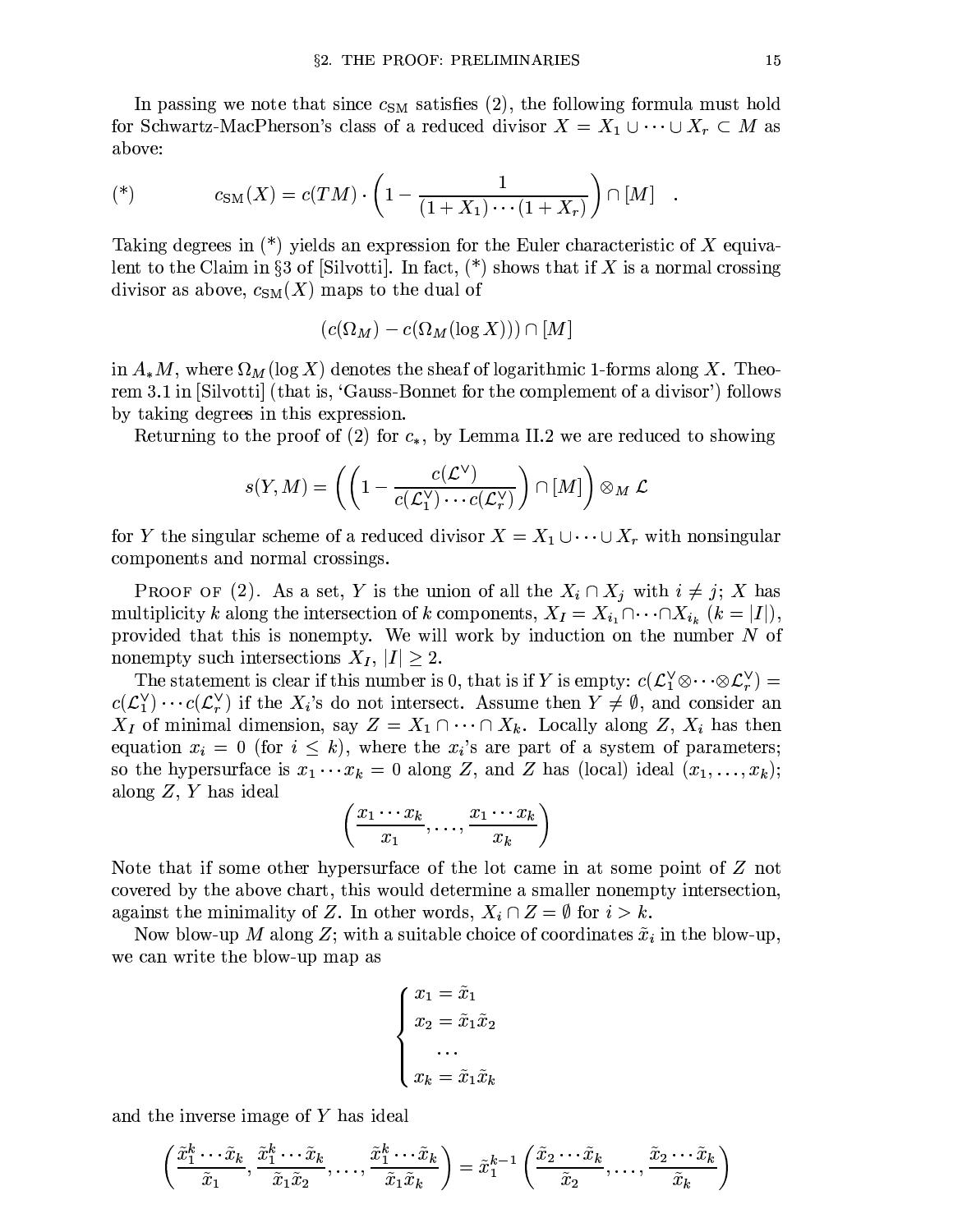In passing we note that since $c_{\rm SM}$ satisfies (2), the following formula must hold for Schwartz-MacPherson's class of a reduced divisor $X = X_1 \cup \cdots \cup X_r \subset M$ as above:

$$(*) \qquad c_{\rm SM}(X) = c(TM) \cdot \left(1 - \frac{1}{(1+X_1)\cdots(1+X_r)}\right) \cap [M] \quad .$$

Taking degrees in (*) yields an expression for the Euler characteristic of $X$ equivalent to the Claim in §3 of [Silvotti]. In fact, (*) shows that if $X$ is a normal crossing divisor as above, $c_{\rm SM}(X)$ maps to the dual of

$$(c(\Omega_M) - c(\Omega_M(\log X))) \cap [M]$$

in $A_*M$, where $\Omega_M(\log X)$ denotes the sheaf of logarithmic 1-forms along $X$. Theorem 3.1 in [Silvotti] (that is, 'Gauss-Bonnet for the complement of a divisor') follows by taking degrees in this expression.

Returning to the proof of (2) for $c_*$, by Lemma II.2 we are reduced to showing

$$s(Y, M) = \left(\left(1 - \frac{c(\mathcal{L}^\vee)}{c(\mathcal{L}_1^\vee)\cdots c(\mathcal{L}_r^\vee)}\right) \cap [M]\right) \otimes_M \mathcal{L}$$

for $Y$ the singular scheme of a reduced divisor $X = X_1 \cup \cdots \cup X_r$ with nonsingular components and normal crossings.

Proof of (2). As a set, $Y$ is the union of all the $X_i \cap X_j$ with $i \neq j$; $X$ has multiplicity $k$ along the intersection of $k$ components, $X_I = X_{i_1} \cap \cdots \cap X_{i_k}$ ($k = |I|$), provided that this is nonempty. We will work by induction on the number $N$ of nonempty such intersections $X_I$, $|I| \geq 2$.

The statement is clear if this number is 0, that is if $Y$ is empty: $c(\mathcal{L}_1^\vee \otimes \cdots \otimes \mathcal{L}_r^\vee) = c(\mathcal{L}_1^\vee)\cdots c(\mathcal{L}_r^\vee)$ if the $X_i$'s do not intersect. Assume then $Y \neq \emptyset$, and consider an $X_I$ of minimal dimension, say $Z = X_1 \cap \cdots \cap X_k$. Locally along $Z$, $X_i$ has then equation $x_i = 0$ (for $i \leq k$), where the $x_i$'s are part of a system of parameters; so the hypersurface is $x_1 \cdots x_k = 0$ along $Z$, and $Z$ has (local) ideal $(x_1, \ldots, x_k)$; along $Z$, $Y$ has ideal

$$\left(\frac{x_1 \cdots x_k}{x_1}, \ldots, \frac{x_1 \cdots x_k}{x_k}\right)$$

Note that if some other hypersurface of the lot came in at some point of $Z$ not covered by the above chart, this would determine a smaller nonempty intersection, against the minimality of $Z$. In other words, $X_i \cap Z = \emptyset$ for $i > k$.

Now blow-up $M$ along $Z$; with a suitable choice of coordinates $\tilde{x}_i$ in the blow-up, we can write the blow-up map as

$$\begin{cases} x_1 = \tilde{x}_1 \\ x_2 = \tilde{x}_1 \tilde{x}_2 \\ \quad \cdots \\ x_k = \tilde{x}_1 \tilde{x}_k \end{cases}$$

and the inverse image of $Y$ has ideal

$$\left(\frac{\tilde{x}_1^k \cdots \tilde{x}_k}{\tilde{x}_1}, \frac{\tilde{x}_1^k \cdots \tilde{x}_k}{\tilde{x}_1 \tilde{x}_2}, \ldots, \frac{\tilde{x}_1^k \cdots \tilde{x}_k}{\tilde{x}_1 \tilde{x}_k}\right) = \tilde{x}_1^{k-1} \left(\frac{\tilde{x}_2 \cdots \tilde{x}_k}{\tilde{x}_2}, \ldots, \frac{\tilde{x}_2 \cdots \tilde{x}_k}{\tilde{x}_k}\right)$$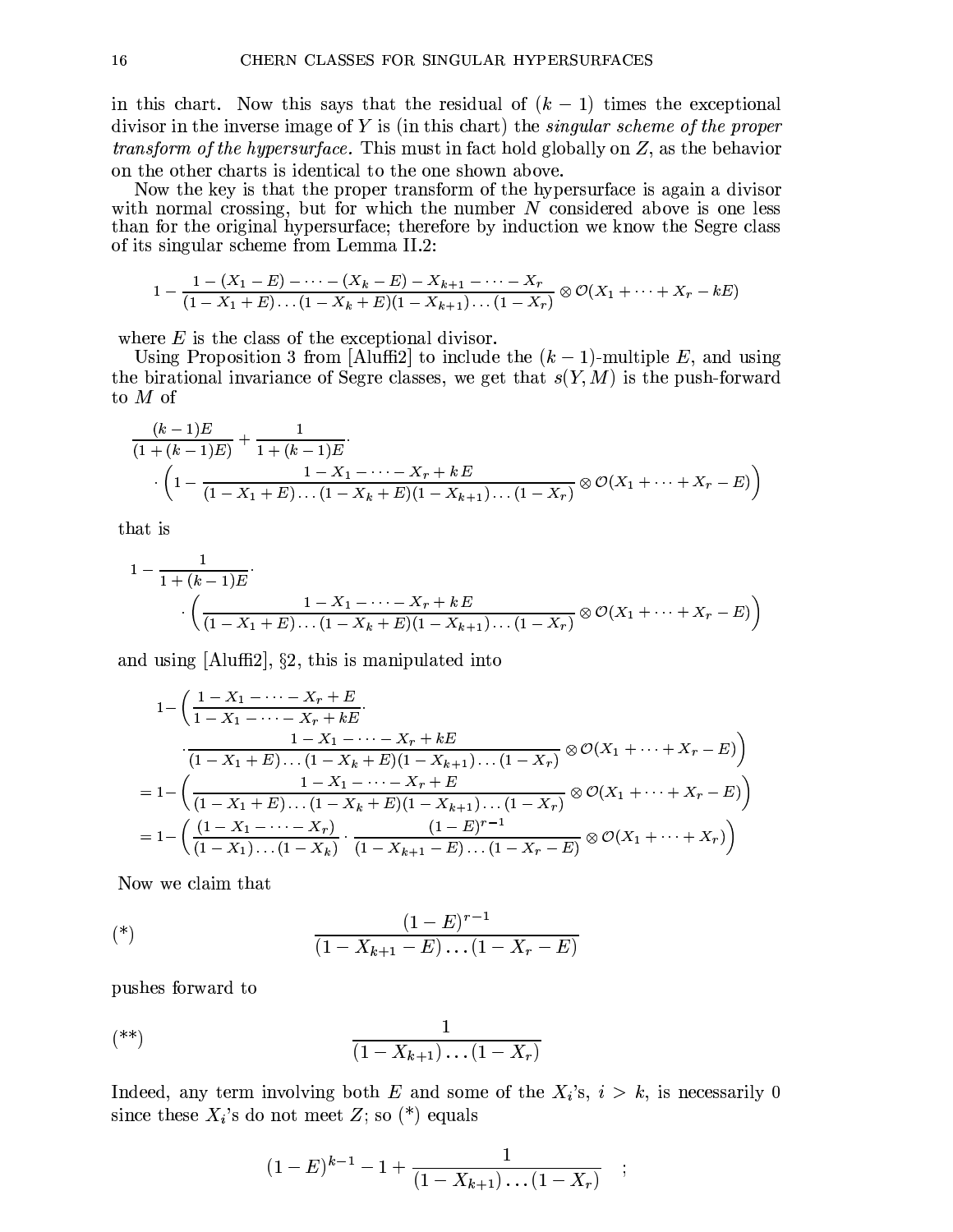in this chart. Now this says that the residual of $(k-1)$ times the exceptional divisor in the inverse image of $Y$ is (in this chart) the *singular scheme of the proper transform of the hypersurface.* This must in fact hold globally on $Z$, as the behavior on the other charts is identical to the one shown above.

Now the key is that the proper transform of the hypersurface is again a divisor with normal crossing, but for which the number $N$ considered above is one less than for the original hypersurface; therefore by induction we know the Segre class of its singular scheme from Lemma II.2:

$$1-\frac{1-(X_1-E)-\dots-(X_k-E)-X_{k+1}-\dots-X_r}{(1-X_1+E)\dots(1-X_k+E)(1-X_{k+1})\dots(1-X_r)}\otimes\mathcal{O}(X_1+\dots+X_r-kE)$$

where $E$ is the class of the exceptional divisor.

Using Proposition 3 from [Aluffi2] to include the $(k-1)$-multiple $E$, and using the birational invariance of Segre classes, we get that $s(Y,M)$ is the push-forward to $M$ of

$$\frac{(k-1)E}{(1+(k-1)E)}+\frac{1}{1+(k-1)E}\cdot \\ \cdot\left(1-\frac{1-X_1-\dots-X_r+kE}{(1-X_1+E)\dots(1-X_k+E)(1-X_{k+1})\dots(1-X_r)}\otimes\mathcal{O}(X_1+\dots+X_r-E)\right)$$

that is

$$1-\frac{1}{1+(k-1)E}\cdot \\ \cdot\left(\frac{1-X_1-\dots-X_r+kE}{(1-X_1+E)\dots(1-X_k+E)(1-X_{k+1})\dots(1-X_r)}\otimes\mathcal{O}(X_1+\dots+X_r-E)\right)$$

and using [Aluffi2], §2, this is manipulated into

$$\begin{aligned}
1-&\left(\frac{1-X_1-\dots-X_r+E}{1-X_1-\dots-X_r+kE}\cdot\right.\\
&\left.\cdot\frac{1-X_1-\dots-X_r+kE}{(1-X_1+E)\dots(1-X_k+E)(1-X_{k+1})\dots(1-X_r)}\otimes\mathcal{O}(X_1+\dots+X_r-E)\right)\\
=1-&\left(\frac{1-X_1-\dots-X_r+E}{(1-X_1+E)\dots(1-X_k+E)(1-X_{k+1})\dots(1-X_r)}\otimes\mathcal{O}(X_1+\dots+X_r-E)\right)\\
=1-&\left(\frac{(1-X_1-\dots-X_r)}{(1-X_1)\dots(1-X_k)}\cdot\frac{(1-E)^{r-1}}{(1-X_{k+1}-E)\dots(1-X_r-E)}\otimes\mathcal{O}(X_1+\dots+X_r)\right)
\end{aligned}$$

Now we claim that

$$(*)\qquad\qquad \frac{(1-E)^{r-1}}{(1-X_{k+1}-E)\dots(1-X_r-E)}$$

pushes forward to

$$(**)\qquad\qquad \frac{1}{(1-X_{k+1})\dots(1-X_r)}$$

Indeed, any term involving both $E$ and some of the $X_i$'s, $i>k$, is necessarily 0 since these $X_i$'s do not meet $Z$; so (*) equals

$$(1-E)^{k-1}-1+\frac{1}{(1-X_{k+1})\dots(1-X_r)}\quad ;$$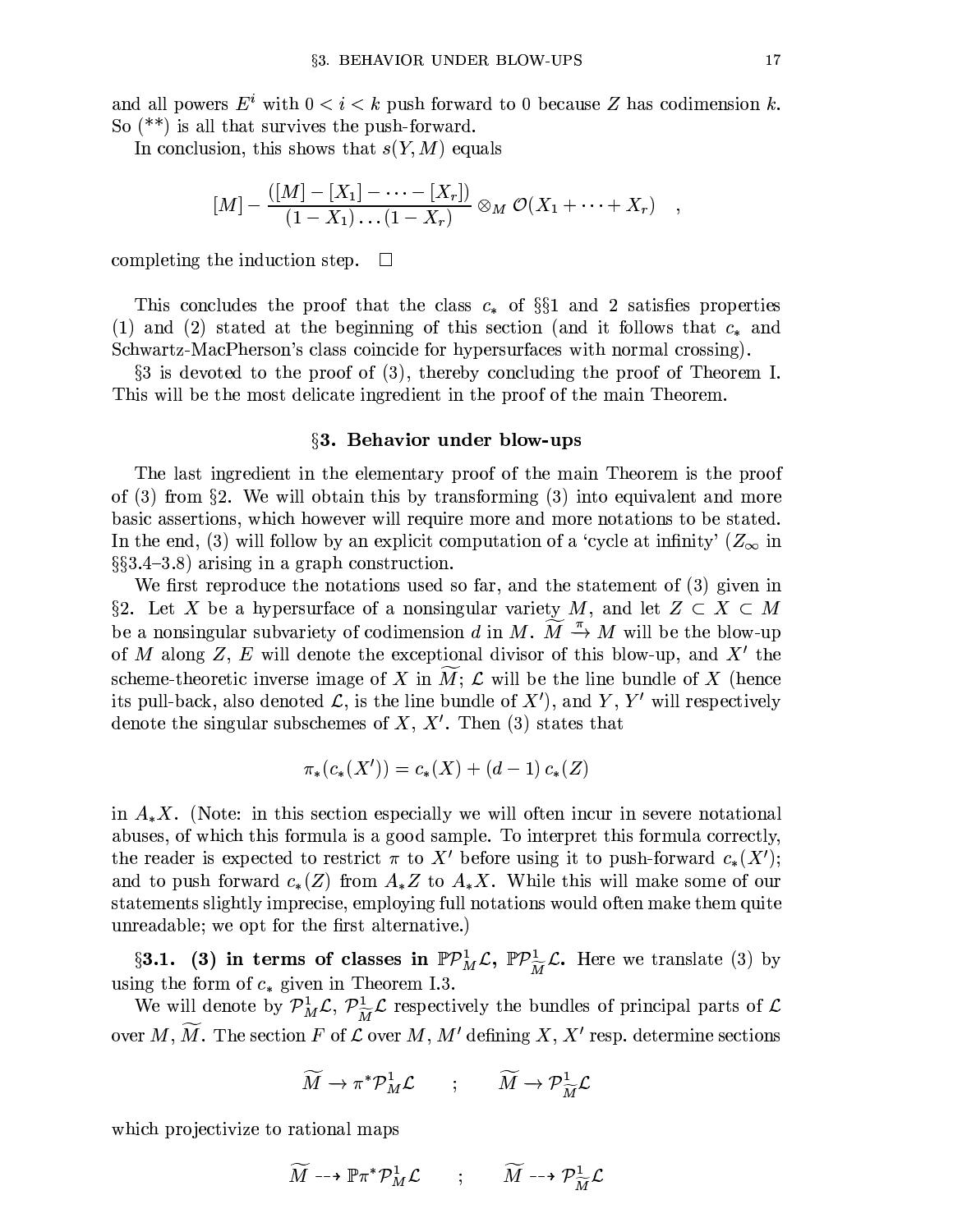and all powers $E^i$ with $0 < i < k$ push forward to 0 because $Z$ has codimension $k$. So (**) is all that survives the push-forward.

In conclusion, this shows that $s(Y, M)$ equals

$$[M] - \frac{([M] - [X_1] - \cdots - [X_r])}{(1 - X_1)\ldots(1 - X_r)} \otimes_M \mathcal{O}(X_1 + \cdots + X_r) \quad ,$$

completing the induction step. $\square$

This concludes the proof that the class $c_*$ of §§1 and 2 satisfies properties (1) and (2) stated at the beginning of this section (and it follows that $c_*$ and Schwartz-MacPherson's class coincide for hypersurfaces with normal crossing).

§3 is devoted to the proof of (3), thereby concluding the proof of Theorem I. This will be the most delicate ingredient in the proof of the main Theorem.

## §3. Behavior under blow-ups

The last ingredient in the elementary proof of the main Theorem is the proof of (3) from §2. We will obtain this by transforming (3) into equivalent and more basic assertions, which however will require more and more notations to be stated. In the end, (3) will follow by an explicit computation of a 'cycle at infinity' ($Z_\infty$ in §§3.4–3.8) arising in a graph construction.

We first reproduce the notations used so far, and the statement of (3) given in §2. Let $X$ be a hypersurface of a nonsingular variety $M$, and let $Z \subset X \subset M$ be a nonsingular subvariety of codimension $d$ in $M$. $\widetilde{M} \stackrel{\pi}{\to} M$ will be the blow-up of $M$ along $Z$, $E$ will denote the exceptional divisor of this blow-up, and $X'$ the scheme-theoretic inverse image of $X$ in $\widetilde{M}$; $\mathcal{L}$ will be the line bundle of $X$ (hence its pull-back, also denoted $\mathcal{L}$, is the line bundle of $X'$), and $Y$, $Y'$ will respectively denote the singular subschemes of $X$, $X'$. Then (3) states that

$$\pi_*(c_*(X')) = c_*(X) + (d-1)\, c_*(Z)$$

in $A_*X$. (Note: in this section especially we will often incur in severe notational abuses, of which this formula is a good sample. To interpret this formula correctly, the reader is expected to restrict $\pi$ to $X'$ before using it to push-forward $c_*(X')$; and to push forward $c_*(Z)$ from $A_*Z$ to $A_*X$. While this will make some of our statements slightly imprecise, employing full notations would often make them quite unreadable; we opt for the first alternative.)

**§3.1. (3) in terms of classes in $\mathbb{P}\mathcal{P}^1_M\mathcal{L}$, $\mathbb{P}\mathcal{P}^1_{\widetilde{M}}\mathcal{L}$.** Here we translate (3) by using the form of $c_*$ given in Theorem I.3.

We will denote by $\mathcal{P}^1_M\mathcal{L}$, $\mathcal{P}^1_{\widetilde{M}}\mathcal{L}$ respectively the bundles of principal parts of $\mathcal{L}$ over $M$, $\widetilde{M}$. The section $F$ of $\mathcal{L}$ over $M$, $M'$ defining $X$, $X'$ resp. determine sections

$$\widetilde{M} \to \pi^*\mathcal{P}^1_M\mathcal{L} \qquad ; \qquad \widetilde{M} \to \mathcal{P}^1_{\widetilde{M}}\mathcal{L}$$

which projectivize to rational maps

$$\widetilde{M} \dashrightarrow \mathbb{P}\pi^*\mathcal{P}^1_M\mathcal{L} \qquad ; \qquad \widetilde{M} \dashrightarrow \mathcal{P}^1_{\widetilde{M}}\mathcal{L}$$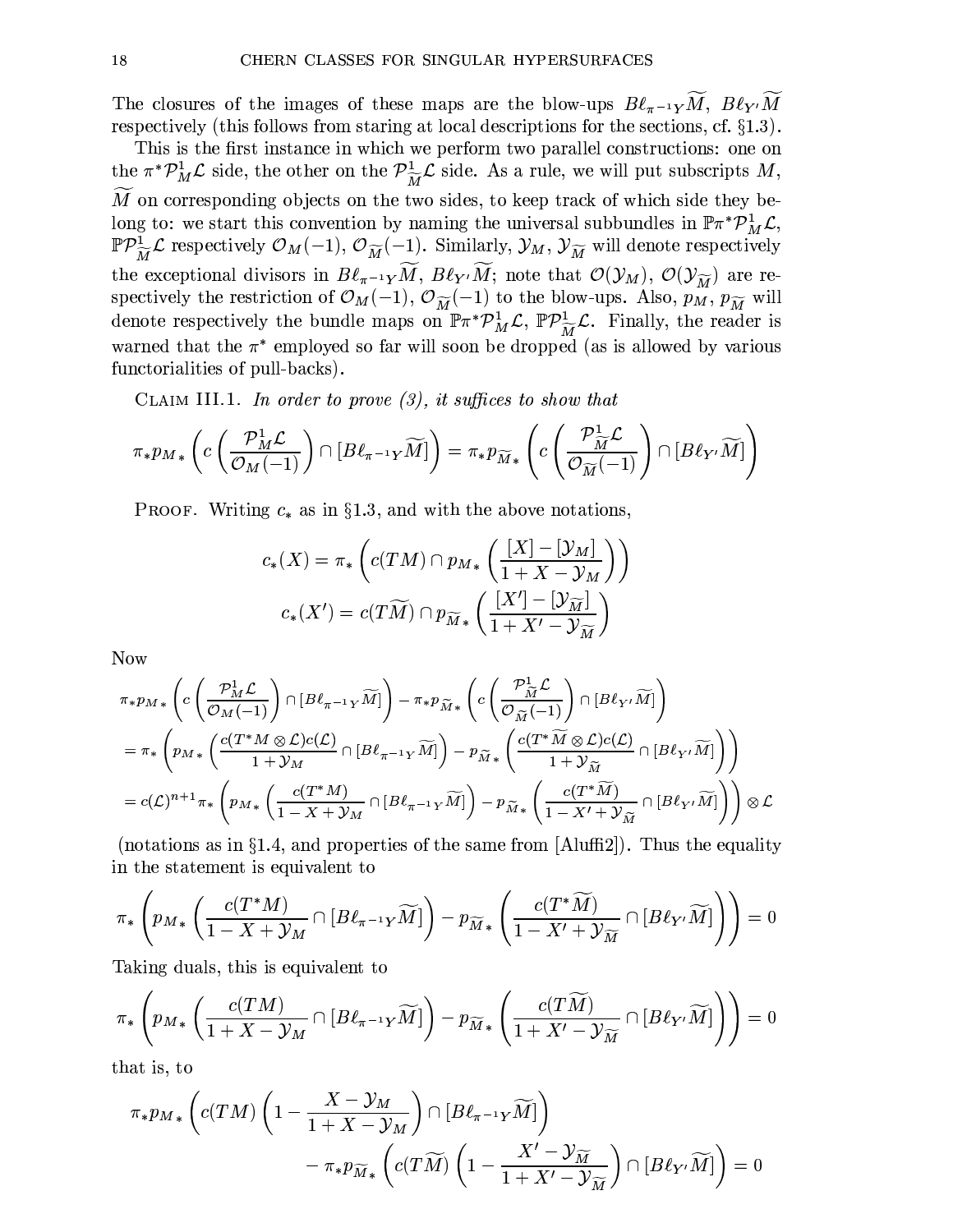The closures of the images of these maps are the blow-ups $B\ell_{\pi^{-1}Y}\widetilde{M}$, $B\ell_{Y'}\widetilde{M}$ respectively (this follows from staring at local descriptions for the sections, cf. §1.3).

This is the first instance in which we perform two parallel constructions: one on the $\pi^*\mathcal{P}^1_M\mathcal{L}$ side, the other on the $\mathcal{P}^1_{\widetilde{M}}\mathcal{L}$ side. As a rule, we will put subscripts $M$, $\widetilde{M}$ on corresponding objects on the two sides, to keep track of which side they belong to: we start this convention by naming the universal subbundles in $\mathbb{P}\pi^*\mathcal{P}^1_M\mathcal{L}$, $\mathbb{P}\mathcal{P}^1_{\widetilde{M}}\mathcal{L}$ respectively $\mathcal{O}_M(-1)$, $\mathcal{O}_{\widetilde{M}}(-1)$. Similarly, $\mathcal{Y}_M$, $\mathcal{Y}_{\widetilde{M}}$ will denote respectively the exceptional divisors in $B\ell_{\pi^{-1}Y}\widetilde{M}$, $B\ell_{Y'}\widetilde{M}$; note that $\mathcal{O}(\mathcal{Y}_M)$, $\mathcal{O}(\mathcal{Y}_{\widetilde{M}})$ are respectively the restriction of $\mathcal{O}_M(-1)$, $\mathcal{O}_{\widetilde{M}}(-1)$ to the blow-ups. Also, $p_M$, $p_{\widetilde{M}}$ will denote respectively the bundle maps on $\mathbb{P}\pi^*\mathcal{P}^1_M\mathcal{L}$, $\mathbb{P}\mathcal{P}^1_{\widetilde{M}}\mathcal{L}$. Finally, the reader is warned that the $\pi^*$ employed so far will soon be dropped (as is allowed by various functorialities of pull-backs).

Claim III.1. *In order to prove (3), it suffices to show that*

$$\pi_* p_{M*}\left(c\left(\frac{\mathcal{P}^1_M\mathcal{L}}{\mathcal{O}_M(-1)}\right)\cap[B\ell_{\pi^{-1}Y}\widetilde{M}]\right)=\pi_* p_{\widetilde{M}*}\left(c\left(\frac{\mathcal{P}^1_{\widetilde{M}}\mathcal{L}}{\mathcal{O}_{\widetilde{M}}(-1)}\right)\cap[B\ell_{Y'}\widetilde{M}]\right)$$

Proof. Writing $c_*$ as in §1.3, and with the above notations,

$$c_*(X)=\pi_*\left(c(TM)\cap p_{M*}\left(\frac{[X]-[\mathcal{Y}_M]}{1+X-\mathcal{Y}_M}\right)\right)$$
$$c_*(X')=c(T\widetilde{M})\cap p_{\widetilde{M}*}\left(\frac{[X']-[\mathcal{Y}_{\widetilde{M}}]}{1+X'-\mathcal{Y}_{\widetilde{M}}}\right)$$

Now

$$\pi_* p_{M*}\left(c\left(\frac{\mathcal{P}^1_M\mathcal{L}}{\mathcal{O}_M(-1)}\right)\cap[B\ell_{\pi^{-1}Y}\widetilde{M}]\right)-\pi_* p_{\widetilde{M}*}\left(c\left(\frac{\mathcal{P}^1_{\widetilde{M}}\mathcal{L}}{\mathcal{O}_{\widetilde{M}}(-1)}\right)\cap[B\ell_{Y'}\widetilde{M}]\right)$$
$$=\pi_*\left(p_{M*}\left(\frac{c(T^*M\otimes\mathcal{L})c(\mathcal{L})}{1+\mathcal{Y}_M}\cap[B\ell_{\pi^{-1}Y}\widetilde{M}]\right)-p_{\widetilde{M}*}\left(\frac{c(T^*\widetilde{M}\otimes\mathcal{L})c(\mathcal{L})}{1+\mathcal{Y}_{\widetilde{M}}}\cap[B\ell_{Y'}\widetilde{M}]\right)\right)$$
$$=c(\mathcal{L})^{n+1}\pi_*\left(p_{M*}\left(\frac{c(T^*M)}{1-X+\mathcal{Y}_M}\cap[B\ell_{\pi^{-1}Y}\widetilde{M}]\right)-p_{\widetilde{M}*}\left(\frac{c(T^*\widetilde{M})}{1-X'+\mathcal{Y}_{\widetilde{M}}}\cap[B\ell_{Y'}\widetilde{M}]\right)\right)\otimes\mathcal{L}$$

(notations as in §1.4, and properties of the same from [Aluffi2]). Thus the equality in the statement is equivalent to

$$\pi_*\left(p_{M*}\left(\frac{c(T^*M)}{1-X+\mathcal{Y}_M}\cap[B\ell_{\pi^{-1}Y}\widetilde{M}]\right)-p_{\widetilde{M}*}\left(\frac{c(T^*\widetilde{M})}{1-X'+\mathcal{Y}_{\widetilde{M}}}\cap[B\ell_{Y'}\widetilde{M}]\right)\right)=0$$

Taking duals, this is equivalent to

$$\pi_*\left(p_{M*}\left(\frac{c(TM)}{1+X-\mathcal{Y}_M}\cap[B\ell_{\pi^{-1}Y}\widetilde{M}]\right)-p_{\widetilde{M}*}\left(\frac{c(T\widetilde{M})}{1+X'-\mathcal{Y}_{\widetilde{M}}}\cap[B\ell_{Y'}\widetilde{M}]\right)\right)=0$$

that is, to

$$\pi_* p_{M*}\left(c(TM)\left(1-\frac{X-\mathcal{Y}_M}{1+X-\mathcal{Y}_M}\right)\cap[B\ell_{\pi^{-1}Y}\widetilde{M}]\right)$$
$$-\pi_* p_{\widetilde{M}*}\left(c(T\widetilde{M})\left(1-\frac{X'-\mathcal{Y}_{\widetilde{M}}}{1+X'-\mathcal{Y}_{\widetilde{M}}}\right)\cap[B\ell_{Y'}\widetilde{M}]\right)=0$$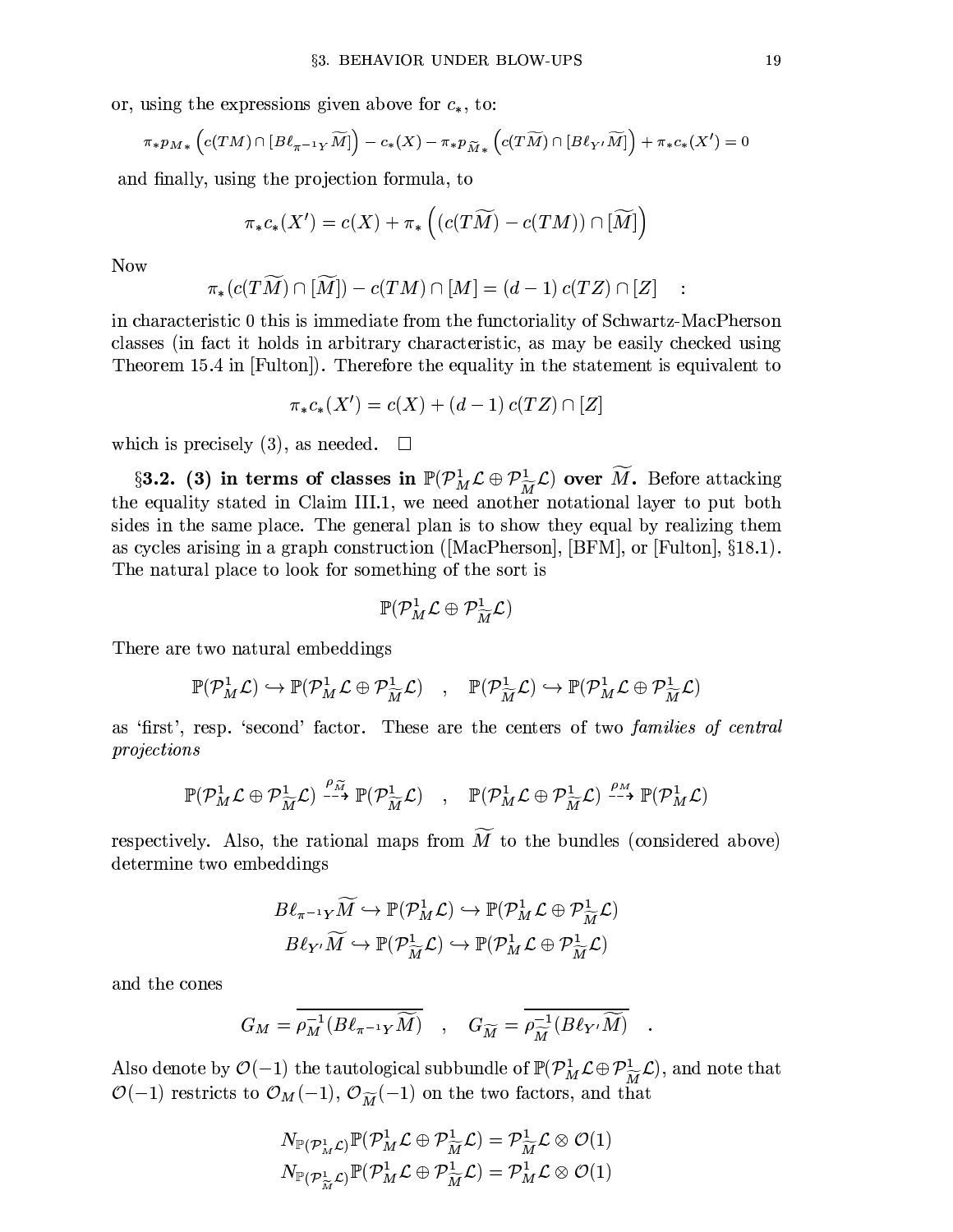or, using the expressions given above for $c_*$, to:

$$\pi_* p_{M*}\left(c(TM)\cap[B\ell_{\pi^{-1}Y}\widetilde{M}]\right) - c_*(X) - \pi_* p_{\widetilde{M}*}\left(c(T\widetilde{M})\cap[B\ell_{Y'}\widetilde{M}]\right) + \pi_* c_*(X') = 0$$

and finally, using the projection formula, to

$$\pi_* c_*(X') = c(X) + \pi_*\left((c(T\widetilde{M}) - c(TM))\cap[\widetilde{M}]\right)$$

Now

$$\pi_*(c(T\widetilde{M})\cap[\widetilde{M}]) - c(TM)\cap[M] = (d-1)\,c(TZ)\cap[Z] \quad :$$

in characteristic 0 this is immediate from the functoriality of Schwartz-MacPherson classes (in fact it holds in arbitrary characteristic, as may be easily checked using Theorem 15.4 in [Fulton]). Therefore the equality in the statement is equivalent to

$$\pi_* c_*(X') = c(X) + (d-1)\,c(TZ)\cap[Z]$$

which is precisely (3), as needed. $\square$

**§3.2. (3) in terms of classes in $\mathbb{P}(\mathcal{P}^1_M\mathcal{L}\oplus\mathcal{P}^1_{\widetilde{M}}\mathcal{L})$ over $\widetilde{M}$.** Before attacking the equality stated in Claim III.1, we need another notational layer to put both sides in the same place. The general plan is to show they equal by realizing them as cycles arising in a graph construction ([MacPherson], [BFM], or [Fulton], §18.1). The natural place to look for something of the sort is

$$\mathbb{P}(\mathcal{P}^1_M\mathcal{L}\oplus\mathcal{P}^1_{\widetilde{M}}\mathcal{L})$$

There are two natural embeddings

$$\mathbb{P}(\mathcal{P}^1_M\mathcal{L}) \hookrightarrow \mathbb{P}(\mathcal{P}^1_M\mathcal{L}\oplus\mathcal{P}^1_{\widetilde{M}}\mathcal{L}) \quad , \quad \mathbb{P}(\mathcal{P}^1_{\widetilde{M}}\mathcal{L}) \hookrightarrow \mathbb{P}(\mathcal{P}^1_M\mathcal{L}\oplus\mathcal{P}^1_{\widetilde{M}}\mathcal{L})$$

as 'first', resp. 'second' factor. These are the centers of two *families of central projections*

$$\mathbb{P}(\mathcal{P}^1_M\mathcal{L}\oplus\mathcal{P}^1_{\widetilde{M}}\mathcal{L}) \overset{\rho_{\widetilde{M}}}{\dashrightarrow} \mathbb{P}(\mathcal{P}^1_{\widetilde{M}}\mathcal{L}) \quad , \quad \mathbb{P}(\mathcal{P}^1_M\mathcal{L}\oplus\mathcal{P}^1_{\widetilde{M}}\mathcal{L}) \overset{\rho_M}{\dashrightarrow} \mathbb{P}(\mathcal{P}^1_M\mathcal{L})$$

respectively. Also, the rational maps from $\widetilde{M}$ to the bundles (considered above) determine two embeddings

$$B\ell_{\pi^{-1}Y}\widetilde{M} \hookrightarrow \mathbb{P}(\mathcal{P}^1_M\mathcal{L}) \hookrightarrow \mathbb{P}(\mathcal{P}^1_M\mathcal{L}\oplus\mathcal{P}^1_{\widetilde{M}}\mathcal{L})$$
$$B\ell_{Y'}\widetilde{M} \hookrightarrow \mathbb{P}(\mathcal{P}^1_{\widetilde{M}}\mathcal{L}) \hookrightarrow \mathbb{P}(\mathcal{P}^1_M\mathcal{L}\oplus\mathcal{P}^1_{\widetilde{M}}\mathcal{L})$$

and the cones

$$G_M = \overline{\rho_M^{-1}(B\ell_{\pi^{-1}Y}\widetilde{M})} \quad , \quad G_{\widetilde{M}} = \overline{\rho_{\widetilde{M}}^{-1}(B\ell_{Y'}\widetilde{M})} \quad .$$

Also denote by $\mathcal{O}(-1)$ the tautological subbundle of $\mathbb{P}(\mathcal{P}^1_M\mathcal{L}\oplus\mathcal{P}^1_{\widetilde{M}}\mathcal{L})$, and note that $\mathcal{O}(-1)$ restricts to $\mathcal{O}_M(-1)$, $\mathcal{O}_{\widetilde{M}}(-1)$ on the two factors, and that

$$N_{\mathbb{P}(\mathcal{P}^1_M\mathcal{L})}\mathbb{P}(\mathcal{P}^1_M\mathcal{L}\oplus\mathcal{P}^1_{\widetilde{M}}\mathcal{L}) = \mathcal{P}^1_{\widetilde{M}}\mathcal{L}\otimes\mathcal{O}(1)$$
$$N_{\mathbb{P}(\mathcal{P}^1_{\widetilde{M}}\mathcal{L})}\mathbb{P}(\mathcal{P}^1_M\mathcal{L}\oplus\mathcal{P}^1_{\widetilde{M}}\mathcal{L}) = \mathcal{P}^1_M\mathcal{L}\otimes\mathcal{O}(1)$$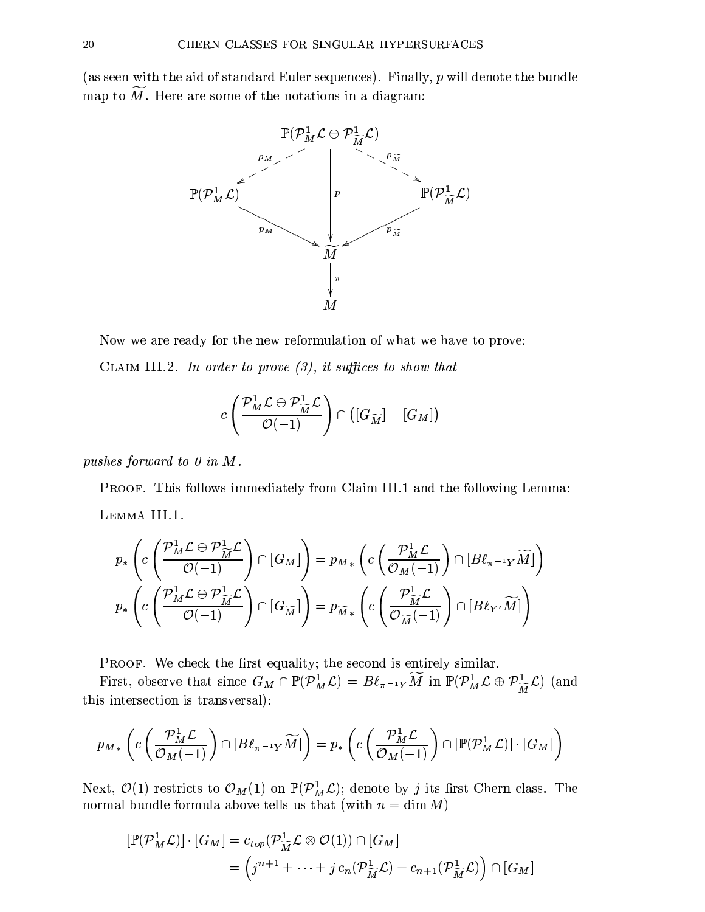(as seen with the aid of standard Euler sequences). Finally, $p$ will denote the bundle map to $\widetilde{M}$. Here are some of the notations in a diagram:

$$
\begin{array}{ccccc}
 & & \mathbb{P}(\mathcal{P}^1_M\mathcal{L}\oplus\mathcal{P}^1_{\widetilde{M}}\mathcal{L}) & & \\
 & \overset{\rho_M}{\swarrow} & \Big\downarrow p & \overset{\rho_{\widetilde{M}}}{\searrow} & \\
\mathbb{P}(\mathcal{P}^1_M\mathcal{L}) & & & & \mathbb{P}(\mathcal{P}^1_{\widetilde{M}}\mathcal{L}) \\
 & \underset{p_M}{\searrow} & & \underset{p_{\widetilde{M}}}{\swarrow} & \\
 & & \widetilde{M} & & \\
 & & \Big\downarrow \pi & & \\
 & & M & &
\end{array}
$$

Now we are ready for the new reformulation of what we have to prove:

Claim III.2. *In order to prove (3), it suffices to show that*

$$c\left(\frac{\mathcal{P}^1_M\mathcal{L}\oplus\mathcal{P}^1_{\widetilde{M}}\mathcal{L}}{\mathcal{O}(-1)}\right)\cap\left([G_{\widetilde{M}}]-[G_M]\right)$$

*pushes forward to 0 in $M$.*

Proof. This follows immediately from Claim III.1 and the following Lemma:

Lemma III.1.

$$p_*\left(c\left(\frac{\mathcal{P}^1_M\mathcal{L}\oplus\mathcal{P}^1_{\widetilde{M}}\mathcal{L}}{\mathcal{O}(-1)}\right)\cap[G_M]\right)=p_{M*}\left(c\left(\frac{\mathcal{P}^1_M\mathcal{L}}{\mathcal{O}_M(-1)}\right)\cap[B\ell_{\pi^{-1}Y}\widetilde{M}]\right)$$

$$p_*\left(c\left(\frac{\mathcal{P}^1_M\mathcal{L}\oplus\mathcal{P}^1_{\widetilde{M}}\mathcal{L}}{\mathcal{O}(-1)}\right)\cap[G_{\widetilde{M}}]\right)=p_{\widetilde{M}*}\left(c\left(\frac{\mathcal{P}^1_{\widetilde{M}}\mathcal{L}}{\mathcal{O}_{\widetilde{M}}(-1)}\right)\cap[B\ell_{Y'}\widetilde{M}]\right)$$

Proof. We check the first equality; the second is entirely similar.

First, observe that since $G_M\cap\mathbb{P}(\mathcal{P}^1_M\mathcal{L})=B\ell_{\pi^{-1}Y}\widetilde{M}$ in $\mathbb{P}(\mathcal{P}^1_M\mathcal{L}\oplus\mathcal{P}^1_{\widetilde{M}}\mathcal{L})$ (and this intersection is transversal):

$$p_{M*}\left(c\left(\frac{\mathcal{P}^1_M\mathcal{L}}{\mathcal{O}_M(-1)}\right)\cap[B\ell_{\pi^{-1}Y}\widetilde{M}]\right)=p_*\left(c\left(\frac{\mathcal{P}^1_M\mathcal{L}}{\mathcal{O}_M(-1)}\right)\cap[\mathbb{P}(\mathcal{P}^1_M\mathcal{L})]\cdot[G_M]\right)$$

Next, $\mathcal{O}(1)$ restricts to $\mathcal{O}_M(1)$ on $\mathbb{P}(\mathcal{P}^1_M\mathcal{L})$; denote by $j$ its first Chern class. The normal bundle formula above tells us that (with $n=\dim M$)

$$\begin{aligned}
[\mathbb{P}(\mathcal{P}^1_M\mathcal{L})]\cdot[G_M]&=c_{top}(\mathcal{P}^1_{\widetilde{M}}\mathcal{L}\otimes\mathcal{O}(1))\cap[G_M]\\
&=\left(j^{n+1}+\cdots+j\,c_n(\mathcal{P}^1_{\widetilde{M}}\mathcal{L})+c_{n+1}(\mathcal{P}^1_{\widetilde{M}}\mathcal{L})\right)\cap[G_M]
\end{aligned}$$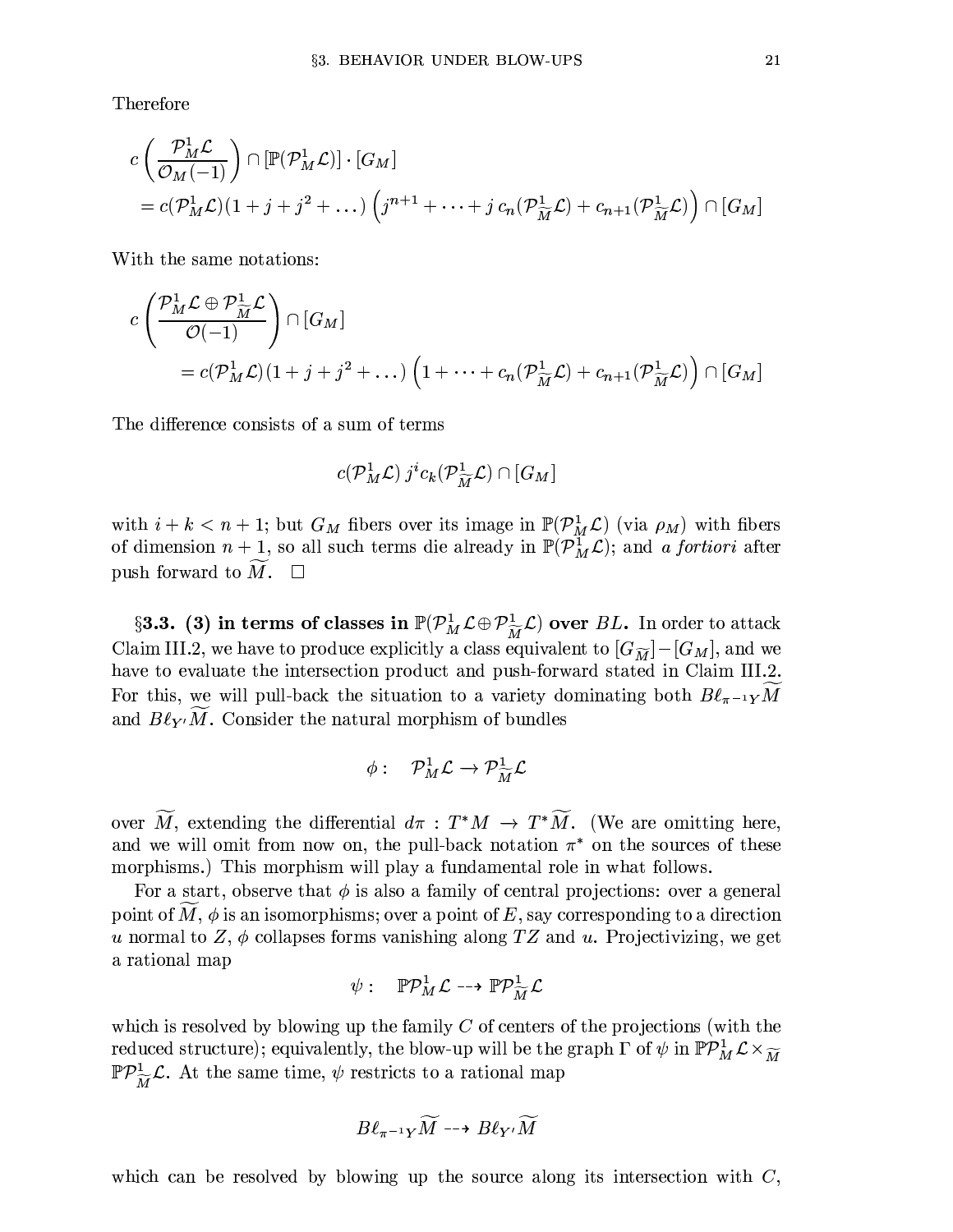Therefore

$$c\left(\frac{\mathcal{P}^1_M\mathcal{L}}{\mathcal{O}_M(-1)}\right)\cap[\mathbb{P}(\mathcal{P}^1_M\mathcal{L})]\cdot[G_M]$$
$$=c(\mathcal{P}^1_M\mathcal{L})(1+j+j^2+\dots)\left(j^{n+1}+\dots+j\,c_n(\mathcal{P}^1_{\widetilde{M}}\mathcal{L})+c_{n+1}(\mathcal{P}^1_{\widetilde{M}}\mathcal{L})\right)\cap[G_M]$$

With the same notations:

$$c\left(\frac{\mathcal{P}^1_M\mathcal{L}\oplus\mathcal{P}^1_{\widetilde{M}}\mathcal{L}}{\mathcal{O}(-1)}\right)\cap[G_M]$$
$$=c(\mathcal{P}^1_M\mathcal{L})(1+j+j^2+\dots)\left(1+\dots+c_n(\mathcal{P}^1_{\widetilde{M}}\mathcal{L})+c_{n+1}(\mathcal{P}^1_{\widetilde{M}}\mathcal{L})\right)\cap[G_M]$$

The difference consists of a sum of terms

$$c(\mathcal{P}^1_M\mathcal{L})\,j^i c_k(\mathcal{P}^1_{\widetilde{M}}\mathcal{L})\cap[G_M]$$

with $i+k<n+1$; but $G_M$ fibers over its image in $\mathbb{P}(\mathcal{P}^1_M\mathcal{L})$ (via $\rho_M$) with fibers of dimension $n+1$, so all such terms die already in $\mathbb{P}(\mathcal{P}^1_M\mathcal{L})$; and *a fortiori* after push forward to $\widetilde{M}$. □

**§3.3. (3) in terms of classes in $\mathbb{P}(\mathcal{P}^1_M\mathcal{L}\oplus\mathcal{P}^1_{\widetilde{M}}\mathcal{L})$ over $BL$.** In order to attack Claim III.2, we have to produce explicitly a class equivalent to $[G_{\widetilde{M}}]-[G_M]$, and we have to evaluate the intersection product and push-forward stated in Claim III.2. For this, we will pull-back the situation to a variety dominating both $B\ell_{\pi^{-1}Y}\widetilde{M}$ and $B\ell_{Y'}\widetilde{M}$. Consider the natural morphism of bundles

$$\phi:\quad \mathcal{P}^1_M\mathcal{L}\to\mathcal{P}^1_{\widetilde{M}}\mathcal{L}$$

over $\widetilde{M}$, extending the differential $d\pi:T^*M\to T^*\widetilde{M}$. (We are omitting here, and we will omit from now on, the pull-back notation $\pi^*$ on the sources of these morphisms.) This morphism will play a fundamental role in what follows.

For a start, observe that $\phi$ is also a family of central projections: over a general point of $\widetilde{M}$, $\phi$ is an isomorphisms; over a point of $E$, say corresponding to a direction $u$ normal to $Z$, $\phi$ collapses forms vanishing along $TZ$ and $u$. Projectivizing, we get a rational map

$$\psi:\quad \mathbb{P}\mathcal{P}^1_M\mathcal{L}\dashrightarrow\mathbb{P}\mathcal{P}^1_{\widetilde{M}}\mathcal{L}$$

which is resolved by blowing up the family $C$ of centers of the projections (with the reduced structure); equivalently, the blow-up will be the graph $\Gamma$ of $\psi$ in $\mathbb{P}\mathcal{P}^1_M\mathcal{L}\times_{\widetilde{M}}\mathbb{P}\mathcal{P}^1_{\widetilde{M}}\mathcal{L}$. At the same time, $\psi$ restricts to a rational map

$$B\ell_{\pi^{-1}Y}\widetilde{M}\dashrightarrow B\ell_{Y'}\widetilde{M}$$

which can be resolved by blowing up the source along its intersection with $C$,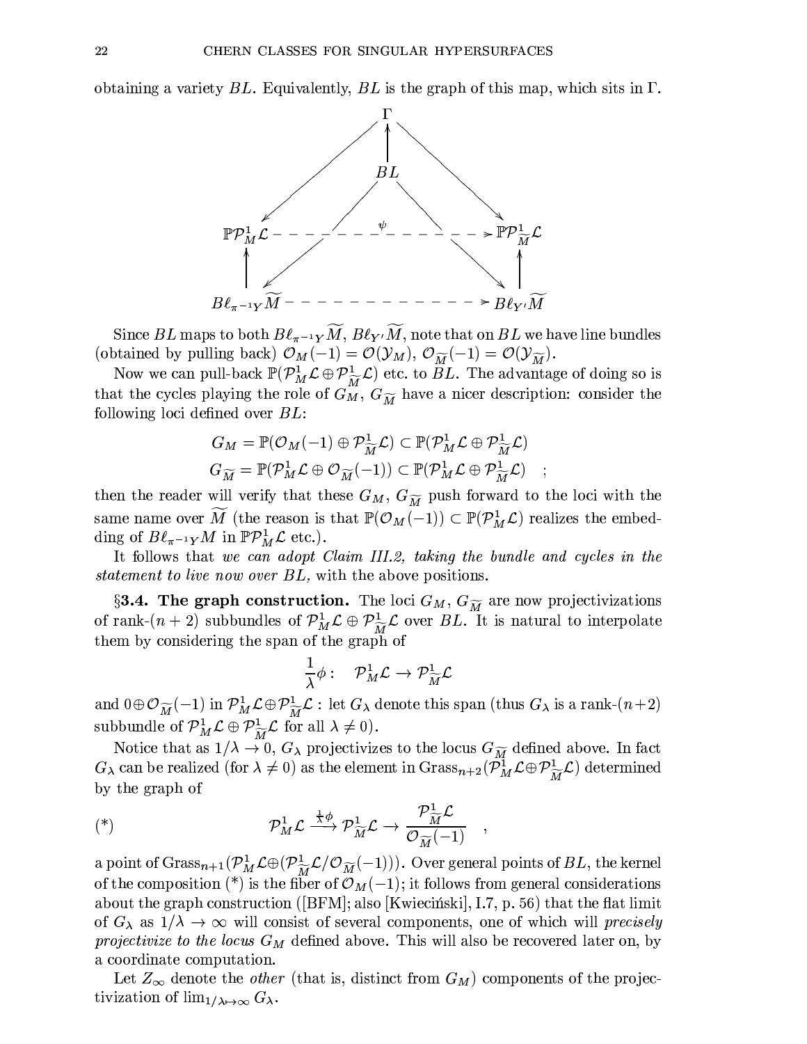obtaining a variety $BL$. Equivalently, $BL$ is the graph of this map, which sits in $\Gamma$.

$$
\begin{array}{ccccc}
 & & \Gamma & & \\
 & \swarrow & \uparrow & \searrow & \\
 & & BL & & \\
\mathbb{P}\mathcal{P}^1_M\mathcal{L} & & \overset{\psi}{\dashrightarrow} & & \mathbb{P}\mathcal{P}^1_{\widetilde{M}}\mathcal{L} \\
\uparrow & \swarrow & & \searrow & \uparrow \\
B\ell_{\pi^{-1}Y}\widetilde{M} & & \dashrightarrow & & B\ell_{Y'}\widetilde{M}
\end{array}
$$

Since $BL$ maps to both $B\ell_{\pi^{-1}Y}\widetilde{M}$, $B\ell_{Y'}\widetilde{M}$, note that on $BL$ we have line bundles (obtained by pulling back) $\mathcal{O}_M(-1) = \mathcal{O}(\mathcal{Y}_M)$, $\mathcal{O}_{\widetilde{M}}(-1) = \mathcal{O}(\mathcal{Y}_{\widetilde{M}})$.

Now we can pull-back $\mathbb{P}(\mathcal{P}^1_M\mathcal{L} \oplus \mathcal{P}^1_{\widetilde{M}}\mathcal{L})$ etc. to $BL$. The advantage of doing so is that the cycles playing the role of $G_M$, $G_{\widetilde{M}}$ have a nicer description: consider the following loci defined over $BL$:

$$
\begin{aligned}
G_M &= \mathbb{P}(\mathcal{O}_M(-1) \oplus \mathcal{P}^1_{\widetilde{M}}\mathcal{L}) \subset \mathbb{P}(\mathcal{P}^1_M\mathcal{L} \oplus \mathcal{P}^1_{\widetilde{M}}\mathcal{L}) \\
G_{\widetilde{M}} &= \mathbb{P}(\mathcal{P}^1_M\mathcal{L} \oplus \mathcal{O}_{\widetilde{M}}(-1)) \subset \mathbb{P}(\mathcal{P}^1_M\mathcal{L} \oplus \mathcal{P}^1_{\widetilde{M}}\mathcal{L}) \quad ;
\end{aligned}
$$

then the reader will verify that these $G_M$, $G_{\widetilde{M}}$ push forward to the loci with the same name over $\widetilde{M}$ (the reason is that $\mathbb{P}(\mathcal{O}_M(-1)) \subset \mathbb{P}(\mathcal{P}^1_M\mathcal{L})$ realizes the embedding of $B\ell_{\pi^{-1}Y}M$ in $\mathbb{P}\mathcal{P}^1_M\mathcal{L}$ etc.).

It follows that *we can adopt Claim III.2, taking the bundle and cycles in the statement to live now over $BL$,* with the above positions.

**§3.4. The graph construction.** The loci $G_M$, $G_{\widetilde{M}}$ are now projectivizations of rank-$(n+2)$ subbundles of $\mathcal{P}^1_M\mathcal{L} \oplus \mathcal{P}^1_{\widetilde{M}}\mathcal{L}$ over $BL$. It is natural to interpolate them by considering the span of the graph of

$$
\frac{1}{\lambda}\phi : \quad \mathcal{P}^1_M\mathcal{L} \to \mathcal{P}^1_{\widetilde{M}}\mathcal{L}
$$

and $0 \oplus \mathcal{O}_{\widetilde{M}}(-1)$ in $\mathcal{P}^1_M\mathcal{L} \oplus \mathcal{P}^1_{\widetilde{M}}\mathcal{L}$ : let $G_\lambda$ denote this span (thus $G_\lambda$ is a rank-$(n+2)$ subbundle of $\mathcal{P}^1_M\mathcal{L} \oplus \mathcal{P}^1_{\widetilde{M}}\mathcal{L}$ for all $\lambda \neq 0$).

Notice that as $1/\lambda \to 0$, $G_\lambda$ projectivizes to the locus $G_{\widetilde{M}}$ defined above. In fact $G_\lambda$ can be realized (for $\lambda \neq 0$) as the element in $\text{Grass}_{n+2}(\mathcal{P}^1_M\mathcal{L} \oplus \mathcal{P}^1_{\widetilde{M}}\mathcal{L})$ determined by the graph of

$$
(*) \qquad \mathcal{P}^1_M\mathcal{L} \xrightarrow{\frac{1}{\lambda}\phi} \mathcal{P}^1_{\widetilde{M}}\mathcal{L} \to \frac{\mathcal{P}^1_{\widetilde{M}}\mathcal{L}}{\mathcal{O}_{\widetilde{M}}(-1)} \quad ,
$$

a point of $\text{Grass}_{n+1}(\mathcal{P}^1_M\mathcal{L} \oplus (\mathcal{P}^1_{\widetilde{M}}\mathcal{L}/\mathcal{O}_{\widetilde{M}}(-1)))$. Over general points of $BL$, the kernel of the composition (*) is the fiber of $\mathcal{O}_M(-1)$; it follows from general considerations about the graph construction ([BFM]; also [Kwieciński], I.7, p. 56) that the flat limit of $G_\lambda$ as $1/\lambda \to \infty$ will consist of several components, one of which will *precisely projectivize to the locus* $G_M$ defined above. This will also be recovered later on, by a coordinate computation.

Let $Z_\infty$ denote the *other* (that is, distinct from $G_M$) components of the projectivization of $\lim_{1/\lambda \mapsto \infty} G_\lambda$.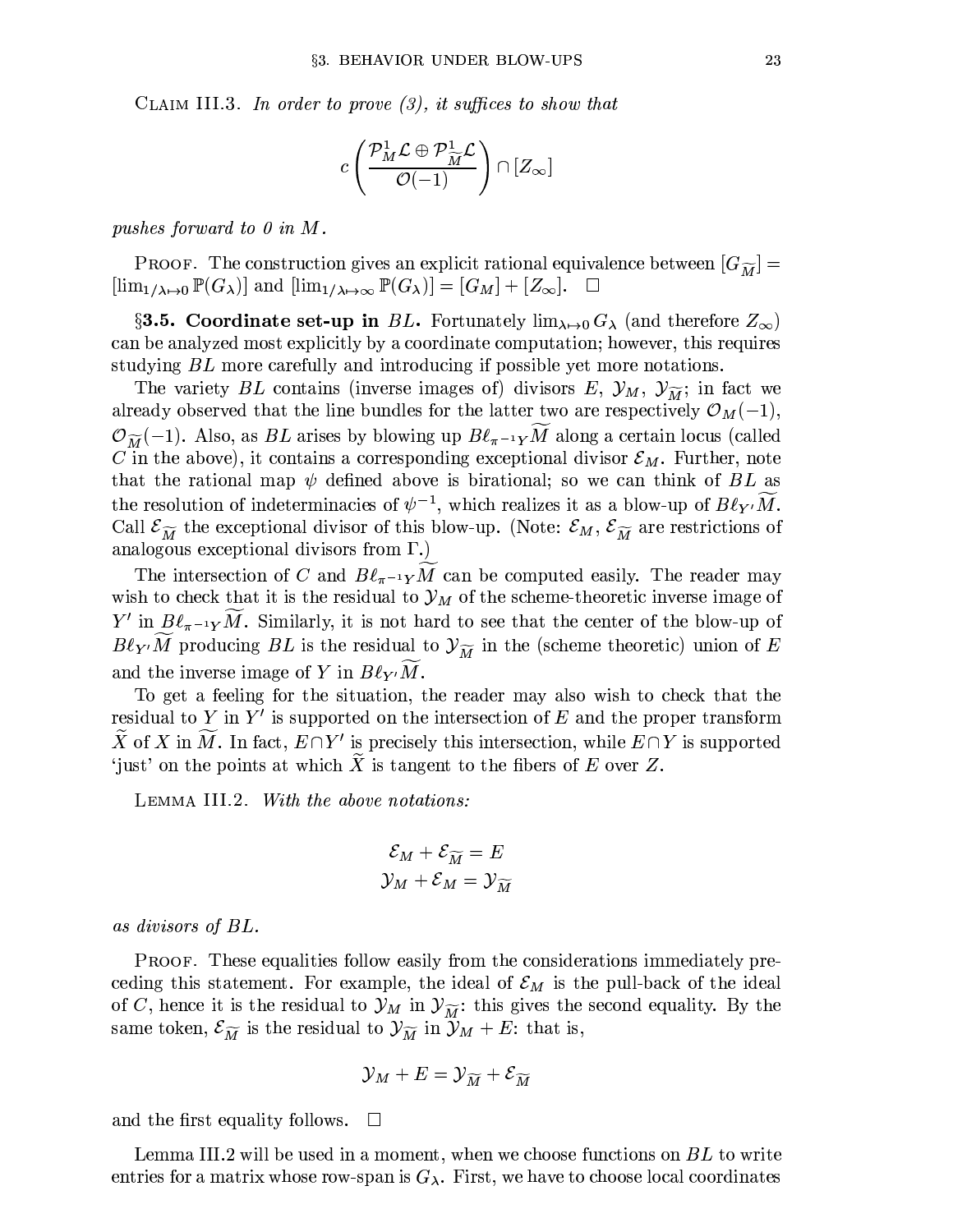Claim III.3. *In order to prove (3), it suffices to show that*

$$c\left(\frac{\mathcal{P}^1_M\mathcal{L}\oplus\mathcal{P}^1_{\widetilde{M}}\mathcal{L}}{\mathcal{O}(-1)}\right)\cap[Z_\infty]$$

*pushes forward to 0 in $M$.*

Proof. The construction gives an explicit rational equivalence between $[G_{\widetilde{M}}] = [\lim_{1/\lambda\mapsto 0}\mathbb{P}(G_\lambda)]$ and $[\lim_{1/\lambda\mapsto\infty}\mathbb{P}(G_\lambda)] = [G_M]+[Z_\infty]$. □

**§3.5. Coordinate set-up in $BL$.** Fortunately $\lim_{\lambda\mapsto 0} G_\lambda$ (and therefore $Z_\infty$) can be analyzed most explicitly by a coordinate computation; however, this requires studying $BL$ more carefully and introducing if possible yet more notations.

The variety $BL$ contains (inverse images of) divisors $E$, $\mathcal{Y}_M$, $\mathcal{Y}_{\widetilde{M}}$; in fact we already observed that the line bundles for the latter two are respectively $\mathcal{O}_M(-1)$, $\mathcal{O}_{\widetilde{M}}(-1)$. Also, as $BL$ arises by blowing up $B\ell_{\pi^{-1}Y}\widetilde{M}$ along a certain locus (called $C$ in the above), it contains a corresponding exceptional divisor $\mathcal{E}_M$. Further, note that the rational map $\psi$ defined above is birational; so we can think of $BL$ as the resolution of indeterminacies of $\psi^{-1}$, which realizes it as a blow-up of $B\ell_{Y'}\widetilde{M}$. Call $\mathcal{E}_{\widetilde{M}}$ the exceptional divisor of this blow-up. (Note: $\mathcal{E}_M$, $\mathcal{E}_{\widetilde{M}}$ are restrictions of analogous exceptional divisors from $\Gamma$.)

The intersection of $C$ and $B\ell_{\pi^{-1}Y}\widetilde{M}$ can be computed easily. The reader may wish to check that it is the residual to $\mathcal{Y}_M$ of the scheme-theoretic inverse image of $Y'$ in $B\ell_{\pi^{-1}Y}\widetilde{M}$. Similarly, it is not hard to see that the center of the blow-up of $B\ell_{Y'}\widetilde{M}$ producing $BL$ is the residual to $\mathcal{Y}_{\widetilde{M}}$ in the (scheme theoretic) union of $E$ and the inverse image of $Y$ in $B\ell_{Y'}\widetilde{M}$.

To get a feeling for the situation, the reader may also wish to check that the residual to $Y$ in $Y'$ is supported on the intersection of $E$ and the proper transform $\widetilde{X}$ of $X$ in $\widetilde{M}$. In fact, $E\cap Y'$ is precisely this intersection, while $E\cap Y$ is supported 'just' on the points at which $\widetilde{X}$ is tangent to the fibers of $E$ over $Z$.

Lemma III.2. *With the above notations:*

$$\mathcal{E}_M+\mathcal{E}_{\widetilde{M}} = E$$
$$\mathcal{Y}_M+\mathcal{E}_M = \mathcal{Y}_{\widetilde{M}}$$

*as divisors of $BL$.*

Proof. These equalities follow easily from the considerations immediately preceding this statement. For example, the ideal of $\mathcal{E}_M$ is the pull-back of the ideal of $C$, hence it is the residual to $\mathcal{Y}_M$ in $\mathcal{Y}_{\widetilde{M}}$: this gives the second equality. By the same token, $\mathcal{E}_{\widetilde{M}}$ is the residual to $\mathcal{Y}_{\widetilde{M}}$ in $\mathcal{Y}_M+E$: that is,

$$\mathcal{Y}_M+E=\mathcal{Y}_{\widetilde{M}}+\mathcal{E}_{\widetilde{M}}$$

and the first equality follows. □

Lemma III.2 will be used in a moment, when we choose functions on $BL$ to write entries for a matrix whose row-span is $G_\lambda$. First, we have to choose local coordinates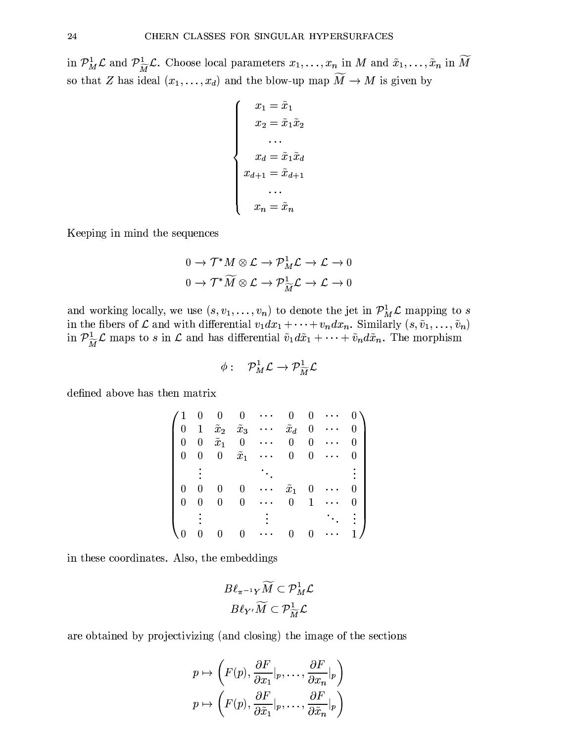in $\mathcal{P}^1_M\mathcal{L}$ and $\mathcal{P}^1_{\widetilde{M}}\mathcal{L}$. Choose local parameters $x_1, \dots, x_n$ in $M$ and $\tilde{x}_1, \dots, \tilde{x}_n$ in $\widetilde{M}$ so that $Z$ has ideal $(x_1, \dots, x_d)$ and the blow-up map $\widetilde{M} \to M$ is given by

$$
\begin{cases}
x_1 = \tilde{x}_1 \\
x_2 = \tilde{x}_1\tilde{x}_2 \\
\dots \\
x_d = \tilde{x}_1\tilde{x}_d \\
x_{d+1} = \tilde{x}_{d+1} \\
\dots \\
x_n = \tilde{x}_n
\end{cases}
$$

Keeping in mind the sequences

$$
0 \to \mathcal{T}^*M \otimes \mathcal{L} \to \mathcal{P}^1_M\mathcal{L} \to \mathcal{L} \to 0
$$
$$
0 \to \mathcal{T}^*\widetilde{M} \otimes \mathcal{L} \to \mathcal{P}^1_{\widetilde{M}}\mathcal{L} \to \mathcal{L} \to 0
$$

and working locally, we use $(s, v_1, \dots, v_n)$ to denote the jet in $\mathcal{P}^1_M\mathcal{L}$ mapping to $s$ in the fibers of $\mathcal{L}$ and with differential $v_1 dx_1 + \cdots + v_n dx_n$. Similarly $(s, \tilde{v}_1, \dots, \tilde{v}_n)$ in $\mathcal{P}^1_{\widetilde{M}}\mathcal{L}$ maps to $s$ in $\mathcal{L}$ and has differential $\tilde{v}_1 d\tilde{x}_1 + \cdots + \tilde{v}_n d\tilde{x}_n$. The morphism

$$
\phi : \quad \mathcal{P}^1_M\mathcal{L} \to \mathcal{P}^1_{\widetilde{M}}\mathcal{L}
$$

defined above has then matrix

$$
\begin{pmatrix}
1 & 0 & 0 & 0 & \cdots & 0 & 0 & \cdots & 0 \\
0 & 1 & \tilde{x}_2 & \tilde{x}_3 & \cdots & \tilde{x}_d & 0 & \cdots & 0 \\
0 & 0 & \tilde{x}_1 & 0 & \cdots & 0 & 0 & \cdots & 0 \\
0 & 0 & 0 & \tilde{x}_1 & \cdots & 0 & 0 & \cdots & 0 \\
 & \vdots & & & \ddots & & & & \vdots \\
0 & 0 & 0 & 0 & \cdots & \tilde{x}_1 & 0 & \cdots & 0 \\
0 & 0 & 0 & 0 & \cdots & 0 & 1 & \cdots & 0 \\
 & \vdots & & & \vdots & & & \ddots & \vdots \\
0 & 0 & 0 & 0 & \cdots & 0 & 0 & \cdots & 1
\end{pmatrix}
$$

in these coordinates. Also, the embeddings

$$
B\ell_{\pi^{-1}Y}\widetilde{M} \subset \mathcal{P}^1_M\mathcal{L}
$$
$$
B\ell_{Y'}\widetilde{M} \subset \mathcal{P}^1_{\widetilde{M}}\mathcal{L}
$$

are obtained by projectivizing (and closing) the image of the sections

$$
p \mapsto \left( F(p), \frac{\partial F}{\partial x_1}|_p, \dots, \frac{\partial F}{\partial x_n}|_p \right)
$$
$$
p \mapsto \left( F(p), \frac{\partial F}{\partial \tilde{x}_1}|_p, \dots, \frac{\partial F}{\partial \tilde{x}_n}|_p \right)
$$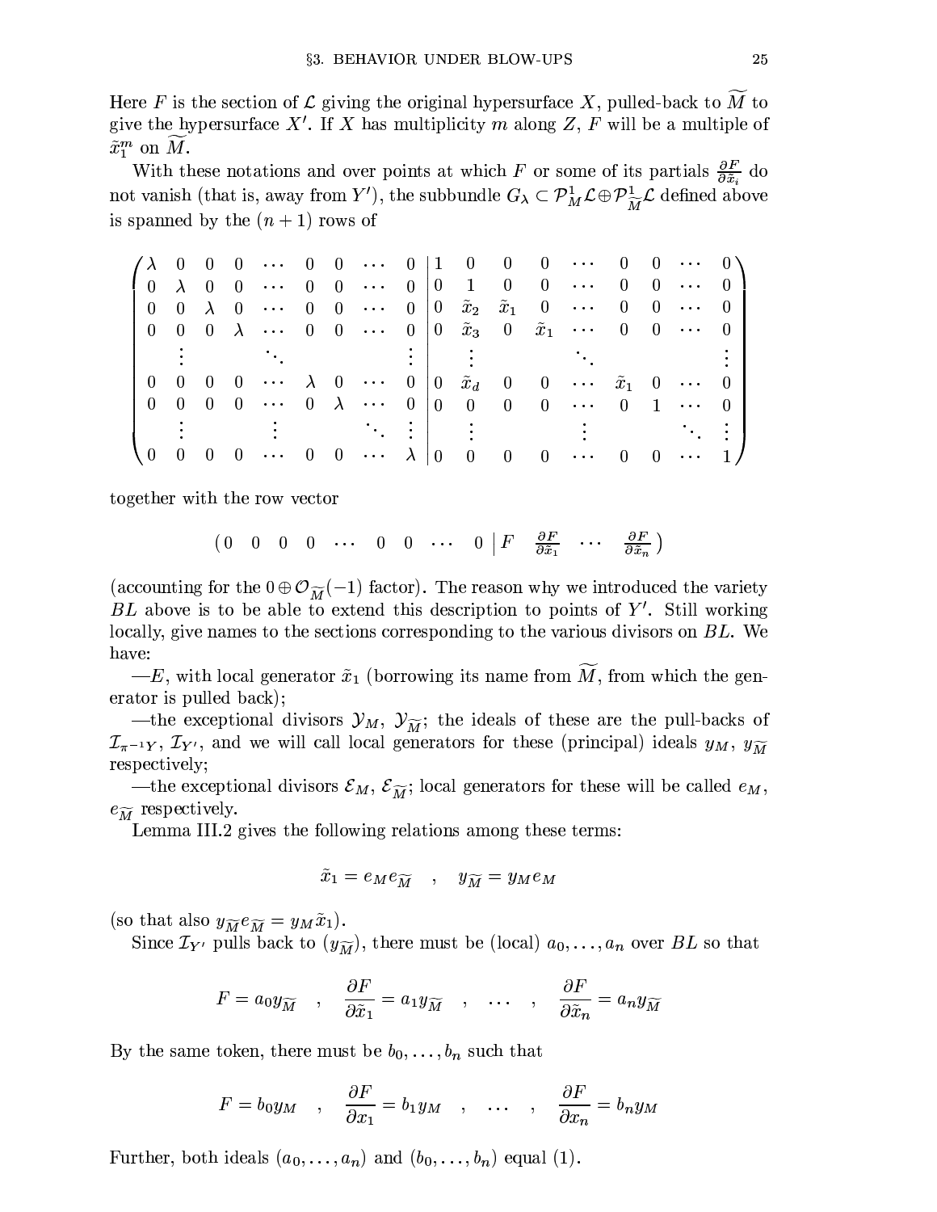Here $F$ is the section of $\mathcal{L}$ giving the original hypersurface $X$, pulled-back to $\widetilde{M}$ to give the hypersurface $X'$. If $X$ has multiplicity $m$ along $Z$, $F$ will be a multiple of $\tilde{x}_1^m$ on $\widetilde{M}$.

With these notations and over points at which $F$ or some of its partials $\frac{\partial F}{\partial \tilde{x}_i}$ do not vanish (that is, away from $Y'$), the subbundle $G_\lambda \subset \mathcal{P}^1_M\mathcal{L} \oplus \mathcal{P}^1_{\widetilde{M}}\mathcal{L}$ defined above is spanned by the $(n+1)$ rows of

$$\left(\begin{array}{cccccccccc|cccccccccc}
\lambda & 0 & 0 & 0 & \cdots & 0 & 0 & \cdots & 0 & & 1 & 0 & 0 & 0 & \cdots & 0 & 0 & \cdots & 0 \\
0 & \lambda & 0 & 0 & \cdots & 0 & 0 & \cdots & 0 & & 0 & 1 & 0 & 0 & \cdots & 0 & 0 & \cdots & 0 \\
0 & 0 & \lambda & 0 & \cdots & 0 & 0 & \cdots & 0 & & 0 & \tilde{x}_2 & \tilde{x}_1 & 0 & \cdots & 0 & 0 & \cdots & 0 \\
0 & 0 & 0 & \lambda & \cdots & 0 & 0 & \cdots & 0 & & 0 & \tilde{x}_3 & 0 & \tilde{x}_1 & \cdots & 0 & 0 & \cdots & 0 \\
 & \vdots & & & \ddots & & & & \vdots & & & \vdots & & & \ddots & & & & \vdots \\
0 & 0 & 0 & 0 & \cdots & \lambda & 0 & \cdots & 0 & & 0 & \tilde{x}_d & 0 & 0 & \cdots & \tilde{x}_1 & 0 & \cdots & 0 \\
0 & 0 & 0 & 0 & \cdots & 0 & \lambda & \cdots & 0 & & 0 & 0 & 0 & 0 & \cdots & 0 & 1 & \cdots & 0 \\
 & \vdots & & & \vdots & & & \ddots & \vdots & & & \vdots & & & \vdots & & & \ddots & \vdots \\
0 & 0 & 0 & 0 & \cdots & 0 & 0 & \cdots & \lambda & & 0 & 0 & 0 & 0 & \cdots & 0 & 0 & \cdots & 1
\end{array}\right)$$

together with the row vector

$$\left(\begin{array}{ccccccccc|cccc}
0 & 0 & 0 & 0 & \cdots & 0 & 0 & \cdots & 0 & F & \frac{\partial F}{\partial \tilde{x}_1} & \cdots & \frac{\partial F}{\partial \tilde{x}_n}
\end{array}\right)$$

(accounting for the $0 \oplus \mathcal{O}_{\widetilde{M}}(-1)$ factor). The reason why we introduced the variety $BL$ above is to be able to extend this description to points of $Y'$. Still working locally, give names to the sections corresponding to the various divisors on $BL$. We have:

—$E$, with local generator $\tilde{x}_1$ (borrowing its name from $\widetilde{M}$, from which the generator is pulled back);

—the exceptional divisors $\mathcal{Y}_M$, $\mathcal{Y}_{\widetilde{M}}$; the ideals of these are the pull-backs of $\mathcal{I}_{\pi^{-1}Y}$, $\mathcal{I}_{Y'}$, and we will call local generators for these (principal) ideals $y_M$, $y_{\widetilde{M}}$ respectively;

—the exceptional divisors $\mathcal{E}_M$, $\mathcal{E}_{\widetilde{M}}$; local generators for these will be called $e_M$, $e_{\widetilde{M}}$ respectively.

Lemma III.2 gives the following relations among these terms:

$$\tilde{x}_1 = e_M e_{\widetilde{M}} \quad , \quad y_{\widetilde{M}} = y_M e_M$$

(so that also $y_{\widetilde{M}} e_{\widetilde{M}} = y_M \tilde{x}_1$).

Since $\mathcal{I}_{Y'}$ pulls back to $(y_{\widetilde{M}})$, there must be (local) $a_0, \dots, a_n$ over $BL$ so that

$$F = a_0 y_{\widetilde{M}} \quad , \quad \frac{\partial F}{\partial \tilde{x}_1} = a_1 y_{\widetilde{M}} \quad , \quad \dots \quad , \quad \frac{\partial F}{\partial \tilde{x}_n} = a_n y_{\widetilde{M}}$$

By the same token, there must be $b_0, \dots, b_n$ such that

$$F = b_0 y_M \quad , \quad \frac{\partial F}{\partial x_1} = b_1 y_M \quad , \quad \dots \quad , \quad \frac{\partial F}{\partial x_n} = b_n y_M$$

Further, both ideals $(a_0, \dots, a_n)$ and $(b_0, \dots, b_n)$ equal $(1)$.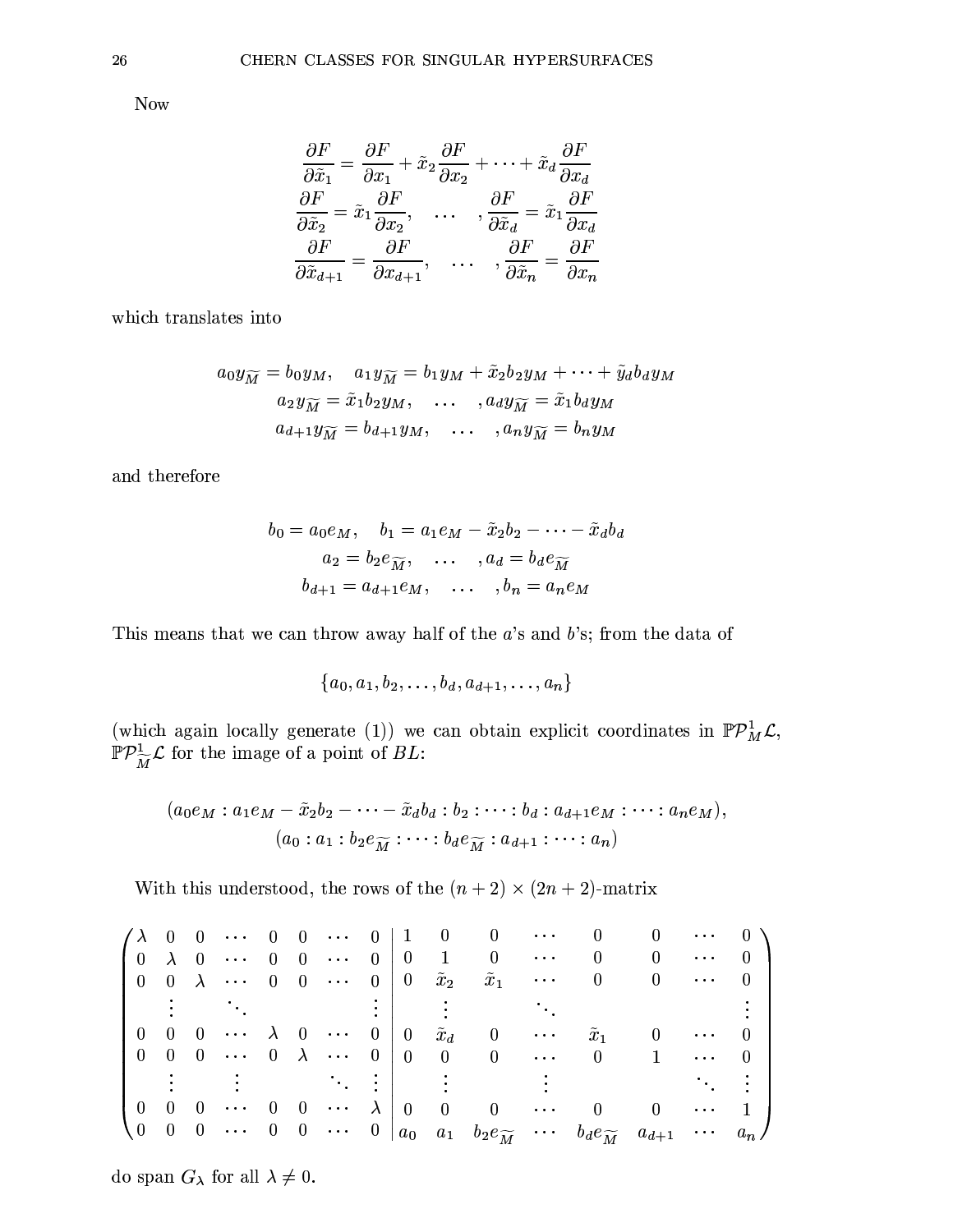Now

$$
\begin{gathered}
\frac{\partial F}{\partial \tilde{x}_1} = \frac{\partial F}{\partial x_1} + \tilde{x}_2 \frac{\partial F}{\partial x_2} + \cdots + \tilde{x}_d \frac{\partial F}{\partial x_d} \\
\frac{\partial F}{\partial \tilde{x}_2} = \tilde{x}_1 \frac{\partial F}{\partial x_2}, \quad \ldots \quad , \frac{\partial F}{\partial \tilde{x}_d} = \tilde{x}_1 \frac{\partial F}{\partial x_d} \\
\frac{\partial F}{\partial \tilde{x}_{d+1}} = \frac{\partial F}{\partial x_{d+1}}, \quad \ldots \quad , \frac{\partial F}{\partial \tilde{x}_n} = \frac{\partial F}{\partial x_n}
\end{gathered}
$$

which translates into

$$
\begin{gathered}
a_0 y_{\widetilde{M}} = b_0 y_M, \quad a_1 y_{\widetilde{M}} = b_1 y_M + \tilde{x}_2 b_2 y_M + \cdots + \tilde{y}_d b_d y_M \\
a_2 y_{\widetilde{M}} = \tilde{x}_1 b_2 y_M, \quad \ldots \quad , a_d y_{\widetilde{M}} = \tilde{x}_1 b_d y_M \\
a_{d+1} y_{\widetilde{M}} = b_{d+1} y_M, \quad \ldots \quad , a_n y_{\widetilde{M}} = b_n y_M
\end{gathered}
$$

and therefore

$$
\begin{gathered}
b_0 = a_0 e_M, \quad b_1 = a_1 e_M - \tilde{x}_2 b_2 - \cdots - \tilde{x}_d b_d \\
a_2 = b_2 e_{\widetilde{M}}, \quad \ldots \quad , a_d = b_d e_{\widetilde{M}} \\
b_{d+1} = a_{d+1} e_M, \quad \ldots \quad , b_n = a_n e_M
\end{gathered}
$$

This means that we can throw away half of the $a$'s and $b$'s; from the data of

$$
\{a_0, a_1, b_2, \ldots, b_d, a_{d+1}, \ldots, a_n\}
$$

(which again locally generate (1)) we can obtain explicit coordinates in $\mathbb{P}\mathcal{P}^1_M \mathcal{L}$, $\mathbb{P}\mathcal{P}^1_{\widetilde{M}} \mathcal{L}$ for the image of a point of $BL$:

$$
\begin{gathered}
(a_0 e_M : a_1 e_M - \tilde{x}_2 b_2 - \cdots - \tilde{x}_d b_d : b_2 : \cdots : b_d : a_{d+1} e_M : \cdots : a_n e_M), \\
(a_0 : a_1 : b_2 e_{\widetilde{M}} : \cdots : b_d e_{\widetilde{M}} : a_{d+1} : \cdots : a_n)
\end{gathered}
$$

With this understood, the rows of the $(n+2) \times (2n+2)$-matrix

$$
\left(\begin{array}{cccccccc|cccccccc}
\lambda & 0 & 0 & \cdots & 0 & 0 & \cdots & 0 & 1 & 0 & 0 & \cdots & 0 & 0 & \cdots & 0 \\
0 & \lambda & 0 & \cdots & 0 & 0 & \cdots & 0 & 0 & 1 & 0 & \cdots & 0 & 0 & \cdots & 0 \\
0 & 0 & \lambda & \cdots & 0 & 0 & \cdots & 0 & 0 & \tilde{x}_2 & \tilde{x}_1 & \cdots & 0 & 0 & \cdots & 0 \\
 & \vdots & & \ddots & & & & \vdots & & \vdots & & \ddots & & & & \vdots \\
0 & 0 & 0 & \cdots & \lambda & 0 & \cdots & 0 & 0 & \tilde{x}_d & 0 & \cdots & \tilde{x}_1 & 0 & \cdots & 0 \\
0 & 0 & 0 & \cdots & 0 & \lambda & \cdots & 0 & 0 & 0 & 0 & \cdots & 0 & 1 & \cdots & 0 \\
 & \vdots & & \vdots & & & \ddots & \vdots & & \vdots & & \vdots & & & \ddots & \vdots \\
0 & 0 & 0 & \cdots & 0 & 0 & \cdots & \lambda & 0 & 0 & 0 & \cdots & 0 & 0 & \cdots & 1 \\
0 & 0 & 0 & \cdots & 0 & 0 & \cdots & 0 & a_0 & a_1 & b_2 e_{\widetilde{M}} & \cdots & b_d e_{\widetilde{M}} & a_{d+1} & \cdots & a_n
\end{array}\right)
$$

do span $G_\lambda$ for all $\lambda \neq 0$.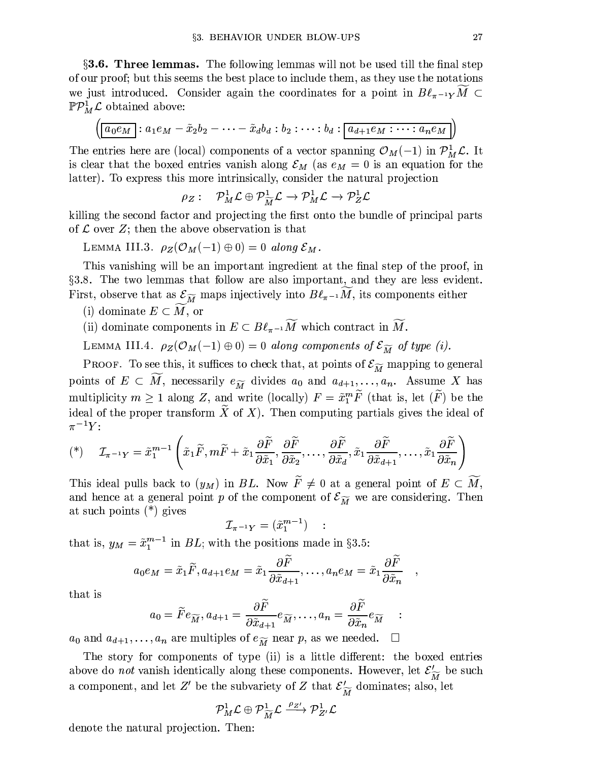**§3.6. Three lemmas.** The following lemmas will not be used till the final step of our proof; but this seems the best place to include them, as they use the notations we just introduced. Consider again the coordinates for a point in $B\ell_{\pi^{-1}Y}\widetilde{M} \subset \mathbb{P}\mathcal{P}^1_M\mathcal{L}$ obtained above:

$$\left(\boxed{a_0 e_M} : a_1 e_M - \tilde{x}_2 b_2 - \cdots - \tilde{x}_d b_d : b_2 : \cdots : b_d : \boxed{a_{d+1} e_M : \cdots : a_n e_M}\right)$$

The entries here are (local) components of a vector spanning $\mathcal{O}_M(-1)$ in $\mathcal{P}^1_M\mathcal{L}$. It is clear that the boxed entries vanish along $\mathcal{E}_M$ (as $e_M = 0$ is an equation for the latter). To express this more intrinsically, consider the natural projection

$$\rho_Z : \quad \mathcal{P}^1_M\mathcal{L} \oplus \mathcal{P}^1_{\widetilde{M}}\mathcal{L} \to \mathcal{P}^1_M\mathcal{L} \to \mathcal{P}^1_Z\mathcal{L}$$

killing the second factor and projecting the first onto the bundle of principal parts of $\mathcal{L}$ over $Z$; then the above observation is that

LEMMA III.3. *$\rho_Z(\mathcal{O}_M(-1) \oplus 0) = 0$ along $\mathcal{E}_M$.*

This vanishing will be an important ingredient at the final step of the proof, in §3.8. The two lemmas that follow are also important, and they are less evident. First, observe that as $\mathcal{E}_{\widetilde{M}}$ maps injectively into $B\ell_{\pi^{-1}}\widetilde{M}$, its components either

(i) dominate $E \subset \widetilde{M}$, or

(ii) dominate components in $E \subset B\ell_{\pi^{-1}}\widetilde{M}$ which contract in $\widetilde{M}$.

LEMMA III.4. *$\rho_Z(\mathcal{O}_M(-1) \oplus 0) = 0$ along components of $\mathcal{E}_{\widetilde{M}}$ of type (i).*

PROOF. To see this, it suffices to check that, at points of $\mathcal{E}_{\widetilde{M}}$ mapping to general points of $E \subset \widetilde{M}$, necessarily $e_{\widetilde{M}}$ divides $a_0$ and $a_{d+1}, \dots, a_n$. Assume $X$ has multiplicity $m \geq 1$ along $Z$, and write (locally) $F = \tilde{x}_1^m \widetilde{F}$ (that is, let $(\widetilde{F})$ be the ideal of the proper transform $\widetilde{X}$ of $X$). Then computing partials gives the ideal of $\pi^{-1}Y$:

$$(*) \quad \mathcal{I}_{\pi^{-1}Y} = \tilde{x}_1^{m-1}\left(\tilde{x}_1\widetilde{F}, m\widetilde{F} + \tilde{x}_1\frac{\partial \widetilde{F}}{\partial \tilde{x}_1}, \frac{\partial \widetilde{F}}{\partial \tilde{x}_2}, \dots, \frac{\partial \widetilde{F}}{\partial \tilde{x}_d}, \tilde{x}_1\frac{\partial \widetilde{F}}{\partial \tilde{x}_{d+1}}, \dots, \tilde{x}_1\frac{\partial \widetilde{F}}{\partial \tilde{x}_n}\right)$$

This ideal pulls back to $(y_M)$ in $BL$. Now $\widetilde{F} \neq 0$ at a general point of $E \subset \widetilde{M}$, and hence at a general point $p$ of the component of $\mathcal{E}_{\widetilde{M}}$ we are considering. Then at such points $(*)$ gives

$$\mathcal{I}_{\pi^{-1}Y} = (\tilde{x}_1^{m-1}) \quad :$$

that is, $y_M = \tilde{x}_1^{m-1}$ in $BL$; with the positions made in §3.5:

$$a_0 e_M = \tilde{x}_1\widetilde{F}, a_{d+1}e_M = \tilde{x}_1\frac{\partial \widetilde{F}}{\partial \tilde{x}_{d+1}}, \dots, a_n e_M = \tilde{x}_1\frac{\partial \widetilde{F}}{\partial \tilde{x}_n} \quad ,$$

that is

$$a_0 = \widetilde{F}e_{\widetilde{M}}, a_{d+1} = \frac{\partial \widetilde{F}}{\partial \tilde{x}_{d+1}}e_{\widetilde{M}}, \dots, a_n = \frac{\partial \widetilde{F}}{\partial \tilde{x}_n}e_{\widetilde{M}} \quad :$$

$a_0$ and $a_{d+1}, \dots, a_n$ are multiples of $e_{\widetilde{M}}$ near $p$, as we needed. $\square$

The story for components of type (ii) is a little different: the boxed entries above do *not* vanish identically along these components. However, let $\mathcal{E}'_{\widetilde{M}}$ be such a component, and let $Z'$ be the subvariety of $Z$ that $\mathcal{E}'_{\widetilde{M}}$ dominates; also, let

$$\mathcal{P}^1_M\mathcal{L} \oplus \mathcal{P}^1_{\widetilde{M}}\mathcal{L} \xrightarrow{\rho_{Z'}} \mathcal{P}^1_{Z'}\mathcal{L}$$

denote the natural projection. Then: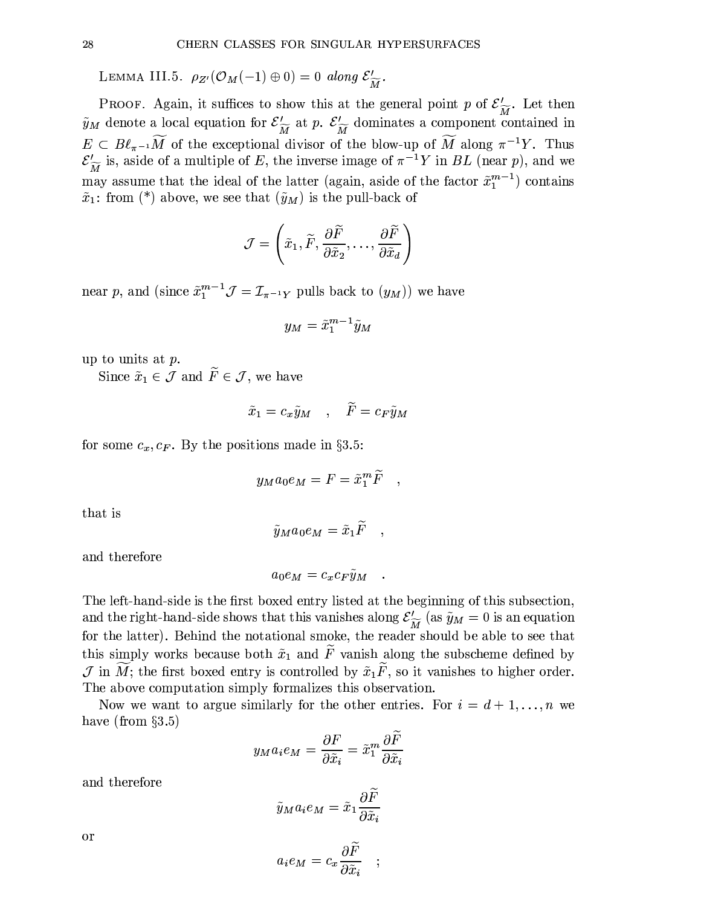LEMMA III.5. *$\rho_{Z'}(\mathcal{O}_M(-1) \oplus 0) = 0$ along $\mathcal{E}'_{\widetilde{M}}$.*

PROOF. Again, it suffices to show this at the general point $p$ of $\mathcal{E}'_{\widetilde{M}}$. Let then $\tilde{y}_M$ denote a local equation for $\mathcal{E}'_{\widetilde{M}}$ at $p$. $\mathcal{E}'_{\widetilde{M}}$ dominates a component contained in $E \subset B\ell_{\pi^{-1}}\widetilde{M}$ of the exceptional divisor of the blow-up of $\widetilde{M}$ along $\pi^{-1}Y$. Thus $\mathcal{E}'_{\widetilde{M}}$ is, aside of a multiple of $E$, the inverse image of $\pi^{-1}Y$ in $BL$ (near $p$), and we may assume that the ideal of the latter (again, aside of the factor $\tilde{x}_1^{m-1}$) contains $\tilde{x}_1$: from (*) above, we see that $(\tilde{y}_M)$ is the pull-back of

$$\mathcal{J} = \left(\tilde{x}_1, \widetilde{F}, \frac{\partial \widetilde{F}}{\partial \tilde{x}_2}, \ldots, \frac{\partial \widetilde{F}}{\partial \tilde{x}_d}\right)$$

near $p$, and (since $\tilde{x}_1^{m-1}\mathcal{J} = \mathcal{I}_{\pi^{-1}Y}$ pulls back to $(y_M)$) we have

$$y_M = \tilde{x}_1^{m-1}\tilde{y}_M$$

up to units at $p$.

Since $\tilde{x}_1 \in \mathcal{J}$ and $\widetilde{F} \in \mathcal{J}$, we have

$$\tilde{x}_1 = c_x \tilde{y}_M \quad , \quad \widetilde{F} = c_F \tilde{y}_M$$

for some $c_x, c_F$. By the positions made in §3.5:

$$y_M a_0 e_M = F = \tilde{x}_1^m \widetilde{F} \quad ,$$

that is

$$\tilde{y}_M a_0 e_M = \tilde{x}_1 \widetilde{F} \quad ,$$

and therefore

$$a_0 e_M = c_x c_F \tilde{y}_M \quad .$$

The left-hand-side is the first boxed entry listed at the beginning of this subsection, and the right-hand-side shows that this vanishes along $\mathcal{E}'_{\widetilde{M}}$ (as $\tilde{y}_M = 0$ is an equation for the latter). Behind the notational smoke, the reader should be able to see that this simply works because both $\tilde{x}_1$ and $\widetilde{F}$ vanish along the subscheme defined by $\mathcal{J}$ in $\widetilde{M}$; the first boxed entry is controlled by $\tilde{x}_1 \widetilde{F}$, so it vanishes to higher order. The above computation simply formalizes this observation.

Now we want to argue similarly for the other entries. For $i = d+1, \ldots, n$ we have (from §3.5)

$$y_M a_i e_M = \frac{\partial F}{\partial \tilde{x}_i} = \tilde{x}_1^m \frac{\partial \widetilde{F}}{\partial \tilde{x}_i}$$

and therefore

$$\tilde{y}_M a_i e_M = \tilde{x}_1 \frac{\partial \widetilde{F}}{\partial \tilde{x}_i}$$

or

$$a_i e_M = c_x \frac{\partial \widetilde{F}}{\partial \tilde{x}_i} \quad ;$$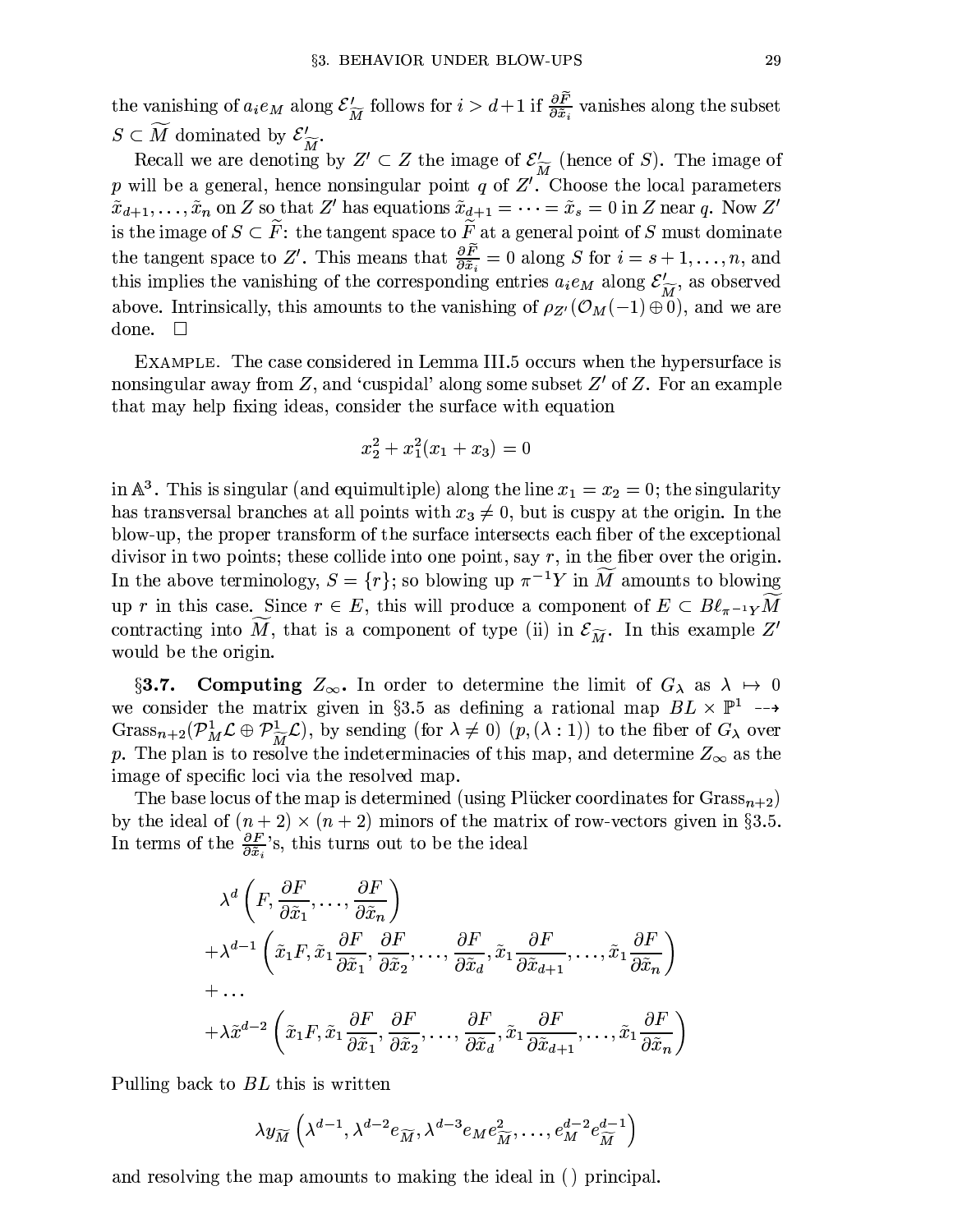the vanishing of $a_i e_M$ along $\mathcal{E}'_{\widetilde{M}}$ follows for $i > d+1$ if $\frac{\partial \widetilde{F}}{\partial \tilde{x}_i}$ vanishes along the subset $S \subset \widetilde{M}$ dominated by $\mathcal{E}'_{\widetilde{M}}$.

Recall we are denoting by $Z' \subset Z$ the image of $\mathcal{E}'_{\widetilde{M}}$ (hence of $S$). The image of $p$ will be a general, hence nonsingular point $q$ of $Z'$. Choose the local parameters $\tilde{x}_{d+1}, \dots, \tilde{x}_n$ on $Z$ so that $Z'$ has equations $\tilde{x}_{d+1} = \dots = \tilde{x}_s = 0$ in $Z$ near $q$. Now $Z'$ is the image of $S \subset \widetilde{F}$: the tangent space to $\widetilde{F}$ at a general point of $S$ must dominate the tangent space to $Z'$. This means that $\frac{\partial \widetilde{F}}{\partial \tilde{x}_i} = 0$ along $S$ for $i = s+1, \dots, n$, and this implies the vanishing of the corresponding entries $a_i e_M$ along $\mathcal{E}'_{\widetilde{M}}$, as observed above. Intrinsically, this amounts to the vanishing of $\rho_{Z'}(\mathcal{O}_M(-1) \oplus 0)$, and we are done. $\square$

Example. The case considered in Lemma III.5 occurs when the hypersurface is nonsingular away from $Z$, and 'cuspidal' along some subset $Z'$ of $Z$. For an example that may help fixing ideas, consider the surface with equation

$$x_2^2 + x_1^2(x_1 + x_3) = 0$$

in $\mathbb{A}^3$. This is singular (and equimultiple) along the line $x_1 = x_2 = 0$; the singularity has transversal branches at all points with $x_3 \neq 0$, but is cuspy at the origin. In the blow-up, the proper transform of the surface intersects each fiber of the exceptional divisor in two points; these collide into one point, say $r$, in the fiber over the origin. In the above terminology, $S = \{r\}$; so blowing up $\pi^{-1}Y$ in $\widetilde{M}$ amounts to blowing up $r$ in this case. Since $r \in E$, this will produce a component of $E \subset B\ell_{\pi^{-1}Y}\widetilde{M}$ contracting into $\widetilde{M}$, that is a component of type (ii) in $\mathcal{E}_{\widetilde{M}}$. In this example $Z'$ would be the origin.

**§3.7. Computing $Z_\infty$.** In order to determine the limit of $G_\lambda$ as $\lambda \mapsto 0$ we consider the matrix given in §3.5 as defining a rational map $BL \times \mathbb{P}^1 \dashrightarrow \text{Grass}_{n+2}(\mathcal{P}^1_M\mathcal{L} \oplus \mathcal{P}^1_{\widetilde{M}}\mathcal{L})$, by sending (for $\lambda \neq 0$) $(p, (\lambda : 1))$ to the fiber of $G_\lambda$ over $p$. The plan is to resolve the indeterminacies of this map, and determine $Z_\infty$ as the image of specific loci via the resolved map.

The base locus of the map is determined (using Plücker coordinates for $\text{Grass}_{n+2}$) by the ideal of $(n+2) \times (n+2)$ minors of the matrix of row-vectors given in §3.5. In terms of the $\frac{\partial F}{\partial \tilde{x}_i}$'s, this turns out to be the ideal

$$\begin{aligned}
&\lambda^d \left( F, \frac{\partial F}{\partial \tilde{x}_1}, \dots, \frac{\partial F}{\partial \tilde{x}_n} \right) \\
&+\lambda^{d-1} \left( \tilde{x}_1 F, \tilde{x}_1 \frac{\partial F}{\partial \tilde{x}_1}, \frac{\partial F}{\partial \tilde{x}_2}, \dots, \frac{\partial F}{\partial \tilde{x}_d}, \tilde{x}_1 \frac{\partial F}{\partial \tilde{x}_{d+1}}, \dots, \tilde{x}_1 \frac{\partial F}{\partial \tilde{x}_n} \right) \\
&+ \dots \\
&+\lambda \tilde{x}^{d-2} \left( \tilde{x}_1 F, \tilde{x}_1 \frac{\partial F}{\partial \tilde{x}_1}, \frac{\partial F}{\partial \tilde{x}_2}, \dots, \frac{\partial F}{\partial \tilde{x}_d}, \tilde{x}_1 \frac{\partial F}{\partial \tilde{x}_{d+1}}, \dots, \tilde{x}_1 \frac{\partial F}{\partial \tilde{x}_n} \right)
\end{aligned}$$

Pulling back to $BL$ this is written

$$\lambda y_{\widetilde{M}} \left( \lambda^{d-1}, \lambda^{d-2} e_{\widetilde{M}}, \lambda^{d-3} e_M e_{\widetilde{M}}^2, \dots, e_M^{d-2} e_{\widetilde{M}}^{d-1} \right)$$

and resolving the map amounts to making the ideal in ( ) principal.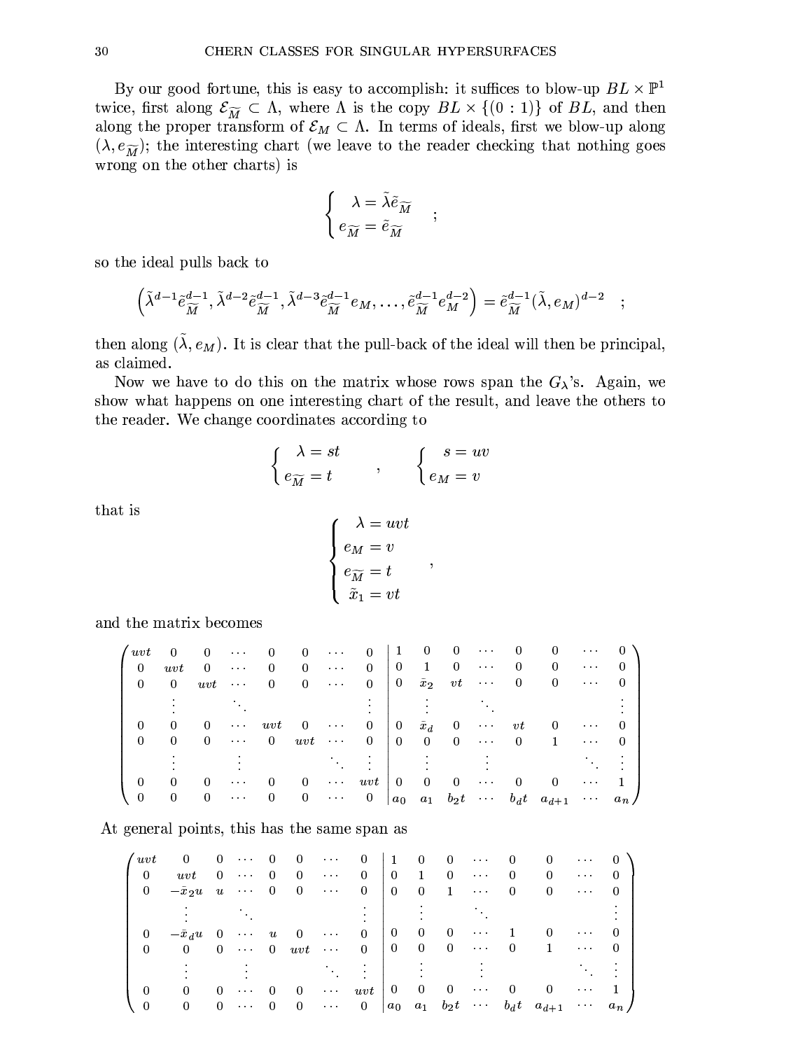By our good fortune, this is easy to accomplish: it suffices to blow-up $BL \times \mathbb{P}^1$ twice, first along $\mathcal{E}_{\widetilde{M}} \subset \Lambda$, where $\Lambda$ is the copy $BL \times \{(0:1)\}$ of $BL$, and then along the proper transform of $\mathcal{E}_M \subset \Lambda$. In terms of ideals, first we blow-up along $(\lambda, e_{\widetilde{M}})$; the interesting chart (we leave to the reader checking that nothing goes wrong on the other charts) is

$$\begin{cases} \lambda = \tilde{\lambda}\tilde{e}_{\widetilde{M}} \\ e_{\widetilde{M}} = \tilde{e}_{\widetilde{M}} \end{cases} ;$$

so the ideal pulls back to

$$\left(\tilde{\lambda}^{d-1}\tilde{e}_{\widetilde{M}}^{d-1}, \tilde{\lambda}^{d-2}\tilde{e}_{\widetilde{M}}^{d-1}, \tilde{\lambda}^{d-3}\tilde{e}_{\widetilde{M}}^{d-1}e_M, \dots, \tilde{e}_{\widetilde{M}}^{d-1}e_M^{d-2}\right) = \tilde{e}_{\widetilde{M}}^{d-1}(\tilde{\lambda}, e_M)^{d-2} \quad ;$$

then along $(\tilde{\lambda}, e_M)$. It is clear that the pull-back of the ideal will then be principal, as claimed.

Now we have to do this on the matrix whose rows span the $G_\lambda$'s. Again, we show what happens on one interesting chart of the result, and leave the others to the reader. We change coordinates according to

$$\begin{cases} \lambda = st \\ e_{\widetilde{M}} = t \end{cases} , \qquad \begin{cases} s = uv \\ e_M = v \end{cases}$$

that is

$$\begin{cases} \lambda = uvt \\ e_M = v \\ e_{\widetilde{M}} = t \\ \tilde{x}_1 = vt \end{cases} ,$$

and the matrix becomes

$$\left(\begin{array}{cccccccc|cccccccc}
uvt & 0 & 0 & \cdots & 0 & 0 & \cdots & 0 & 1 & 0 & 0 & \cdots & 0 & 0 & \cdots & 0 \\
0 & uvt & 0 & \cdots & 0 & 0 & \cdots & 0 & 0 & 1 & 0 & \cdots & 0 & 0 & \cdots & 0 \\
0 & 0 & uvt & \cdots & 0 & 0 & \cdots & 0 & 0 & \bar{x}_2 & vt & \cdots & 0 & 0 & \cdots & 0 \\
\vdots & & & \ddots & & & & \vdots & \vdots & & & \ddots & & & & \vdots \\
0 & 0 & 0 & \cdots & uvt & 0 & \cdots & 0 & 0 & \bar{x}_d & 0 & \cdots & vt & 0 & \cdots & 0 \\
0 & 0 & 0 & \cdots & 0 & uvt & \cdots & 0 & 0 & 0 & 0 & \cdots & 0 & 1 & \cdots & 0 \\
\vdots & & \vdots & & & & \ddots & \vdots & \vdots & & \vdots & & & & \ddots & \vdots \\
0 & 0 & 0 & \cdots & 0 & 0 & \cdots & uvt & 0 & 0 & 0 & \cdots & 0 & 0 & \cdots & 1 \\
0 & 0 & 0 & \cdots & 0 & 0 & \cdots & 0 & a_0 & a_1 & b_2t & \cdots & b_dt & a_{d+1} & \cdots & a_n
\end{array}\right)$$

At general points, this has the same span as

$$\left(\begin{array}{cccccccc|cccccccc}
uvt & 0 & 0 & \cdots & 0 & 0 & \cdots & 0 & 1 & 0 & 0 & \cdots & 0 & 0 & \cdots & 0 \\
0 & uvt & 0 & \cdots & 0 & 0 & \cdots & 0 & 0 & 1 & 0 & \cdots & 0 & 0 & \cdots & 0 \\
0 & -\bar{x}_2u & u & \cdots & 0 & 0 & \cdots & 0 & 0 & 0 & 1 & \cdots & 0 & 0 & \cdots & 0 \\
 & \vdots & & \ddots & & & & \vdots & & \vdots & & \ddots & & & & \vdots \\
0 & -\bar{x}_du & 0 & \cdots & u & 0 & \cdots & 0 & 0 & 0 & 0 & \cdots & 1 & 0 & \cdots & 0 \\
0 & 0 & 0 & \cdots & 0 & uvt & \cdots & 0 & 0 & 0 & 0 & \cdots & 0 & 1 & \cdots & 0 \\
 & \vdots & & \vdots & & & \ddots & \vdots & & \vdots & & \vdots & & & \ddots & \vdots \\
0 & 0 & 0 & \cdots & 0 & 0 & \cdots & uvt & 0 & 0 & 0 & \cdots & 0 & 0 & \cdots & 1 \\
0 & 0 & 0 & \cdots & 0 & 0 & \cdots & 0 & a_0 & a_1 & b_2t & \cdots & b_dt & a_{d+1} & \cdots & a_n
\end{array}\right)$$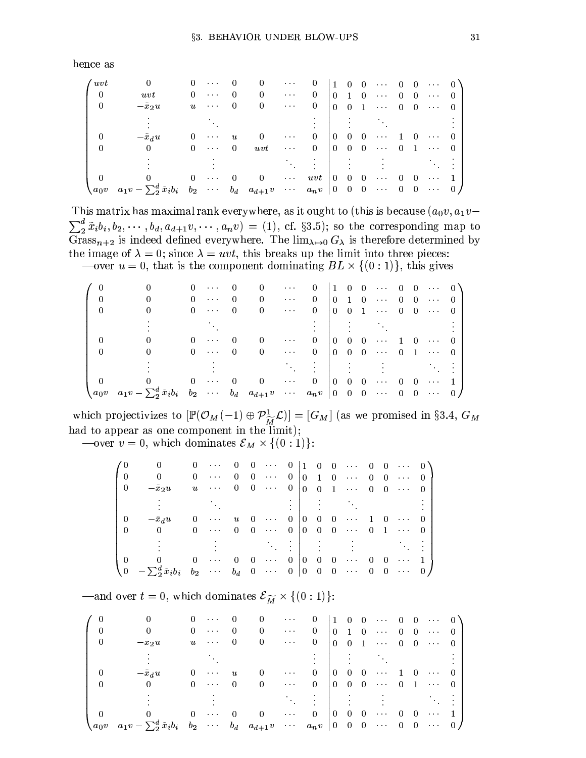hence as

$$
\left(\begin{array}{cccccccccc|cccccccc}
uvt & 0 & 0 & \cdots & 0 & 0 & \cdots & 0 & 1 & 0 & 0 & \cdots & 0 & 0 & \cdots & 0 \\
0 & uvt & 0 & \cdots & 0 & 0 & \cdots & 0 & 0 & 1 & 0 & \cdots & 0 & 0 & \cdots & 0 \\
0 & -\bar{x}_2 u & u & \cdots & 0 & 0 & \cdots & 0 & 0 & 0 & 1 & \cdots & 0 & 0 & \cdots & 0 \\
 & \vdots & & \ddots & & & & \vdots & & \vdots & & \ddots & & & & \vdots \\
0 & -\bar{x}_d u & 0 & \cdots & u & 0 & \cdots & 0 & 0 & 0 & 0 & \cdots & 1 & 0 & \cdots & 0 \\
0 & 0 & 0 & \cdots & 0 & uvt & \cdots & 0 & 0 & 0 & 0 & \cdots & 0 & 1 & \cdots & 0 \\
 & \vdots & & \vdots & & & \ddots & \vdots & & \vdots & & \vdots & & & \ddots & \vdots \\
0 & 0 & 0 & \cdots & 0 & 0 & \cdots & uvt & 0 & 0 & 0 & \cdots & 0 & 0 & \cdots & 1 \\
a_0 v & a_1 v - \sum_2^d \bar{x}_i b_i & b_2 & \cdots & b_d & a_{d+1} v & \cdots & a_n v & 0 & 0 & 0 & \cdots & 0 & 0 & \cdots & 0
\end{array}\right)
$$

This matrix has maximal rank everywhere, as it ought to (this is because $(a_0 v, a_1 v - \sum_2^d \tilde{x}_i b_i, b_2, \cdots, b_d, a_{d+1} v, \cdots, a_n v) = (1)$, cf. §3.5); so the corresponding map to $\mathrm{Grass}_{n+2}$ is indeed defined everywhere. The $\lim_{\lambda\mapsto 0} G_\lambda$ is therefore determined by the image of $\lambda = 0$; since $\lambda = uvt$, this breaks up the limit into three pieces:

—over $u = 0$, that is the component dominating $BL \times \{(0:1)\}$, this gives

$$
\left(\begin{array}{cccccccccc|cccccccc}
0 & 0 & 0 & \cdots & 0 & 0 & \cdots & 0 & 1 & 0 & 0 & \cdots & 0 & 0 & \cdots & 0 \\
0 & 0 & 0 & \cdots & 0 & 0 & \cdots & 0 & 0 & 1 & 0 & \cdots & 0 & 0 & \cdots & 0 \\
0 & 0 & 0 & \cdots & 0 & 0 & \cdots & 0 & 0 & 0 & 1 & \cdots & 0 & 0 & \cdots & 0 \\
 & \vdots & & \ddots & & & & \vdots & & \vdots & & \ddots & & & & \vdots \\
0 & 0 & 0 & \cdots & 0 & 0 & \cdots & 0 & 0 & 0 & 0 & \cdots & 1 & 0 & \cdots & 0 \\
0 & 0 & 0 & \cdots & 0 & 0 & \cdots & 0 & 0 & 0 & 0 & \cdots & 0 & 1 & \cdots & 0 \\
 & \vdots & & \vdots & & & \ddots & \vdots & & \vdots & & \vdots & & & \ddots & \vdots \\
0 & 0 & 0 & \cdots & 0 & 0 & \cdots & 0 & 0 & 0 & 0 & \cdots & 0 & 0 & \cdots & 1 \\
a_0 v & a_1 v - \sum_2^d \bar{x}_i b_i & b_2 & \cdots & b_d & a_{d+1} v & \cdots & a_n v & 0 & 0 & 0 & \cdots & 0 & 0 & \cdots & 0
\end{array}\right)
$$

which projectivizes to $[\mathbb{P}(\mathcal{O}_M(-1) \oplus \mathcal{P}^1_{\widetilde{M}}\mathcal{L})] = [G_M]$ (as we promised in §3.4, $G_M$ had to appear as one component in the limit);

—over $v = 0$, which dominates $\mathcal{E}_M \times \{(0:1)\}$:

$$
\left(\begin{array}{cccccccccc|cccccccc}
0 & 0 & 0 & \cdots & 0 & 0 & \cdots & 0 & 1 & 0 & 0 & \cdots & 0 & 0 & \cdots & 0 \\
0 & 0 & 0 & \cdots & 0 & 0 & \cdots & 0 & 0 & 1 & 0 & \cdots & 0 & 0 & \cdots & 0 \\
0 & -\bar{x}_2 u & u & \cdots & 0 & 0 & \cdots & 0 & 0 & 0 & 1 & \cdots & 0 & 0 & \cdots & 0 \\
 & \vdots & & \ddots & & & & \vdots & & \vdots & & \ddots & & & & \vdots \\
0 & -\bar{x}_d u & 0 & \cdots & u & 0 & \cdots & 0 & 0 & 0 & 0 & \cdots & 1 & 0 & \cdots & 0 \\
0 & 0 & 0 & \cdots & 0 & 0 & \cdots & 0 & 0 & 0 & 0 & \cdots & 0 & 1 & \cdots & 0 \\
 & \vdots & & \vdots & & & \ddots & \vdots & & \vdots & & \vdots & & & \ddots & \vdots \\
0 & 0 & 0 & \cdots & 0 & 0 & \cdots & 0 & 0 & 0 & 0 & \cdots & 0 & 0 & \cdots & 1 \\
0 & -\sum_2^d \bar{x}_i b_i & b_2 & \cdots & b_d & 0 & \cdots & 0 & 0 & 0 & 0 & \cdots & 0 & 0 & \cdots & 0
\end{array}\right)
$$

—and over $t = 0$, which dominates $\mathcal{E}_{\widetilde{M}} \times \{(0:1)\}$:

$$
\left(\begin{array}{cccccccccc|cccccccc}
0 & 0 & 0 & \cdots & 0 & 0 & \cdots & 0 & 1 & 0 & 0 & \cdots & 0 & 0 & \cdots & 0 \\
0 & 0 & 0 & \cdots & 0 & 0 & \cdots & 0 & 0 & 1 & 0 & \cdots & 0 & 0 & \cdots & 0 \\
0 & -\bar{x}_2 u & u & \cdots & 0 & 0 & \cdots & 0 & 0 & 0 & 1 & \cdots & 0 & 0 & \cdots & 0 \\
 & \vdots & & \ddots & & & & \vdots & & \vdots & & \ddots & & & & \vdots \\
0 & -\bar{x}_d u & 0 & \cdots & u & 0 & \cdots & 0 & 0 & 0 & 0 & \cdots & 1 & 0 & \cdots & 0 \\
0 & 0 & 0 & \cdots & 0 & 0 & \cdots & 0 & 0 & 0 & 0 & \cdots & 0 & 1 & \cdots & 0 \\
 & \vdots & & \vdots & & & \ddots & \vdots & & \vdots & & \vdots & & & \ddots & \vdots \\
0 & 0 & 0 & \cdots & 0 & 0 & \cdots & 0 & 0 & 0 & 0 & \cdots & 0 & 0 & \cdots & 1 \\
a_0 v & a_1 v - \sum_2^d \bar{x}_i b_i & b_2 & \cdots & b_d & a_{d+1} v & \cdots & a_n v & 0 & 0 & 0 & \cdots & 0 & 0 & \cdots & 0
\end{array}\right)
$$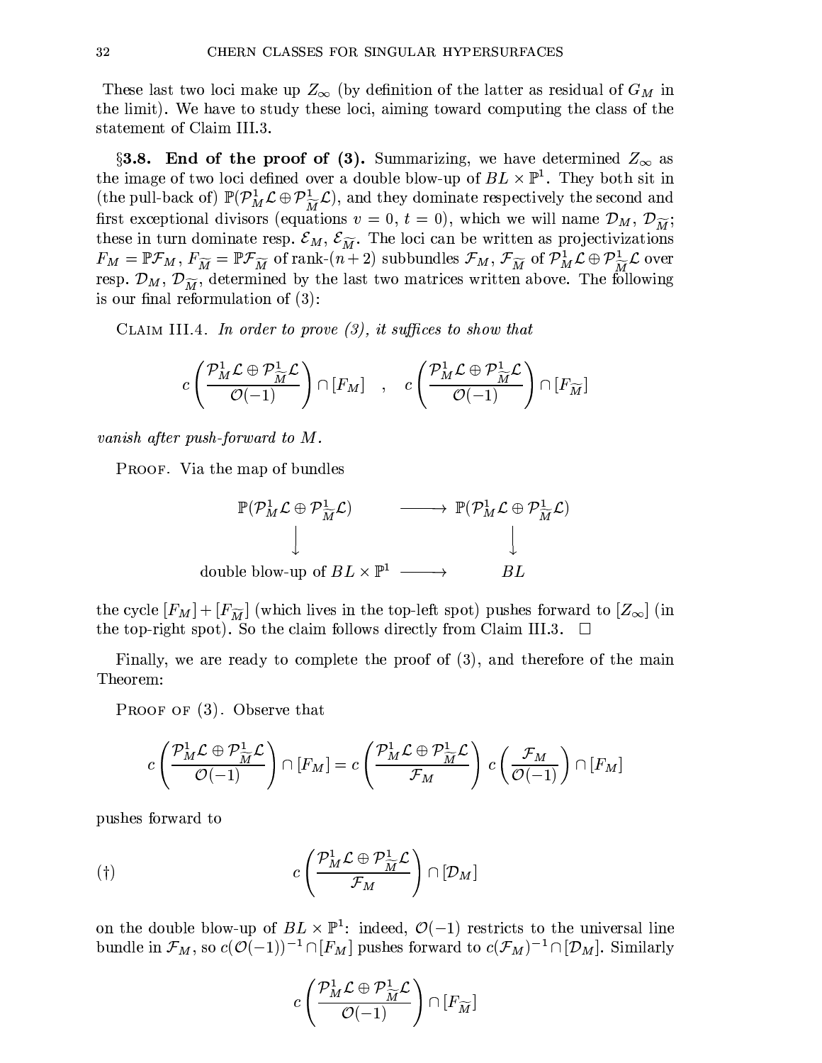These last two loci make up $Z_\infty$ (by definition of the latter as residual of $G_M$ in the limit). We have to study these loci, aiming toward computing the class of the statement of Claim III.3.

**§3.8. End of the proof of (3).** Summarizing, we have determined $Z_\infty$ as the image of two loci defined over a double blow-up of $BL \times \mathbb{P}^1$. They both sit in (the pull-back of) $\mathbb{P}(\mathcal{P}^1_M\mathcal{L} \oplus \mathcal{P}^1_{\widetilde{M}}\mathcal{L})$, and they dominate respectively the second and first exceptional divisors (equations $v = 0$, $t = 0$), which we will name $\mathcal{D}_M$, $\mathcal{D}_{\widetilde{M}}$; these in turn dominate resp. $\mathcal{E}_M$, $\mathcal{E}_{\widetilde{M}}$. The loci can be written as projectivizations $F_M = \mathbb{P}\mathcal{F}_M$, $F_{\widetilde{M}} = \mathbb{P}\mathcal{F}_{\widetilde{M}}$ of rank-$(n+2)$ subbundles $\mathcal{F}_M$, $\mathcal{F}_{\widetilde{M}}$ of $\mathcal{P}^1_M\mathcal{L} \oplus \mathcal{P}^1_{\widetilde{M}}\mathcal{L}$ over resp. $\mathcal{D}_M$, $\mathcal{D}_{\widetilde{M}}$, determined by the last two matrices written above. The following is our final reformulation of (3):

Claim III.4. *In order to prove (3), it suffices to show that*

$$c\left(\frac{\mathcal{P}^1_M\mathcal{L} \oplus \mathcal{P}^1_{\widetilde{M}}\mathcal{L}}{\mathcal{O}(-1)}\right) \cap [F_M] \quad , \quad c\left(\frac{\mathcal{P}^1_M\mathcal{L} \oplus \mathcal{P}^1_{\widetilde{M}}\mathcal{L}}{\mathcal{O}(-1)}\right) \cap [F_{\widetilde{M}}]$$

*vanish after push-forward to $M$.*

Proof. Via the map of bundles

$$\begin{array}{ccc}
\mathbb{P}(\mathcal{P}^1_M\mathcal{L} \oplus \mathcal{P}^1_{\widetilde{M}}\mathcal{L}) & \longrightarrow & \mathbb{P}(\mathcal{P}^1_M\mathcal{L} \oplus \mathcal{P}^1_{\widetilde{M}}\mathcal{L}) \\
\downarrow & & \downarrow \\
\text{double blow-up of } BL \times \mathbb{P}^1 & \longrightarrow & BL
\end{array}$$

the cycle $[F_M] + [F_{\widetilde{M}}]$ (which lives in the top-left spot) pushes forward to $[Z_\infty]$ (in the top-right spot). So the claim follows directly from Claim III.3. $\square$

Finally, we are ready to complete the proof of (3), and therefore of the main Theorem:

Proof of (3). Observe that

$$c\left(\frac{\mathcal{P}^1_M\mathcal{L} \oplus \mathcal{P}^1_{\widetilde{M}}\mathcal{L}}{\mathcal{O}(-1)}\right) \cap [F_M] = c\left(\frac{\mathcal{P}^1_M\mathcal{L} \oplus \mathcal{P}^1_{\widetilde{M}}\mathcal{L}}{\mathcal{F}_M}\right) c\left(\frac{\mathcal{F}_M}{\mathcal{O}(-1)}\right) \cap [F_M]$$

pushes forward to

$$(\dagger) \qquad c\left(\frac{\mathcal{P}^1_M\mathcal{L} \oplus \mathcal{P}^1_{\widetilde{M}}\mathcal{L}}{\mathcal{F}_M}\right) \cap [\mathcal{D}_M]$$

on the double blow-up of $BL \times \mathbb{P}^1$: indeed, $\mathcal{O}(-1)$ restricts to the universal line bundle in $\mathcal{F}_M$, so $c(\mathcal{O}(-1))^{-1} \cap [F_M]$ pushes forward to $c(\mathcal{F}_M)^{-1} \cap [\mathcal{D}_M]$. Similarly

$$c\left(\frac{\mathcal{P}^1_M\mathcal{L} \oplus \mathcal{P}^1_{\widetilde{M}}\mathcal{L}}{\mathcal{O}(-1)}\right) \cap [F_{\widetilde{M}}]$$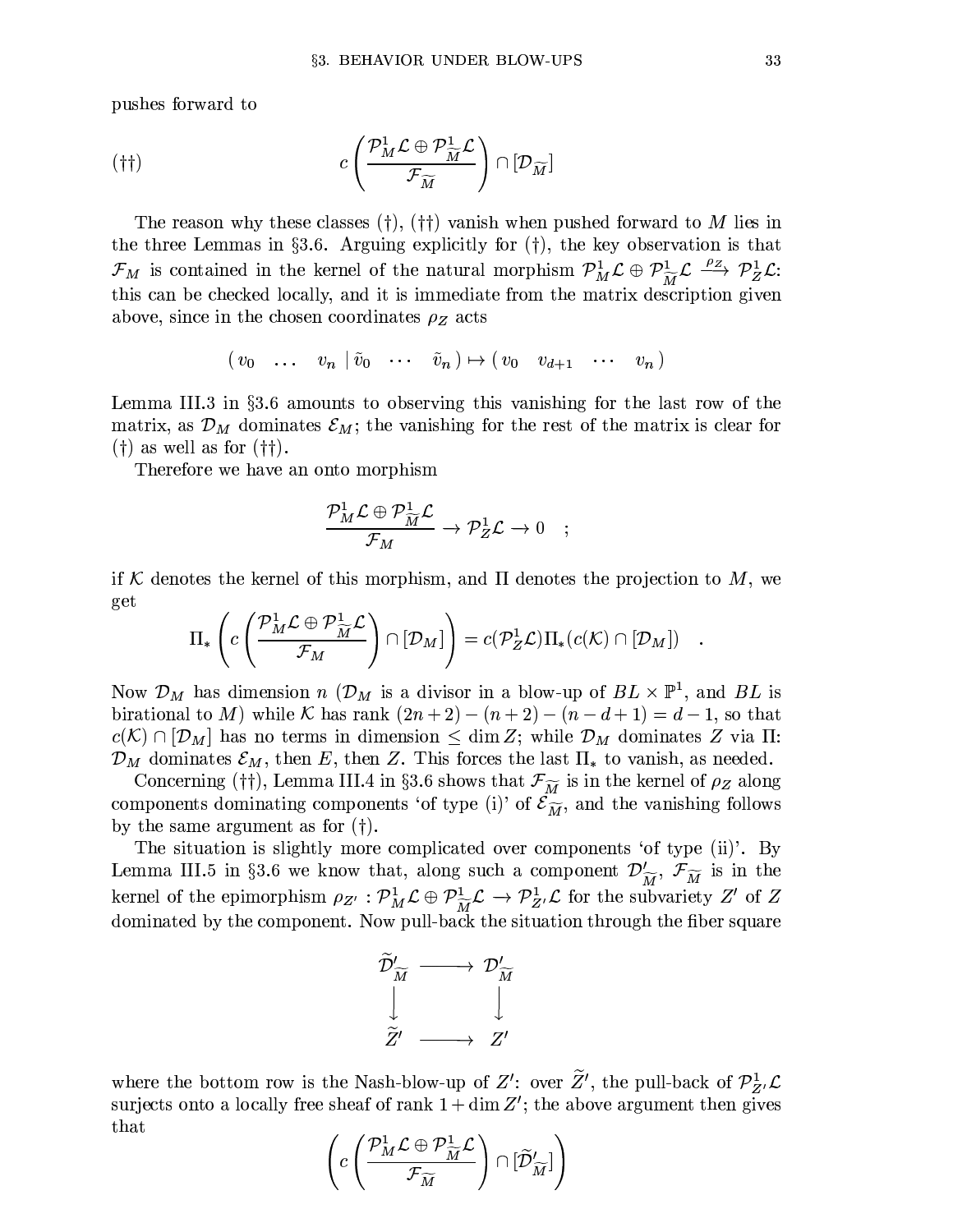pushes forward to

$$(\dagger\dagger)\qquad c\left(\frac{\mathcal{P}^1_M\mathcal{L}\oplus\mathcal{P}^1_{\widetilde{M}}\mathcal{L}}{\mathcal{F}_{\widetilde{M}}}\right)\cap[\mathcal{D}_{\widetilde{M}}]$$

The reason why these classes (†), (††) vanish when pushed forward to $M$ lies in the three Lemmas in §3.6. Arguing explicitly for (†), the key observation is that $\mathcal{F}_M$ is contained in the kernel of the natural morphism $\mathcal{P}^1_M\mathcal{L}\oplus\mathcal{P}^1_{\widetilde{M}}\mathcal{L}\xrightarrow{\rho_Z}\mathcal{P}^1_Z\mathcal{L}$: this can be checked locally, and it is immediate from the matrix description given above, since in the chosen coordinates $\rho_Z$ acts

$$(\,v_0\quad\dots\quad v_n\mid\tilde{v}_0\quad\cdots\quad\tilde{v}_n\,)\mapsto(\,v_0\quad v_{d+1}\quad\cdots\quad v_n\,)$$

Lemma III.3 in §3.6 amounts to observing this vanishing for the last row of the matrix, as $\mathcal{D}_M$ dominates $\mathcal{E}_M$; the vanishing for the rest of the matrix is clear for (†) as well as for (††).

Therefore we have an onto morphism

$$\frac{\mathcal{P}^1_M\mathcal{L}\oplus\mathcal{P}^1_{\widetilde{M}}\mathcal{L}}{\mathcal{F}_M}\to\mathcal{P}^1_Z\mathcal{L}\to 0\quad;$$

if $\mathcal{K}$ denotes the kernel of this morphism, and $\Pi$ denotes the projection to $M$, we get

$$\Pi_*\left(c\left(\frac{\mathcal{P}^1_M\mathcal{L}\oplus\mathcal{P}^1_{\widetilde{M}}\mathcal{L}}{\mathcal{F}_M}\right)\cap[\mathcal{D}_M]\right)=c(\mathcal{P}^1_Z\mathcal{L})\Pi_*(c(\mathcal{K})\cap[\mathcal{D}_M])\quad.$$

Now $\mathcal{D}_M$ has dimension $n$ ($\mathcal{D}_M$ is a divisor in a blow-up of $BL\times\mathbb{P}^1$, and $BL$ is birational to $M$) while $\mathcal{K}$ has rank $(2n+2)-(n+2)-(n-d+1)=d-1$, so that $c(\mathcal{K})\cap[\mathcal{D}_M]$ has no terms in dimension $\le\dim Z$; while $\mathcal{D}_M$ dominates $Z$ via $\Pi$: $\mathcal{D}_M$ dominates $\mathcal{E}_M$, then $E$, then $Z$. This forces the last $\Pi_*$ to vanish, as needed.

Concerning (††), Lemma III.4 in §3.6 shows that $\mathcal{F}_{\widetilde{M}}$ is in the kernel of $\rho_Z$ along components dominating components 'of type (i)' of $\mathcal{E}_{\widetilde{M}}$, and the vanishing follows by the same argument as for (†).

The situation is slightly more complicated over components 'of type (ii)'. By Lemma III.5 in §3.6 we know that, along such a component $\mathcal{D}'_{\widetilde{M}}$, $\mathcal{F}_{\widetilde{M}}$ is in the kernel of the epimorphism $\rho_{Z'}:\mathcal{P}^1_M\mathcal{L}\oplus\mathcal{P}^1_{\widetilde{M}}\mathcal{L}\to\mathcal{P}^1_{Z'}\mathcal{L}$ for the subvariety $Z'$ of $Z$ dominated by the component. Now pull-back the situation through the fiber square

$$\begin{array}{ccc}\widetilde{\mathcal{D}}'_{\widetilde{M}} & \longrightarrow & \mathcal{D}'_{\widetilde{M}}\\ \downarrow & & \downarrow\\ \widetilde{Z}' & \longrightarrow & Z'\end{array}$$

where the bottom row is the Nash-blow-up of $Z'$: over $\widetilde{Z}'$, the pull-back of $\mathcal{P}^1_{Z'}\mathcal{L}$ surjects onto a locally free sheaf of rank $1+\dim Z'$; the above argument then gives that

$$\left(c\left(\frac{\mathcal{P}^1_M\mathcal{L}\oplus\mathcal{P}^1_{\widetilde{M}}\mathcal{L}}{\mathcal{F}_{\widetilde{M}}}\right)\cap[\widetilde{\mathcal{D}}'_{\widetilde{M}}]\right)$$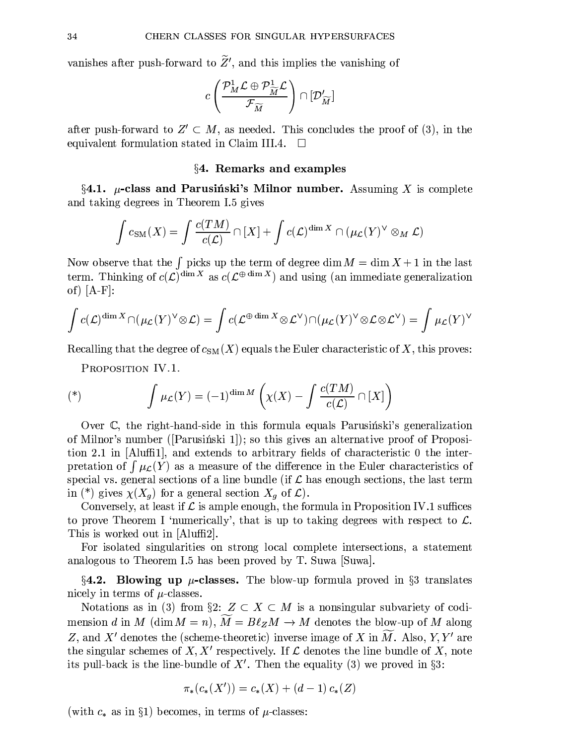vanishes after push-forward to $\widetilde{Z}'$, and this implies the vanishing of

$$c\left(\frac{\mathcal{P}^1_M\mathcal{L}\oplus\mathcal{P}^1_{\widetilde{M}}\mathcal{L}}{\mathcal{F}_{\widetilde{M}}}\right)\cap[\mathcal{D}'_{\widetilde{M}}]$$

after push-forward to $Z'\subset M$, as needed. This concludes the proof of (3), in the equivalent formulation stated in Claim III.4. □

## §4. Remarks and examples

**§4.1. $\mu$-class and Parusiński's Milnor number.** Assuming $X$ is complete and taking degrees in Theorem I.5 gives

$$\int c_{\rm SM}(X)=\int\frac{c(TM)}{c(\mathcal{L})}\cap[X]+\int c(\mathcal{L})^{\dim X}\cap(\mu_{\mathcal{L}}(Y)^\vee\otimes_M\mathcal{L})$$

Now observe that the $\int$ picks up the term of degree $\dim M=\dim X+1$ in the last term. Thinking of $c(\mathcal{L})^{\dim X}$ as $c(\mathcal{L}^{\oplus\dim X})$ and using (an immediate generalization of) [A-F]:

$$\int c(\mathcal{L})^{\dim X}\cap(\mu_{\mathcal{L}}(Y)^\vee\otimes\mathcal{L})=\int c(\mathcal{L}^{\oplus\dim X}\otimes\mathcal{L}^\vee)\cap(\mu_{\mathcal{L}}(Y)^\vee\otimes\mathcal{L}\otimes\mathcal{L}^\vee)=\int\mu_{\mathcal{L}}(Y)^\vee$$

Recalling that the degree of $c_{\rm SM}(X)$ equals the Euler characteristic of $X$, this proves:

Proposition IV.1.

$$(*)\qquad\int\mu_{\mathcal{L}}(Y)=(-1)^{\dim M}\left(\chi(X)-\int\frac{c(TM)}{c(\mathcal{L})}\cap[X]\right)$$

Over $\mathbb{C}$, the right-hand-side in this formula equals Parusiński's generalization of Milnor's number ([Parusiński 1]); so this gives an alternative proof of Proposition 2.1 in [Aluffi1], and extends to arbitrary fields of characteristic 0 the interpretation of $\int\mu_{\mathcal{L}}(Y)$ as a measure of the difference in the Euler characteristics of special vs. general sections of a line bundle (if $\mathcal{L}$ has enough sections, the last term in (*) gives $\chi(X_g)$ for a general section $X_g$ of $\mathcal{L}$).

Conversely, at least if $\mathcal{L}$ is ample enough, the formula in Proposition IV.1 suffices to prove Theorem I 'numerically', that is up to taking degrees with respect to $\mathcal{L}$. This is worked out in [Aluffi2].

For isolated singularities on strong local complete intersections, a statement analogous to Theorem I.5 has been proved by T. Suwa [Suwa].

**§4.2. Blowing up $\mu$-classes.** The blow-up formula proved in §3 translates nicely in terms of $\mu$-classes.

Notations as in (3) from §2: $Z\subset X\subset M$ is a nonsingular subvariety of codimension $d$ in $M$ ($\dim M=n$), $\widetilde{M}=B\ell_ZM\to M$ denotes the blow-up of $M$ along $Z$, and $X'$ denotes the (scheme-theoretic) inverse image of $X$ in $\widetilde{M}$. Also, $Y,Y'$ are the singular schemes of $X,X'$ respectively. If $\mathcal{L}$ denotes the line bundle of $X$, note its pull-back is the line-bundle of $X'$. Then the equality (3) we proved in §3:

$$\pi_*(c_*(X'))=c_*(X)+(d-1)\,c_*(Z)$$

(with $c_*$ as in §1) becomes, in terms of $\mu$-classes: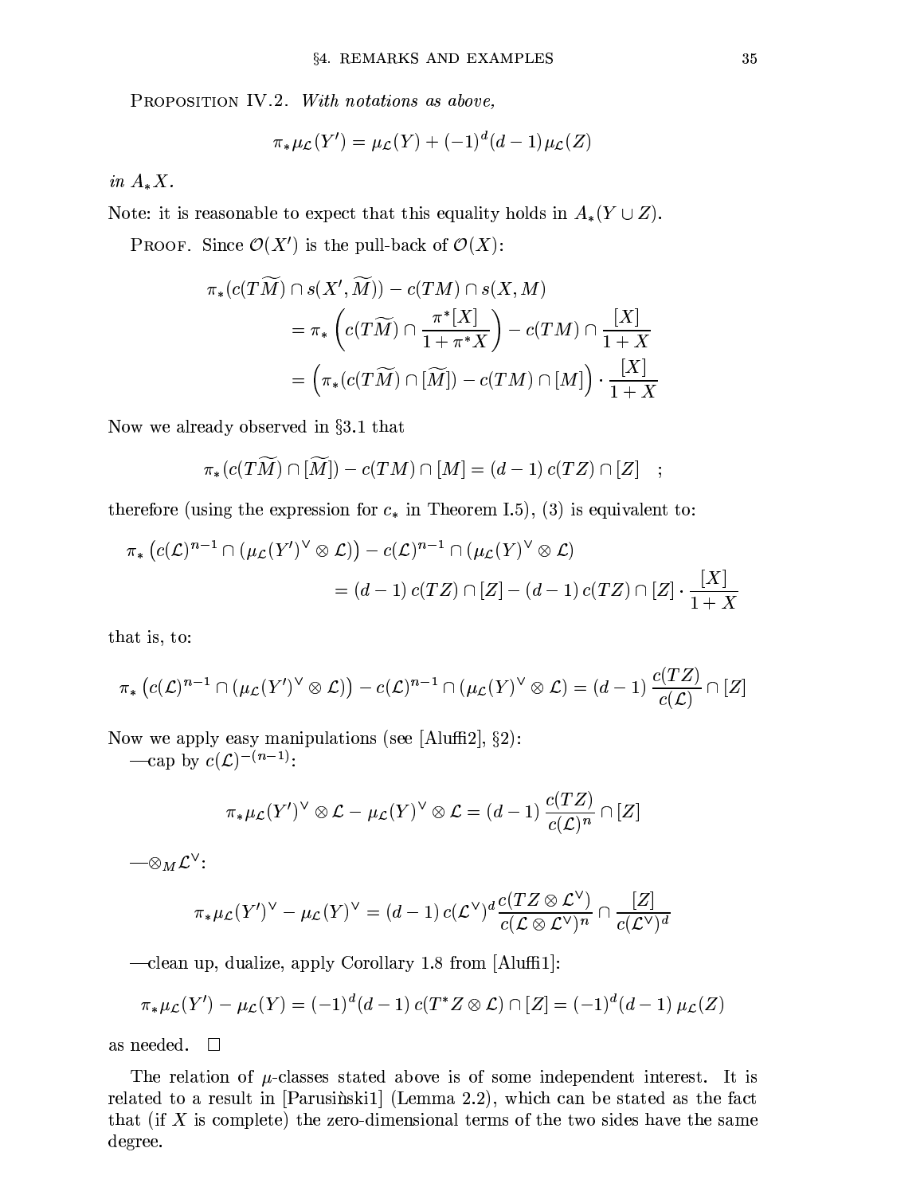Proposition IV.2. *With notations as above,*

$$\pi_* \mu_{\mathcal{L}}(Y') = \mu_{\mathcal{L}}(Y) + (-1)^d (d-1) \mu_{\mathcal{L}}(Z)$$

*in* $A_* X$.

Note: it is reasonable to expect that this equality holds in $A_*(Y \cup Z)$.

Proof. Since $\mathcal{O}(X')$ is the pull-back of $\mathcal{O}(X)$:

$$\begin{aligned}
\pi_*(c(T\widetilde{M}) \cap s(X', \widetilde{M})) &- c(TM) \cap s(X, M) \\
&= \pi_* \left( c(T\widetilde{M}) \cap \frac{\pi^*[X]}{1 + \pi^* X} \right) - c(TM) \cap \frac{[X]}{1+X} \\
&= \left( \pi_*(c(T\widetilde{M}) \cap [\widetilde{M}]) - c(TM) \cap [M] \right) \cdot \frac{[X]}{1+X}
\end{aligned}$$

Now we already observed in §3.1 that

$$\pi_*(c(T\widetilde{M}) \cap [\widetilde{M}]) - c(TM) \cap [M] = (d-1)\, c(TZ) \cap [Z] \quad ;$$

therefore (using the expression for $c_*$ in Theorem I.5), (3) is equivalent to:

$$\begin{aligned}
\pi_* \left( c(\mathcal{L})^{n-1} \cap (\mu_{\mathcal{L}}(Y')^\vee \otimes \mathcal{L}) \right) &- c(\mathcal{L})^{n-1} \cap (\mu_{\mathcal{L}}(Y)^\vee \otimes \mathcal{L}) \\
&= (d-1)\, c(TZ) \cap [Z] - (d-1)\, c(TZ) \cap [Z] \cdot \frac{[X]}{1+X}
\end{aligned}$$

that is, to:

$$\pi_* \left( c(\mathcal{L})^{n-1} \cap (\mu_{\mathcal{L}}(Y')^\vee \otimes \mathcal{L}) \right) - c(\mathcal{L})^{n-1} \cap (\mu_{\mathcal{L}}(Y)^\vee \otimes \mathcal{L}) = (d-1) \frac{c(TZ)}{c(\mathcal{L})} \cap [Z]$$

Now we apply easy manipulations (see [Aluffi2], §2):

—cap by $c(\mathcal{L})^{-(n-1)}$:

$$\pi_* \mu_{\mathcal{L}}(Y')^\vee \otimes \mathcal{L} - \mu_{\mathcal{L}}(Y)^\vee \otimes \mathcal{L} = (d-1) \frac{c(TZ)}{c(\mathcal{L})^n} \cap [Z]$$

—$\otimes_M \mathcal{L}^\vee$:

$$\pi_* \mu_{\mathcal{L}}(Y')^\vee - \mu_{\mathcal{L}}(Y)^\vee = (d-1)\, c(\mathcal{L}^\vee)^d \frac{c(TZ \otimes \mathcal{L}^\vee)}{c(\mathcal{L} \otimes \mathcal{L}^\vee)^n} \cap \frac{[Z]}{c(\mathcal{L}^\vee)^d}$$

—clean up, dualize, apply Corollary 1.8 from [Aluffi1]:

$$\pi_* \mu_{\mathcal{L}}(Y') - \mu_{\mathcal{L}}(Y) = (-1)^d (d-1)\, c(T^*Z \otimes \mathcal{L}) \cap [Z] = (-1)^d (d-1)\, \mu_{\mathcal{L}}(Z)$$

as needed. □

The relation of $\mu$-classes stated above is of some independent interest. It is related to a result in [Parusiński1] (Lemma 2.2), which can be stated as the fact that (if $X$ is complete) the zero-dimensional terms of the two sides have the same degree.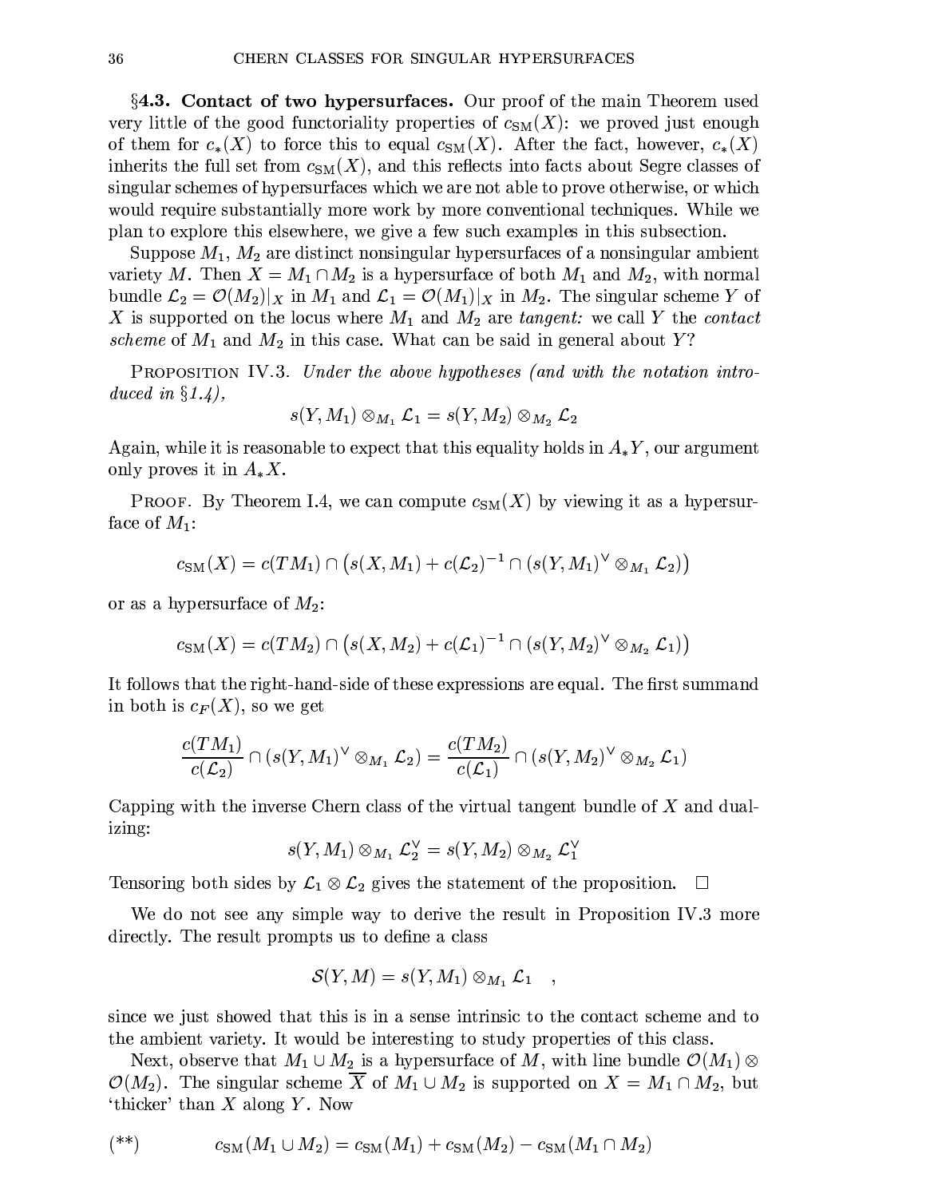**§4.3. Contact of two hypersurfaces.** Our proof of the main Theorem used very little of the good functoriality properties of $c_{\mathrm{SM}}(X)$: we proved just enough of them for $c_*(X)$ to force this to equal $c_{\mathrm{SM}}(X)$. After the fact, however, $c_*(X)$ inherits the full set from $c_{\mathrm{SM}}(X)$, and this reflects into facts about Segre classes of singular schemes of hypersurfaces which we are not able to prove otherwise, or which would require substantially more work by more conventional techniques. While we plan to explore this elsewhere, we give a few such examples in this subsection.

Suppose $M_1$, $M_2$ are distinct nonsingular hypersurfaces of a nonsingular ambient variety $M$. Then $X = M_1 \cap M_2$ is a hypersurface of both $M_1$ and $M_2$, with normal bundle $\mathcal{L}_2 = \mathcal{O}(M_2)|_X$ in $M_1$ and $\mathcal{L}_1 = \mathcal{O}(M_1)|_X$ in $M_2$. The singular scheme $Y$ of $X$ is supported on the locus where $M_1$ and $M_2$ are *tangent:* we call $Y$ the *contact scheme* of $M_1$ and $M_2$ in this case. What can be said in general about $Y$?

Proposition IV.3. *Under the above hypotheses (and with the notation introduced in §1.4),*

$$s(Y, M_1) \otimes_{M_1} \mathcal{L}_1 = s(Y, M_2) \otimes_{M_2} \mathcal{L}_2$$

Again, while it is reasonable to expect that this equality holds in $A_*Y$, our argument only proves it in $A_*X$.

Proof. By Theorem I.4, we can compute $c_{\mathrm{SM}}(X)$ by viewing it as a hypersurface of $M_1$:

$$c_{\mathrm{SM}}(X) = c(TM_1) \cap \left(s(X, M_1) + c(\mathcal{L}_2)^{-1} \cap (s(Y, M_1)^\vee \otimes_{M_1} \mathcal{L}_2)\right)$$

or as a hypersurface of $M_2$:

$$c_{\mathrm{SM}}(X) = c(TM_2) \cap \left(s(X, M_2) + c(\mathcal{L}_1)^{-1} \cap (s(Y, M_2)^\vee \otimes_{M_2} \mathcal{L}_1)\right)$$

It follows that the right-hand-side of these expressions are equal. The first summand in both is $c_F(X)$, so we get

$$\frac{c(TM_1)}{c(\mathcal{L}_2)} \cap (s(Y, M_1)^\vee \otimes_{M_1} \mathcal{L}_2) = \frac{c(TM_2)}{c(\mathcal{L}_1)} \cap (s(Y, M_2)^\vee \otimes_{M_2} \mathcal{L}_1)$$

Capping with the inverse Chern class of the virtual tangent bundle of $X$ and dualizing:

$$s(Y, M_1) \otimes_{M_1} \mathcal{L}_2^\vee = s(Y, M_2) \otimes_{M_2} \mathcal{L}_1^\vee$$

Tensoring both sides by $\mathcal{L}_1 \otimes \mathcal{L}_2$ gives the statement of the proposition. □

We do not see any simple way to derive the result in Proposition IV.3 more directly. The result prompts us to define a class

$$\mathcal{S}(Y, M) = s(Y, M_1) \otimes_{M_1} \mathcal{L}_1 \quad ,$$

since we just showed that this is in a sense intrinsic to the contact scheme and to the ambient variety. It would be interesting to study properties of this class.

Next, observe that $M_1 \cup M_2$ is a hypersurface of $M$, with line bundle $\mathcal{O}(M_1) \otimes \mathcal{O}(M_2)$. The singular scheme $\overline{X}$ of $M_1 \cup M_2$ is supported on $X = M_1 \cap M_2$, but 'thicker' than $X$ along $Y$. Now

$$(**) \qquad c_{\mathrm{SM}}(M_1 \cup M_2) = c_{\mathrm{SM}}(M_1) + c_{\mathrm{SM}}(M_2) - c_{\mathrm{SM}}(M_1 \cap M_2)$$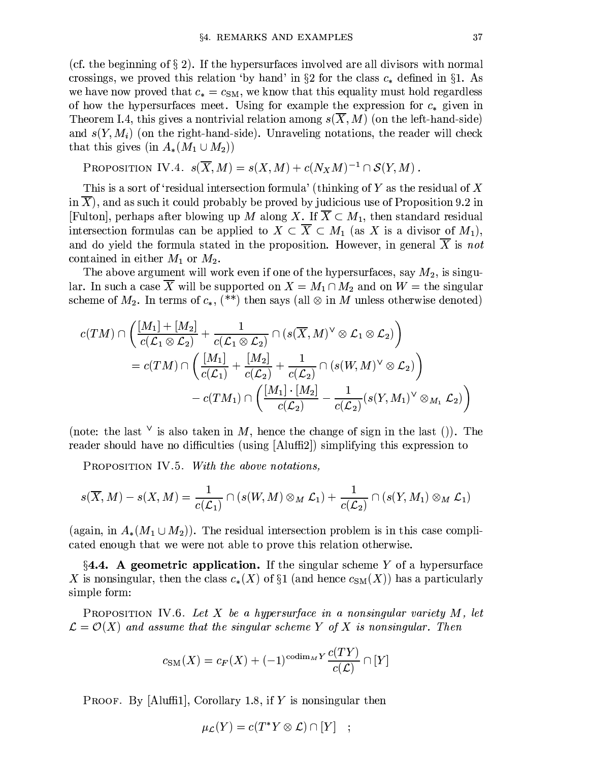(cf. the beginning of § 2). If the hypersurfaces involved are all divisors with normal crossings, we proved this relation 'by hand' in §2 for the class $c_*$ defined in §1. As we have now proved that $c_* = c_{\rm SM}$, we know that this equality must hold regardless of how the hypersurfaces meet. Using for example the expression for $c_*$ given in Theorem I.4, this gives a nontrivial relation among $s(\overline{X}, M)$ (on the left-hand-side) and $s(Y, M_i)$ (on the right-hand-side). Unraveling notations, the reader will check that this gives (in $A_*(M_1 \cup M_2)$)

PROPOSITION IV.4. $s(\overline{X}, M) = s(X, M) + c(N_X M)^{-1} \cap \mathcal{S}(Y, M)$.

This is a sort of 'residual intersection formula' (thinking of $Y$ as the residual of $X$ in $\overline{X}$), and as such it could probably be proved by judicious use of Proposition 9.2 in [Fulton], perhaps after blowing up $M$ along $X$. If $\overline{X} \subset M_1$, then standard residual intersection formulas can be applied to $X \subset \overline{X} \subset M_1$ (as $X$ is a divisor of $M_1$), and do yield the formula stated in the proposition. However, in general $\overline{X}$ is *not* contained in either $M_1$ or $M_2$.

The above argument will work even if one of the hypersurfaces, say $M_2$, is singular. In such a case $\overline{X}$ will be supported on $X = M_1 \cap M_2$ and on $W =$ the singular scheme of $M_2$. In terms of $c_*$, (**) then says (all $\otimes$ in $M$ unless otherwise denoted)

$$
\begin{aligned}
c(TM) \cap \left( \frac{[M_1] + [M_2]}{c(\mathcal{L}_1 \otimes \mathcal{L}_2)} + \frac{1}{c(\mathcal{L}_1 \otimes \mathcal{L}_2)} \cap (s(\overline{X}, M)^\vee \otimes \mathcal{L}_1 \otimes \mathcal{L}_2) \right) \\
= c(TM) \cap \left( \frac{[M_1]}{c(\mathcal{L}_1)} + \frac{[M_2]}{c(\mathcal{L}_2)} + \frac{1}{c(\mathcal{L}_2)} \cap (s(W, M)^\vee \otimes \mathcal{L}_2) \right) \\
- c(TM_1) \cap \left( \frac{[M_1] \cdot [M_2]}{c(\mathcal{L}_2)} - \frac{1}{c(\mathcal{L}_2)} (s(Y, M_1)^\vee \otimes_{M_1} \mathcal{L}_2) \right)
\end{aligned}
$$

(note: the last $^\vee$ is also taken in $M$, hence the change of sign in the last ()). The reader should have no difficulties (using [Aluffi2]) simplifying this expression to

PROPOSITION IV.5. *With the above notations,*

$$
s(\overline{X}, M) - s(X, M) = \frac{1}{c(\mathcal{L}_1)} \cap (s(W, M) \otimes_M \mathcal{L}_1) + \frac{1}{c(\mathcal{L}_2)} \cap (s(Y, M_1) \otimes_M \mathcal{L}_1)
$$

(again, in $A_*(M_1 \cup M_2)$). The residual intersection problem is in this case complicated enough that we were not able to prove this relation otherwise.

**§4.4. A geometric application.** If the singular scheme $Y$ of a hypersurface $X$ is nonsingular, then the class $c_*(X)$ of §1 (and hence $c_{\rm SM}(X)$) has a particularly simple form:

PROPOSITION IV.6. *Let $X$ be a hypersurface in a nonsingular variety $M$, let $\mathcal{L} = \mathcal{O}(X)$ and assume that the singular scheme $Y$ of $X$ is nonsingular. Then*

$$
c_{\rm SM}(X) = c_F(X) + (-1)^{\operatorname{codim}_M Y} \frac{c(TY)}{c(\mathcal{L})} \cap [Y]
$$

PROOF. By [Aluffi1], Corollary 1.8, if $Y$ is nonsingular then

$$
\mu_{\mathcal{L}}(Y) = c(T^*Y \otimes \mathcal{L}) \cap [Y] \quad ;
$$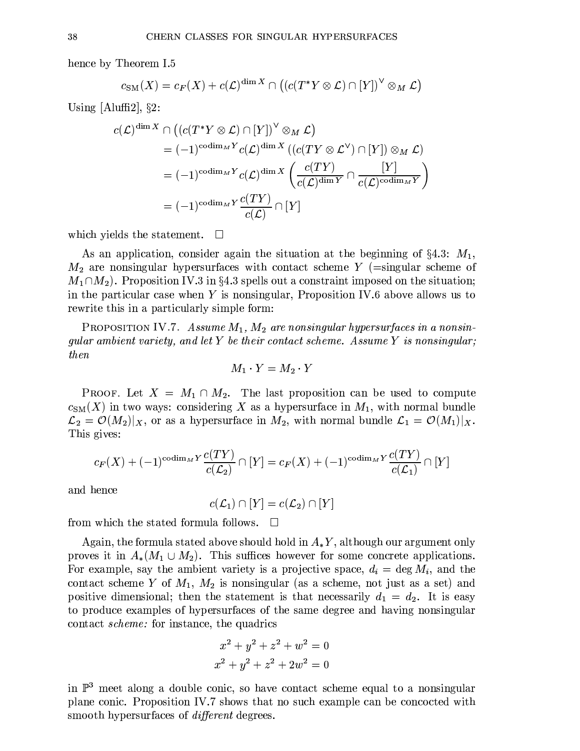hence by Theorem I.5

$$c_{\mathrm{SM}}(X) = c_F(X) + c(\mathcal{L})^{\dim X} \cap \left( (c(T^*Y \otimes \mathcal{L}) \cap [Y])^\vee \otimes_M \mathcal{L} \right)$$

Using [Aluffi2], §2:

$$\begin{aligned}
c(\mathcal{L})^{\dim X} \cap \left( (c(T^*Y \otimes \mathcal{L}) \cap [Y])^\vee \otimes_M \mathcal{L} \right) \\
&= (-1)^{\operatorname{codim}_M Y} c(\mathcal{L})^{\dim X} \left( (c(TY \otimes \mathcal{L}^\vee) \cap [Y]) \otimes_M \mathcal{L} \right) \\
&= (-1)^{\operatorname{codim}_M Y} c(\mathcal{L})^{\dim X} \left( \frac{c(TY)}{c(\mathcal{L})^{\dim Y}} \cap \frac{[Y]}{c(\mathcal{L})^{\operatorname{codim}_M Y}} \right) \\
&= (-1)^{\operatorname{codim}_M Y} \frac{c(TY)}{c(\mathcal{L})} \cap [Y]
\end{aligned}$$

which yields the statement. □

As an application, consider again the situation at the beginning of §4.3: $M_1$, $M_2$ are nonsingular hypersurfaces with contact scheme $Y$ (=singular scheme of $M_1 \cap M_2$). Proposition IV.3 in §4.3 spells out a constraint imposed on the situation; in the particular case when $Y$ is nonsingular, Proposition IV.6 above allows us to rewrite this in a particularly simple form:

**Proposition IV.7.** *Assume $M_1$, $M_2$ are nonsingular hypersurfaces in a nonsingular ambient variety, and let $Y$ be their contact scheme. Assume $Y$ is nonsingular; then*

$$M_1 \cdot Y = M_2 \cdot Y$$

**Proof.** Let $X = M_1 \cap M_2$. The last proposition can be used to compute $c_{\mathrm{SM}}(X)$ in two ways: considering $X$ as a hypersurface in $M_1$, with normal bundle $\mathcal{L}_2 = \mathcal{O}(M_2)|_X$, or as a hypersurface in $M_2$, with normal bundle $\mathcal{L}_1 = \mathcal{O}(M_1)|_X$. This gives:

$$c_F(X) + (-1)^{\operatorname{codim}_M Y} \frac{c(TY)}{c(\mathcal{L}_2)} \cap [Y] = c_F(X) + (-1)^{\operatorname{codim}_M Y} \frac{c(TY)}{c(\mathcal{L}_1)} \cap [Y]$$

and hence

$$c(\mathcal{L}_1) \cap [Y] = c(\mathcal{L}_2) \cap [Y]$$

from which the stated formula follows. □

Again, the formula stated above should hold in $A_*Y$, although our argument only proves it in $A_*(M_1 \cup M_2)$. This suffices however for some concrete applications. For example, say the ambient variety is a projective space, $d_i = \deg M_i$, and the contact scheme $Y$ of $M_1$, $M_2$ is nonsingular (as a scheme, not just as a set) and positive dimensional; then the statement is that necessarily $d_1 = d_2$. It is easy to produce examples of hypersurfaces of the same degree and having nonsingular contact *scheme:* for instance, the quadrics

$$x^2 + y^2 + z^2 + w^2 = 0$$
$$x^2 + y^2 + z^2 + 2w^2 = 0$$

in $\mathbb{P}^3$ meet along a double conic, so have contact scheme equal to a nonsingular plane conic. Proposition IV.7 shows that no such example can be concocted with smooth hypersurfaces of *different* degrees.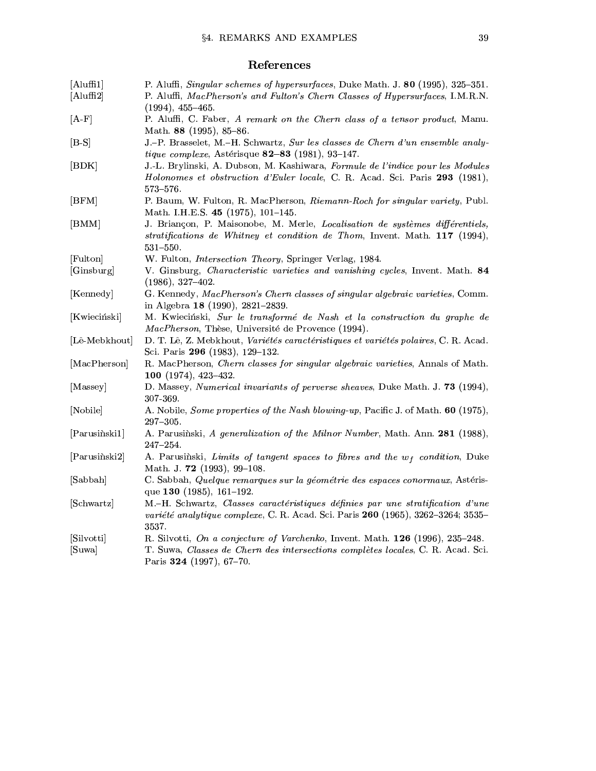## References

[Aluffi1] P. Aluffi, *Singular schemes of hypersurfaces*, Duke Math. J. **80** (1995), 325–351.

[Aluffi2] P. Aluffi, *MacPherson's and Fulton's Chern Classes of Hypersurfaces*, I.M.R.N. (1994), 455–465.

[A-F] P. Aluffi, C. Faber, *A remark on the Chern class of a tensor product*, Manu. Math. **88** (1995), 85–86.

[B-S] J.–P. Brasselet, M.–H. Schwartz, *Sur les classes de Chern d'un ensemble analytique complexe*, Astérisque **82–83** (1981), 93–147.

[BDK] J.-L. Brylinski, A. Dubson, M. Kashiwara, *Formule de l'indice pour les Modules Holonomes et obstruction d'Euler locale*, C. R. Acad. Sci. Paris **293** (1981), 573–576.

[BFM] P. Baum, W. Fulton, R. MacPherson, *Riemann-Roch for singular variety*, Publ. Math. I.H.E.S. **45** (1975), 101–145.

[BMM] J. Briançon, P. Maisonobe, M. Merle, *Localisation de systèmes différentiels, stratifications de Whitney et condition de Thom*, Invent. Math. **117** (1994), 531–550.

[Fulton] W. Fulton, *Intersection Theory*, Springer Verlag, 1984.

[Ginsburg] V. Ginsburg, *Characteristic varieties and vanishing cycles*, Invent. Math. **84** (1986), 327–402.

[Kennedy] G. Kennedy, *MacPherson's Chern classes of singular algebraic varieties*, Comm. in Algebra **18** (1990), 2821–2839.

[Kwieciński] M. Kwieciński, *Sur le transformé de Nash et la construction du graphe de MacPherson*, Thèse, Université de Provence (1994).

[Lê-Mebkhout] D. T. Lê, Z. Mebkhout, *Variétés caractéristiques et variétés polaires*, C. R. Acad. Sci. Paris **296** (1983), 129–132.

[MacPherson] R. MacPherson, *Chern classes for singular algebraic varieties*, Annals of Math. **100** (1974), 423–432.

[Massey] D. Massey, *Numerical invariants of perverse sheaves*, Duke Math. J. **73** (1994), 307-369.

[Nobile] A. Nobile, *Some properties of the Nash blowing-up*, Pacific J. of Math. **60** (1975), 297–305.

[Parusiński1] A. Parusiński, *A generalization of the Milnor Number*, Math. Ann. **281** (1988), 247–254.

[Parusiński2] A. Parusiński, *Limits of tangent spaces to fibres and the $w_f$ condition*, Duke Math. J. **72** (1993), 99–108.

[Sabbah] C. Sabbah, *Quelque remarques sur la géométrie des espaces conormaux*, Astérisque **130** (1985), 161–192.

[Schwartz] M.–H. Schwartz, *Classes caractéristiques définies par une stratification d'une variété analytique complexe*, C. R. Acad. Sci. Paris **260** (1965), 3262–3264; 3535–3537.

[Silvotti] R. Silvotti, *On a conjecture of Varchenko*, Invent. Math. **126** (1996), 235–248.

[Suwa] T. Suwa, *Classes de Chern des intersections complètes locales*, C. R. Acad. Sci. Paris **324** (1997), 67–70.